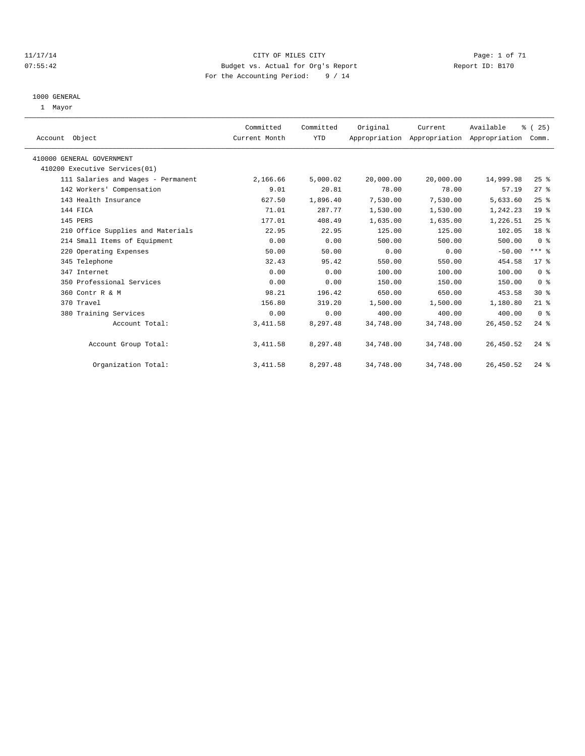11/17/14 CITY OF MILES CITY
07:55:42 Budget vs. Actual for Org's Report Report ID: B170
For the Accounting Period: 9 / 14

1000 GENERAL
1 Mayor

| Account Object | Committed Current Month | Committed YTD | Original Appropriation | Current Appropriation | Available Appropriation | % ( 25) Comm. |
|---|---|---|---|---|---|---|
| 410000 GENERAL GOVERNMENT | | | | | | |
| 410200 Executive Services(01) | | | | | | |
| 111 Salaries and Wages - Permanent | 2,166.66 | 5,000.02 | 20,000.00 | 20,000.00 | 14,999.98 | 25 % |
| 142 Workers' Compensation | 9.01 | 20.81 | 78.00 | 78.00 | 57.19 | 27 % |
| 143 Health Insurance | 627.50 | 1,896.40 | 7,530.00 | 7,530.00 | 5,633.60 | 25 % |
| 144 FICA | 71.01 | 287.77 | 1,530.00 | 1,530.00 | 1,242.23 | 19 % |
| 145 PERS | 177.01 | 408.49 | 1,635.00 | 1,635.00 | 1,226.51 | 25 % |
| 210 Office Supplies and Materials | 22.95 | 22.95 | 125.00 | 125.00 | 102.05 | 18 % |
| 214 Small Items of Equipment | 0.00 | 0.00 | 500.00 | 500.00 | 500.00 | 0 % |
| 220 Operating Expenses | 50.00 | 50.00 | 0.00 | 0.00 | -50.00 | *** % |
| 345 Telephone | 32.43 | 95.42 | 550.00 | 550.00 | 454.58 | 17 % |
| 347 Internet | 0.00 | 0.00 | 100.00 | 100.00 | 100.00 | 0 % |
| 350 Professional Services | 0.00 | 0.00 | 150.00 | 150.00 | 150.00 | 0 % |
| 360 Contr R & M | 98.21 | 196.42 | 650.00 | 650.00 | 453.58 | 30 % |
| 370 Travel | 156.80 | 319.20 | 1,500.00 | 1,500.00 | 1,180.80 | 21 % |
| 380 Training Services | 0.00 | 0.00 | 400.00 | 400.00 | 400.00 | 0 % |
| Account Total: | 3,411.58 | 8,297.48 | 34,748.00 | 34,748.00 | 26,450.52 | 24 % |
| Account Group Total: | 3,411.58 | 8,297.48 | 34,748.00 | 34,748.00 | 26,450.52 | 24 % |
| Organization Total: | 3,411.58 | 8,297.48 | 34,748.00 | 34,748.00 | 26,450.52 | 24 % |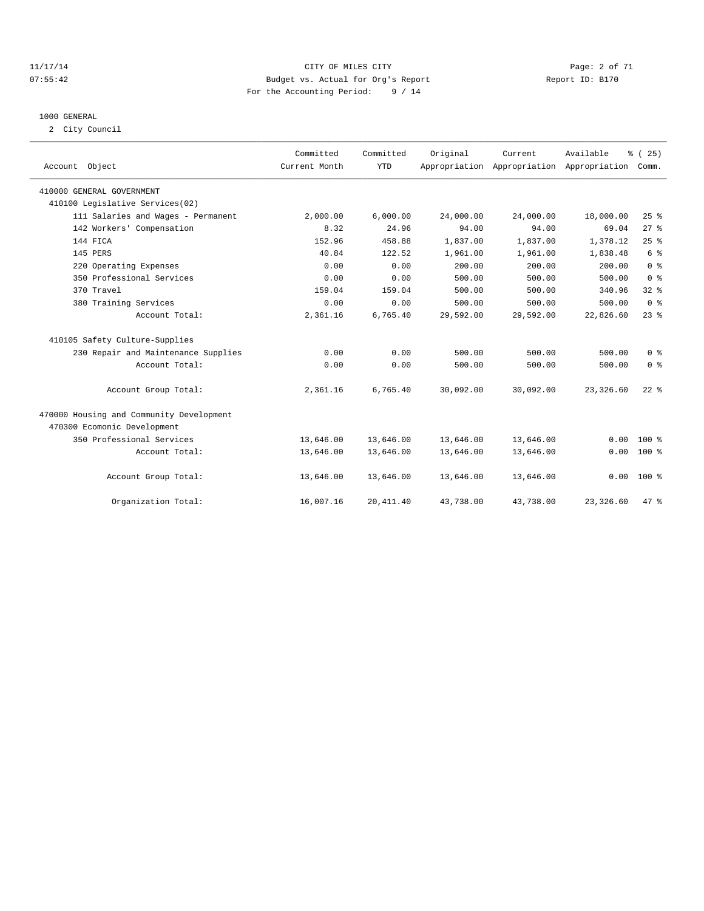CITY OF MILES CITY
Budget vs. Actual for Org's Report
Report ID: B170
For the Accounting Period: 9 / 14

11/17/14
07:55:42

1000 GENERAL
2 City Council

| Account Object | Committed Current Month | Committed YTD | Original Appropriation | Current Appropriation | Available Appropriation | % ( 25) Comm. |
|---|---|---|---|---|---|---|
| 410000 GENERAL GOVERNMENT | | | | | | |
| 410100 Legislative Services(02) | | | | | | |
| 111 Salaries and Wages - Permanent | 2,000.00 | 6,000.00 | 24,000.00 | 24,000.00 | 18,000.00 | 25 % |
| 142 Workers' Compensation | 8.32 | 24.96 | 94.00 | 94.00 | 69.04 | 27 % |
| 144 FICA | 152.96 | 458.88 | 1,837.00 | 1,837.00 | 1,378.12 | 25 % |
| 145 PERS | 40.84 | 122.52 | 1,961.00 | 1,961.00 | 1,838.48 | 6 % |
| 220 Operating Expenses | 0.00 | 0.00 | 200.00 | 200.00 | 200.00 | 0 % |
| 350 Professional Services | 0.00 | 0.00 | 500.00 | 500.00 | 500.00 | 0 % |
| 370 Travel | 159.04 | 159.04 | 500.00 | 500.00 | 340.96 | 32 % |
| 380 Training Services | 0.00 | 0.00 | 500.00 | 500.00 | 500.00 | 0 % |
| Account Total: | 2,361.16 | 6,765.40 | 29,592.00 | 29,592.00 | 22,826.60 | 23 % |
| 410105 Safety Culture-Supplies | | | | | | |
| 230 Repair and Maintenance Supplies | 0.00 | 0.00 | 500.00 | 500.00 | 500.00 | 0 % |
| Account Total: | 0.00 | 0.00 | 500.00 | 500.00 | 500.00 | 0 % |
| Account Group Total: | 2,361.16 | 6,765.40 | 30,092.00 | 30,092.00 | 23,326.60 | 22 % |
| 470000 Housing and Community Development | | | | | | |
| 470300 Ecomonic Development | | | | | | |
| 350 Professional Services | 13,646.00 | 13,646.00 | 13,646.00 | 13,646.00 | 0.00 | 100 % |
| Account Total: | 13,646.00 | 13,646.00 | 13,646.00 | 13,646.00 | 0.00 | 100 % |
| Account Group Total: | 13,646.00 | 13,646.00 | 13,646.00 | 13,646.00 | 0.00 | 100 % |
| Organization Total: | 16,007.16 | 20,411.40 | 43,738.00 | 43,738.00 | 23,326.60 | 47 % |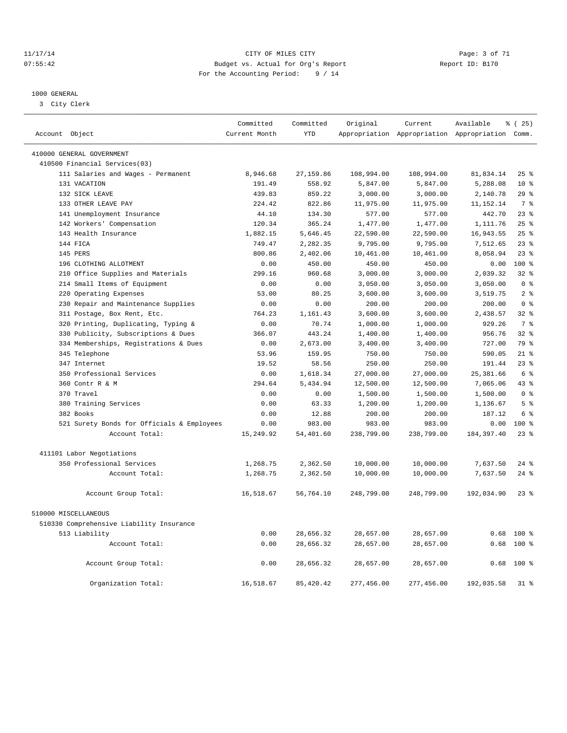CITY OF MILES CITY
Budget vs. Actual for Org's Report
For the Accounting Period: 9 / 14

1000 GENERAL
3 City Clerk

| Account Object | Committed Current Month | Committed YTD | Original Appropriation | Current Appropriation | Available Appropriation | % ( 25) Comm. |
|---|---|---|---|---|---|---|
| 410000 GENERAL GOVERNMENT | | | | | | |
| 410500 Financial Services(03) | | | | | | |
| 111 Salaries and Wages - Permanent | 8,946.68 | 27,159.86 | 108,994.00 | 108,994.00 | 81,834.14 | 25 % |
| 131 VACATION | 191.49 | 558.92 | 5,847.00 | 5,847.00 | 5,288.08 | 10 % |
| 132 SICK LEAVE | 439.83 | 859.22 | 3,000.00 | 3,000.00 | 2,140.78 | 29 % |
| 133 OTHER LEAVE PAY | 224.42 | 822.86 | 11,975.00 | 11,975.00 | 11,152.14 | 7 % |
| 141 Unemployment Insurance | 44.10 | 134.30 | 577.00 | 577.00 | 442.70 | 23 % |
| 142 Workers' Compensation | 120.34 | 365.24 | 1,477.00 | 1,477.00 | 1,111.76 | 25 % |
| 143 Health Insurance | 1,882.15 | 5,646.45 | 22,590.00 | 22,590.00 | 16,943.55 | 25 % |
| 144 FICA | 749.47 | 2,282.35 | 9,795.00 | 9,795.00 | 7,512.65 | 23 % |
| 145 PERS | 800.86 | 2,402.06 | 10,461.00 | 10,461.00 | 8,058.94 | 23 % |
| 196 CLOTHING ALLOTMENT | 0.00 | 450.00 | 450.00 | 450.00 | 0.00 | 100 % |
| 210 Office Supplies and Materials | 299.16 | 960.68 | 3,000.00 | 3,000.00 | 2,039.32 | 32 % |
| 214 Small Items of Equipment | 0.00 | 0.00 | 3,050.00 | 3,050.00 | 3,050.00 | 0 % |
| 220 Operating Expenses | 53.00 | 80.25 | 3,600.00 | 3,600.00 | 3,519.75 | 2 % |
| 230 Repair and Maintenance Supplies | 0.00 | 0.00 | 200.00 | 200.00 | 200.00 | 0 % |
| 311 Postage, Box Rent, Etc. | 764.23 | 1,161.43 | 3,600.00 | 3,600.00 | 2,438.57 | 32 % |
| 320 Printing, Duplicating, Typing & | 0.00 | 70.74 | 1,000.00 | 1,000.00 | 929.26 | 7 % |
| 330 Publicity, Subscriptions & Dues | 366.07 | 443.24 | 1,400.00 | 1,400.00 | 956.76 | 32 % |
| 334 Memberships, Registrations & Dues | 0.00 | 2,673.00 | 3,400.00 | 3,400.00 | 727.00 | 79 % |
| 345 Telephone | 53.96 | 159.95 | 750.00 | 750.00 | 590.05 | 21 % |
| 347 Internet | 19.52 | 58.56 | 250.00 | 250.00 | 191.44 | 23 % |
| 350 Professional Services | 0.00 | 1,618.34 | 27,000.00 | 27,000.00 | 25,381.66 | 6 % |
| 360 Contr R & M | 294.64 | 5,434.94 | 12,500.00 | 12,500.00 | 7,065.06 | 43 % |
| 370 Travel | 0.00 | 0.00 | 1,500.00 | 1,500.00 | 1,500.00 | 0 % |
| 380 Training Services | 0.00 | 63.33 | 1,200.00 | 1,200.00 | 1,136.67 | 5 % |
| 382 Books | 0.00 | 12.88 | 200.00 | 200.00 | 187.12 | 6 % |
| 521 Surety Bonds for Officials & Employees | 0.00 | 983.00 | 983.00 | 983.00 | 0.00 | 100 % |
| Account Total: | 15,249.92 | 54,401.60 | 238,799.00 | 238,799.00 | 184,397.40 | 23 % |
| 411101 Labor Negotiations | | | | | | |
| 350 Professional Services | 1,268.75 | 2,362.50 | 10,000.00 | 10,000.00 | 7,637.50 | 24 % |
| Account Total: | 1,268.75 | 2,362.50 | 10,000.00 | 10,000.00 | 7,637.50 | 24 % |
| Account Group Total: | 16,518.67 | 56,764.10 | 248,799.00 | 248,799.00 | 192,034.90 | 23 % |
| 510000 MISCELLANEOUS | | | | | | |
| 510330 Comprehensive Liability Insurance | | | | | | |
| 513 Liability | 0.00 | 28,656.32 | 28,657.00 | 28,657.00 | 0.68 | 100 % |
| Account Total: | 0.00 | 28,656.32 | 28,657.00 | 28,657.00 | 0.68 | 100 % |
| Account Group Total: | 0.00 | 28,656.32 | 28,657.00 | 28,657.00 | 0.68 | 100 % |
| Organization Total: | 16,518.67 | 85,420.42 | 277,456.00 | 277,456.00 | 192,035.58 | 31 % |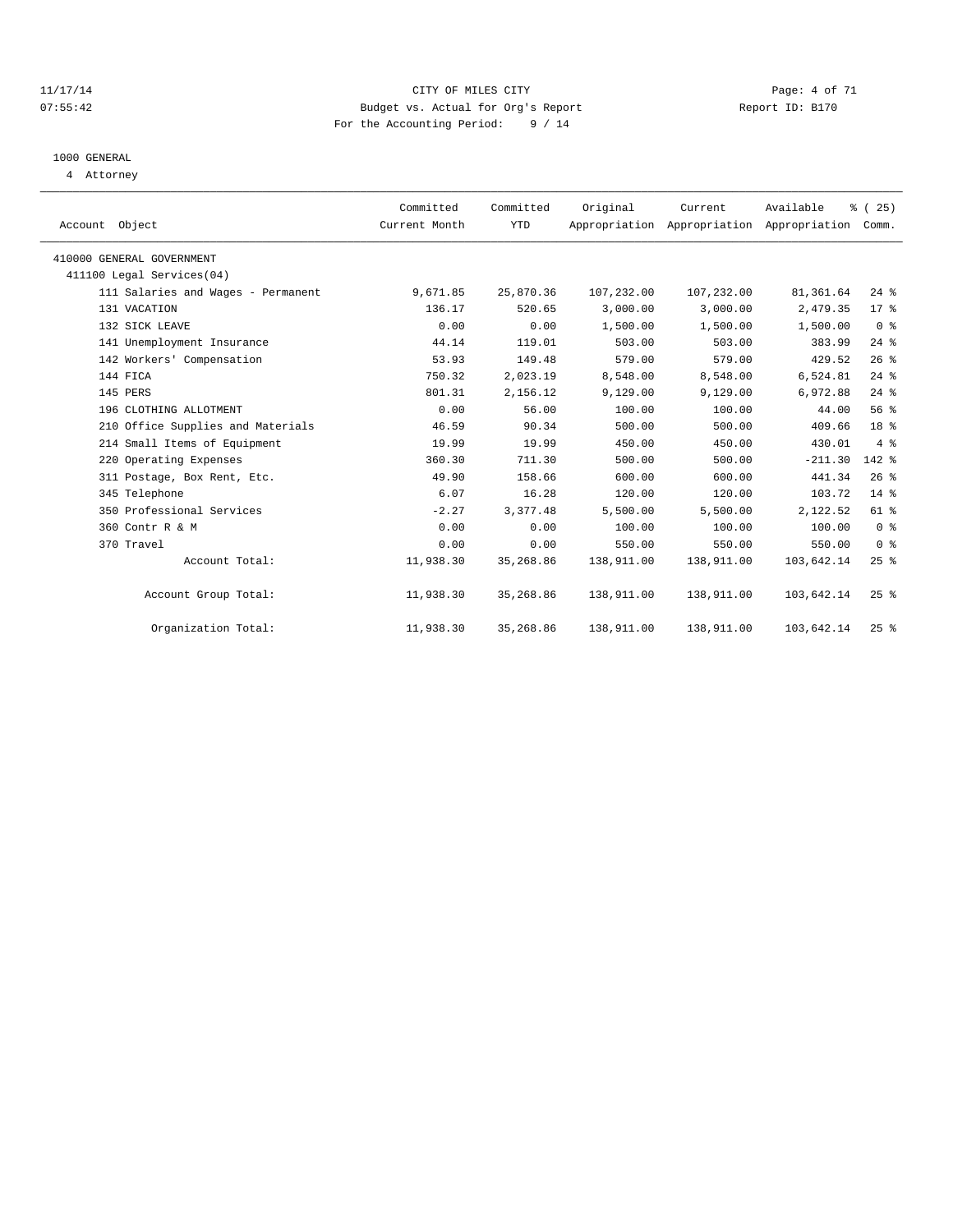CITY OF MILES CITY
Budget vs. Actual for Org's Report
For the Accounting Period: 9 / 14

11/17/14
07:55:42

Report ID: B170

1000 GENERAL
4 Attorney

| Account Object | Committed Current Month | Committed YTD | Original Appropriation | Current Appropriation | Available Appropriation | % ( 25) Comm. |
|---|---|---|---|---|---|---|
| 410000 GENERAL GOVERNMENT | | | | | | |
| 411100 Legal Services(04) | | | | | | |
| 111 Salaries and Wages - Permanent | 9,671.85 | 25,870.36 | 107,232.00 | 107,232.00 | 81,361.64 | 24 % |
| 131 VACATION | 136.17 | 520.65 | 3,000.00 | 3,000.00 | 2,479.35 | 17 % |
| 132 SICK LEAVE | 0.00 | 0.00 | 1,500.00 | 1,500.00 | 1,500.00 | 0 % |
| 141 Unemployment Insurance | 44.14 | 119.01 | 503.00 | 503.00 | 383.99 | 24 % |
| 142 Workers' Compensation | 53.93 | 149.48 | 579.00 | 579.00 | 429.52 | 26 % |
| 144 FICA | 750.32 | 2,023.19 | 8,548.00 | 8,548.00 | 6,524.81 | 24 % |
| 145 PERS | 801.31 | 2,156.12 | 9,129.00 | 9,129.00 | 6,972.88 | 24 % |
| 196 CLOTHING ALLOTMENT | 0.00 | 56.00 | 100.00 | 100.00 | 44.00 | 56 % |
| 210 Office Supplies and Materials | 46.59 | 90.34 | 500.00 | 500.00 | 409.66 | 18 % |
| 214 Small Items of Equipment | 19.99 | 19.99 | 450.00 | 450.00 | 430.01 | 4 % |
| 220 Operating Expenses | 360.30 | 711.30 | 500.00 | 500.00 | -211.30 | 142 % |
| 311 Postage, Box Rent, Etc. | 49.90 | 158.66 | 600.00 | 600.00 | 441.34 | 26 % |
| 345 Telephone | 6.07 | 16.28 | 120.00 | 120.00 | 103.72 | 14 % |
| 350 Professional Services | -2.27 | 3,377.48 | 5,500.00 | 5,500.00 | 2,122.52 | 61 % |
| 360 Contr R & M | 0.00 | 0.00 | 100.00 | 100.00 | 100.00 | 0 % |
| 370 Travel | 0.00 | 0.00 | 550.00 | 550.00 | 550.00 | 0 % |
| Account Total: | 11,938.30 | 35,268.86 | 138,911.00 | 138,911.00 | 103,642.14 | 25 % |
| Account Group Total: | 11,938.30 | 35,268.86 | 138,911.00 | 138,911.00 | 103,642.14 | 25 % |
| Organization Total: | 11,938.30 | 35,268.86 | 138,911.00 | 138,911.00 | 103,642.14 | 25 % |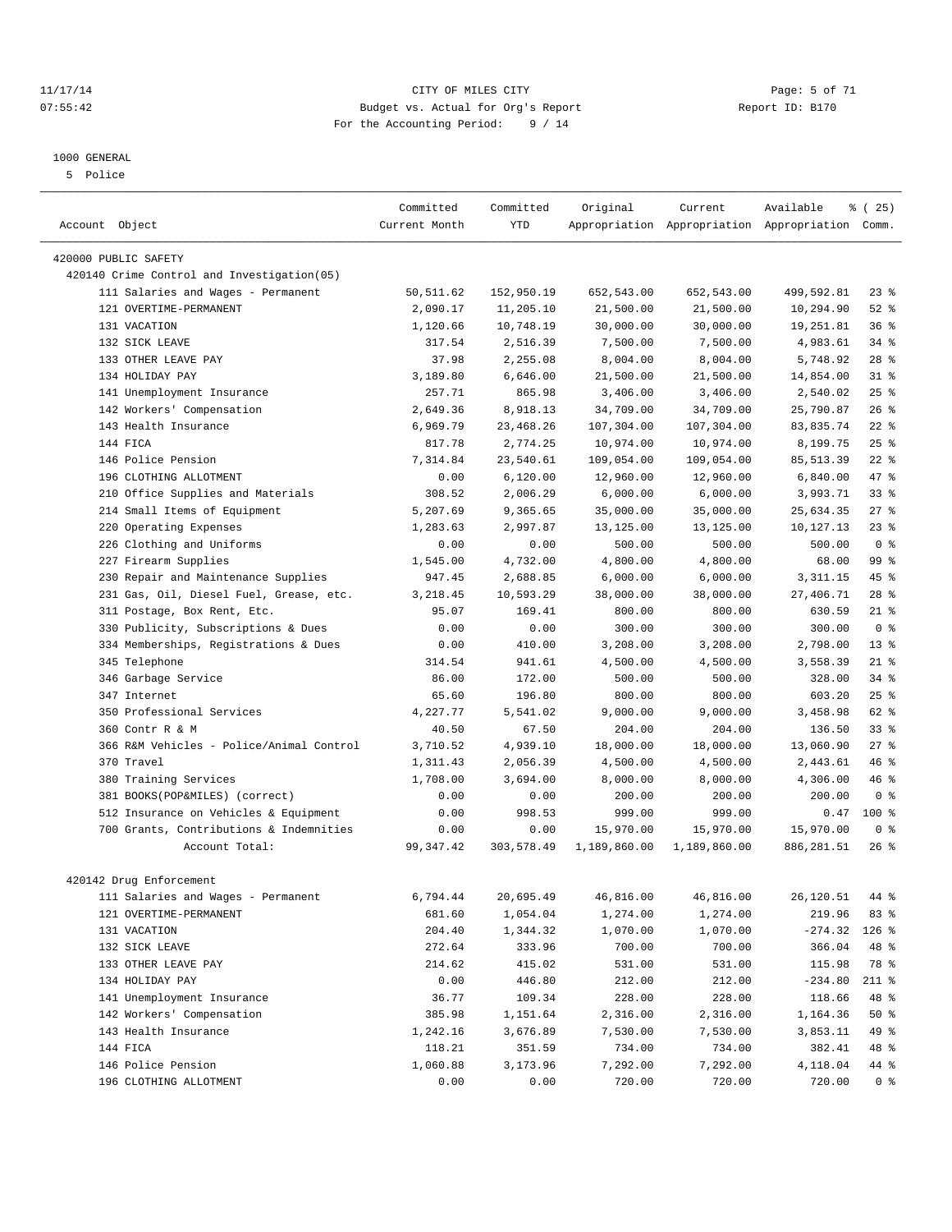CITY OF MILES CITY
Budget vs. Actual for Org's Report
For the Accounting Period: 9 / 14

11/17/14 07:55:42 — Report ID: B170

1000 GENERAL
5 Police

| Account Object | Committed Current Month | Committed YTD | Original Appropriation | Current Appropriation | Available Appropriation | % ( 25) Comm. |
|---|---|---|---|---|---|---|
| 420000 PUBLIC SAFETY | | | | | | |
| 420140 Crime Control and Investigation(05) | | | | | | |
| 111 Salaries and Wages - Permanent | 50,511.62 | 152,950.19 | 652,543.00 | 652,543.00 | 499,592.81 | 23 % |
| 121 OVERTIME-PERMANENT | 2,090.17 | 11,205.10 | 21,500.00 | 21,500.00 | 10,294.90 | 52 % |
| 131 VACATION | 1,120.66 | 10,748.19 | 30,000.00 | 30,000.00 | 19,251.81 | 36 % |
| 132 SICK LEAVE | 317.54 | 2,516.39 | 7,500.00 | 7,500.00 | 4,983.61 | 34 % |
| 133 OTHER LEAVE PAY | 37.98 | 2,255.08 | 8,004.00 | 8,004.00 | 5,748.92 | 28 % |
| 134 HOLIDAY PAY | 3,189.80 | 6,646.00 | 21,500.00 | 21,500.00 | 14,854.00 | 31 % |
| 141 Unemployment Insurance | 257.71 | 865.98 | 3,406.00 | 3,406.00 | 2,540.02 | 25 % |
| 142 Workers' Compensation | 2,649.36 | 8,918.13 | 34,709.00 | 34,709.00 | 25,790.87 | 26 % |
| 143 Health Insurance | 6,969.79 | 23,468.26 | 107,304.00 | 107,304.00 | 83,835.74 | 22 % |
| 144 FICA | 817.78 | 2,774.25 | 10,974.00 | 10,974.00 | 8,199.75 | 25 % |
| 146 Police Pension | 7,314.84 | 23,540.61 | 109,054.00 | 109,054.00 | 85,513.39 | 22 % |
| 196 CLOTHING ALLOTMENT | 0.00 | 6,120.00 | 12,960.00 | 12,960.00 | 6,840.00 | 47 % |
| 210 Office Supplies and Materials | 308.52 | 2,006.29 | 6,000.00 | 6,000.00 | 3,993.71 | 33 % |
| 214 Small Items of Equipment | 5,207.69 | 9,365.65 | 35,000.00 | 35,000.00 | 25,634.35 | 27 % |
| 220 Operating Expenses | 1,283.63 | 2,997.87 | 13,125.00 | 13,125.00 | 10,127.13 | 23 % |
| 226 Clothing and Uniforms | 0.00 | 0.00 | 500.00 | 500.00 | 500.00 | 0 % |
| 227 Firearm Supplies | 1,545.00 | 4,732.00 | 4,800.00 | 4,800.00 | 68.00 | 99 % |
| 230 Repair and Maintenance Supplies | 947.45 | 2,688.85 | 6,000.00 | 6,000.00 | 3,311.15 | 45 % |
| 231 Gas, Oil, Diesel Fuel, Grease, etc. | 3,218.45 | 10,593.29 | 38,000.00 | 38,000.00 | 27,406.71 | 28 % |
| 311 Postage, Box Rent, Etc. | 95.07 | 169.41 | 800.00 | 800.00 | 630.59 | 21 % |
| 330 Publicity, Subscriptions & Dues | 0.00 | 0.00 | 300.00 | 300.00 | 300.00 | 0 % |
| 334 Memberships, Registrations & Dues | 0.00 | 410.00 | 3,208.00 | 3,208.00 | 2,798.00 | 13 % |
| 345 Telephone | 314.54 | 941.61 | 4,500.00 | 4,500.00 | 3,558.39 | 21 % |
| 346 Garbage Service | 86.00 | 172.00 | 500.00 | 500.00 | 328.00 | 34 % |
| 347 Internet | 65.60 | 196.80 | 800.00 | 800.00 | 603.20 | 25 % |
| 350 Professional Services | 4,227.77 | 5,541.02 | 9,000.00 | 9,000.00 | 3,458.98 | 62 % |
| 360 Contr R & M | 40.50 | 67.50 | 204.00 | 204.00 | 136.50 | 33 % |
| 366 R&M Vehicles - Police/Animal Control | 3,710.52 | 4,939.10 | 18,000.00 | 18,000.00 | 13,060.90 | 27 % |
| 370 Travel | 1,311.43 | 2,056.39 | 4,500.00 | 4,500.00 | 2,443.61 | 46 % |
| 380 Training Services | 1,708.00 | 3,694.00 | 8,000.00 | 8,000.00 | 4,306.00 | 46 % |
| 381 BOOKS(POP&MILES) (correct) | 0.00 | 0.00 | 200.00 | 200.00 | 200.00 | 0 % |
| 512 Insurance on Vehicles & Equipment | 0.00 | 998.53 | 999.00 | 999.00 | 0.47 | 100 % |
| 700 Grants, Contributions & Indemnities | 0.00 | 0.00 | 15,970.00 | 15,970.00 | 15,970.00 | 0 % |
| Account Total: | 99,347.42 | 303,578.49 | 1,189,860.00 | 1,189,860.00 | 886,281.51 | 26 % |
| 420142 Drug Enforcement | | | | | | |
| 111 Salaries and Wages - Permanent | 6,794.44 | 20,695.49 | 46,816.00 | 46,816.00 | 26,120.51 | 44 % |
| 121 OVERTIME-PERMANENT | 681.60 | 1,054.04 | 1,274.00 | 1,274.00 | 219.96 | 83 % |
| 131 VACATION | 204.40 | 1,344.32 | 1,070.00 | 1,070.00 | -274.32 | 126 % |
| 132 SICK LEAVE | 272.64 | 333.96 | 700.00 | 700.00 | 366.04 | 48 % |
| 133 OTHER LEAVE PAY | 214.62 | 415.02 | 531.00 | 531.00 | 115.98 | 78 % |
| 134 HOLIDAY PAY | 0.00 | 446.80 | 212.00 | 212.00 | -234.80 | 211 % |
| 141 Unemployment Insurance | 36.77 | 109.34 | 228.00 | 228.00 | 118.66 | 48 % |
| 142 Workers' Compensation | 385.98 | 1,151.64 | 2,316.00 | 2,316.00 | 1,164.36 | 50 % |
| 143 Health Insurance | 1,242.16 | 3,676.89 | 7,530.00 | 7,530.00 | 3,853.11 | 49 % |
| 144 FICA | 118.21 | 351.59 | 734.00 | 734.00 | 382.41 | 48 % |
| 146 Police Pension | 1,060.88 | 3,173.96 | 7,292.00 | 7,292.00 | 4,118.04 | 44 % |
| 196 CLOTHING ALLOTMENT | 0.00 | 0.00 | 720.00 | 720.00 | 720.00 | 0 % |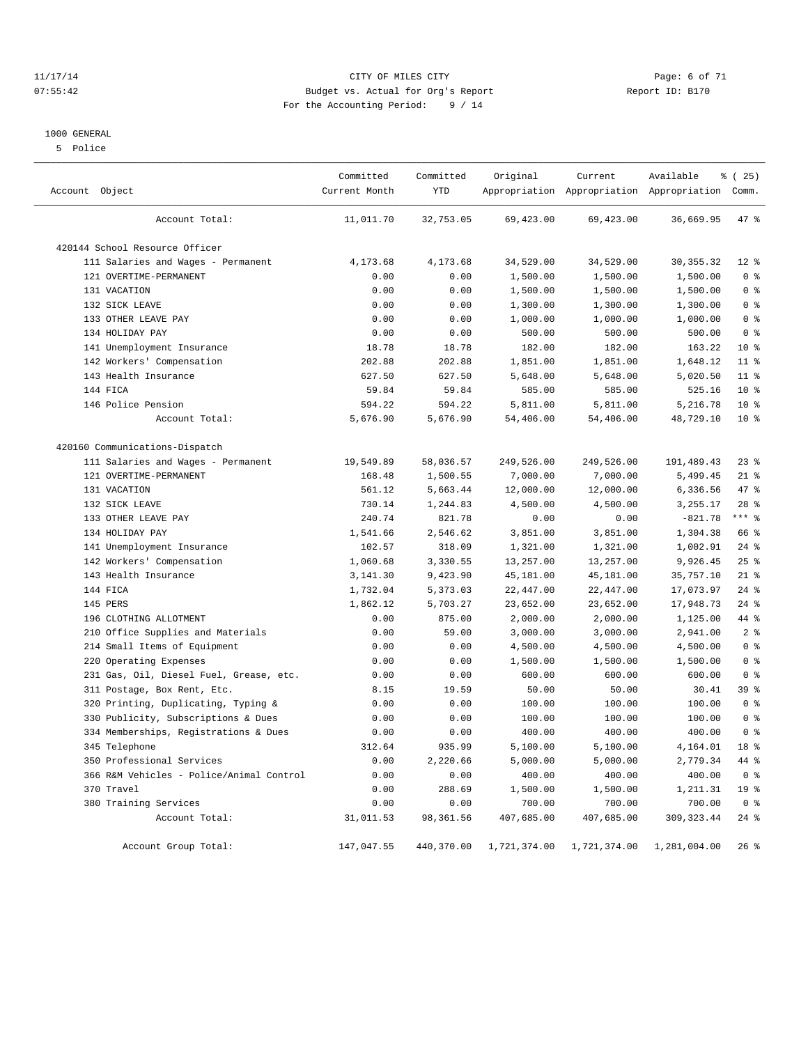CITY OF MILES CITY
Budget vs. Actual for Org's Report
For the Accounting Period: 9 / 14

1000 GENERAL

5 Police

| Account Object | Committed Current Month | Committed YTD | Original Appropriation | Current Appropriation | Available Appropriation | % ( 25) Comm. |
|---|---|---|---|---|---|---|
| Account Total: | 11,011.70 | 32,753.05 | 69,423.00 | 69,423.00 | 36,669.95 | 47 % |
| 420144 School Resource Officer | | | | | | |
| 111 Salaries and Wages - Permanent | 4,173.68 | 4,173.68 | 34,529.00 | 34,529.00 | 30,355.32 | 12 % |
| 121 OVERTIME-PERMANENT | 0.00 | 0.00 | 1,500.00 | 1,500.00 | 1,500.00 | 0 % |
| 131 VACATION | 0.00 | 0.00 | 1,500.00 | 1,500.00 | 1,500.00 | 0 % |
| 132 SICK LEAVE | 0.00 | 0.00 | 1,300.00 | 1,300.00 | 1,300.00 | 0 % |
| 133 OTHER LEAVE PAY | 0.00 | 0.00 | 1,000.00 | 1,000.00 | 1,000.00 | 0 % |
| 134 HOLIDAY PAY | 0.00 | 0.00 | 500.00 | 500.00 | 500.00 | 0 % |
| 141 Unemployment Insurance | 18.78 | 18.78 | 182.00 | 182.00 | 163.22 | 10 % |
| 142 Workers' Compensation | 202.88 | 202.88 | 1,851.00 | 1,851.00 | 1,648.12 | 11 % |
| 143 Health Insurance | 627.50 | 627.50 | 5,648.00 | 5,648.00 | 5,020.50 | 11 % |
| 144 FICA | 59.84 | 59.84 | 585.00 | 585.00 | 525.16 | 10 % |
| 146 Police Pension | 594.22 | 594.22 | 5,811.00 | 5,811.00 | 5,216.78 | 10 % |
| Account Total: | 5,676.90 | 5,676.90 | 54,406.00 | 54,406.00 | 48,729.10 | 10 % |
| 420160 Communications-Dispatch | | | | | | |
| 111 Salaries and Wages - Permanent | 19,549.89 | 58,036.57 | 249,526.00 | 249,526.00 | 191,489.43 | 23 % |
| 121 OVERTIME-PERMANENT | 168.48 | 1,500.55 | 7,000.00 | 7,000.00 | 5,499.45 | 21 % |
| 131 VACATION | 561.12 | 5,663.44 | 12,000.00 | 12,000.00 | 6,336.56 | 47 % |
| 132 SICK LEAVE | 730.14 | 1,244.83 | 4,500.00 | 4,500.00 | 3,255.17 | 28 % |
| 133 OTHER LEAVE PAY | 240.74 | 821.78 | 0.00 | 0.00 | -821.78 | *** % |
| 134 HOLIDAY PAY | 1,541.66 | 2,546.62 | 3,851.00 | 3,851.00 | 1,304.38 | 66 % |
| 141 Unemployment Insurance | 102.57 | 318.09 | 1,321.00 | 1,321.00 | 1,002.91 | 24 % |
| 142 Workers' Compensation | 1,060.68 | 3,330.55 | 13,257.00 | 13,257.00 | 9,926.45 | 25 % |
| 143 Health Insurance | 3,141.30 | 9,423.90 | 45,181.00 | 45,181.00 | 35,757.10 | 21 % |
| 144 FICA | 1,732.04 | 5,373.03 | 22,447.00 | 22,447.00 | 17,073.97 | 24 % |
| 145 PERS | 1,862.12 | 5,703.27 | 23,652.00 | 23,652.00 | 17,948.73 | 24 % |
| 196 CLOTHING ALLOTMENT | 0.00 | 875.00 | 2,000.00 | 2,000.00 | 1,125.00 | 44 % |
| 210 Office Supplies and Materials | 0.00 | 59.00 | 3,000.00 | 3,000.00 | 2,941.00 | 2 % |
| 214 Small Items of Equipment | 0.00 | 0.00 | 4,500.00 | 4,500.00 | 4,500.00 | 0 % |
| 220 Operating Expenses | 0.00 | 0.00 | 1,500.00 | 1,500.00 | 1,500.00 | 0 % |
| 231 Gas, Oil, Diesel Fuel, Grease, etc. | 0.00 | 0.00 | 600.00 | 600.00 | 600.00 | 0 % |
| 311 Postage, Box Rent, Etc. | 8.15 | 19.59 | 50.00 | 50.00 | 30.41 | 39 % |
| 320 Printing, Duplicating, Typing & | 0.00 | 0.00 | 100.00 | 100.00 | 100.00 | 0 % |
| 330 Publicity, Subscriptions & Dues | 0.00 | 0.00 | 100.00 | 100.00 | 100.00 | 0 % |
| 334 Memberships, Registrations & Dues | 0.00 | 0.00 | 400.00 | 400.00 | 400.00 | 0 % |
| 345 Telephone | 312.64 | 935.99 | 5,100.00 | 5,100.00 | 4,164.01 | 18 % |
| 350 Professional Services | 0.00 | 2,220.66 | 5,000.00 | 5,000.00 | 2,779.34 | 44 % |
| 366 R&M Vehicles - Police/Animal Control | 0.00 | 0.00 | 400.00 | 400.00 | 400.00 | 0 % |
| 370 Travel | 0.00 | 288.69 | 1,500.00 | 1,500.00 | 1,211.31 | 19 % |
| 380 Training Services | 0.00 | 0.00 | 700.00 | 700.00 | 700.00 | 0 % |
| Account Total: | 31,011.53 | 98,361.56 | 407,685.00 | 407,685.00 | 309,323.44 | 24 % |
| Account Group Total: | 147,047.55 | 440,370.00 | 1,721,374.00 | 1,721,374.00 | 1,281,004.00 | 26 % |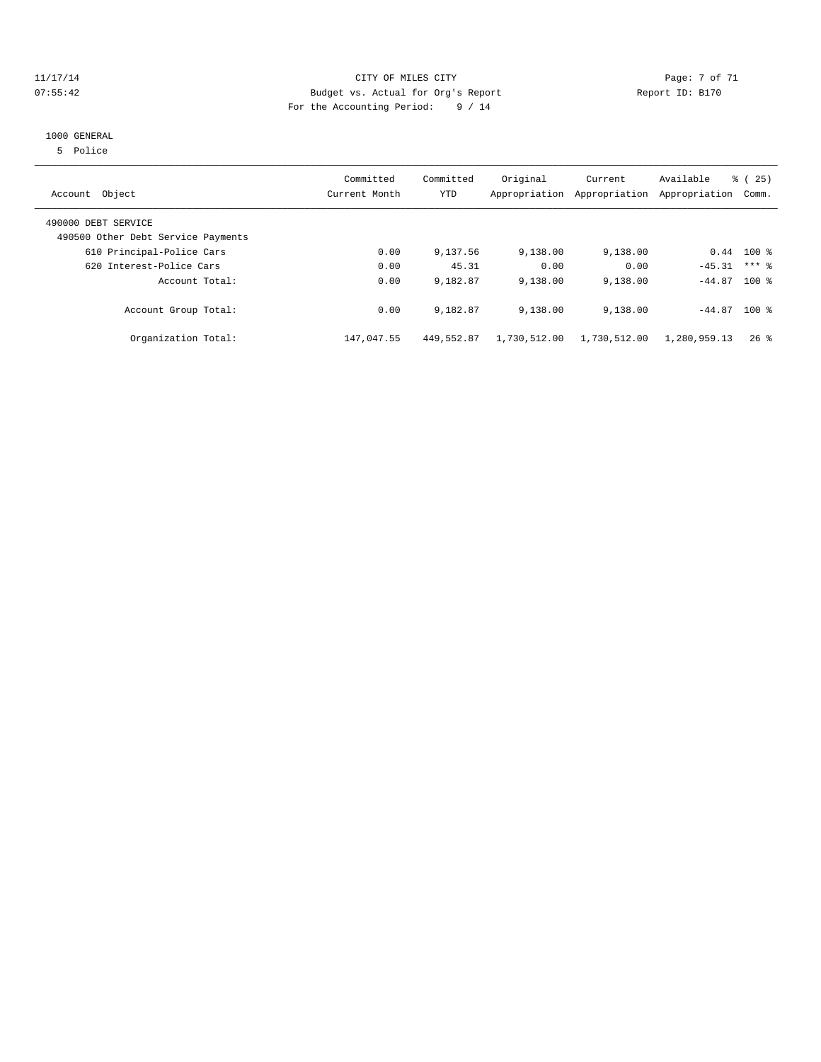CITY OF MILES CITY
Budget vs. Actual for Org's Report
For the Accounting Period: 9 / 14

11/17/14
07:55:42

Report ID: B170

## 1000 GENERAL

5 Police

| Account Object | Committed Current Month | Committed YTD | Original Appropriation | Current Appropriation | Available Appropriation | % ( 25) Comm. |
|---|---|---|---|---|---|---|
| 490000 DEBT SERVICE | | | | | | |
| 490500 Other Debt Service Payments | | | | | | |
| 610 Principal-Police Cars | 0.00 | 9,137.56 | 9,138.00 | 9,138.00 | 0.44 | 100 % |
| 620 Interest-Police Cars | 0.00 | 45.31 | 0.00 | 0.00 | -45.31 | *** % |
| Account Total: | 0.00 | 9,182.87 | 9,138.00 | 9,138.00 | -44.87 | 100 % |
| Account Group Total: | 0.00 | 9,182.87 | 9,138.00 | 9,138.00 | -44.87 | 100 % |
| Organization Total: | 147,047.55 | 449,552.87 | 1,730,512.00 | 1,730,512.00 | 1,280,959.13 | 26 % |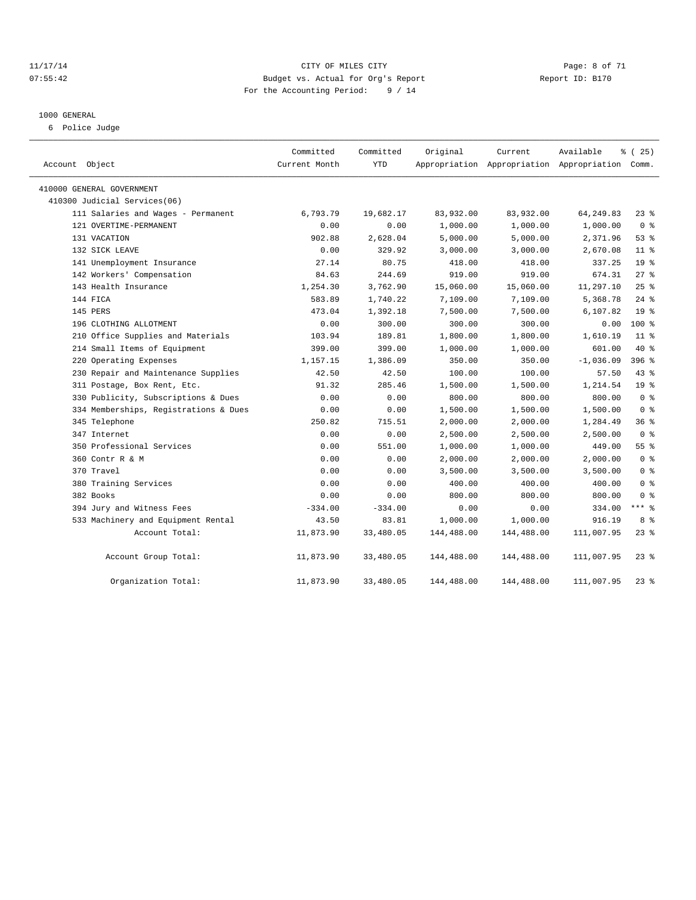CITY OF MILES CITY
Budget vs. Actual for Org's Report
For the Accounting Period: 9 / 14

11/17/14
07:55:42

Report ID: B170

1000 GENERAL
6 Police Judge

| Account Object | Committed Current Month | Committed YTD | Original Appropriation | Current Appropriation | Available Appropriation | % ( 25) Comm. |
|---|---|---|---|---|---|---|
| 410000 GENERAL GOVERNMENT | | | | | | |
| 410300 Judicial Services(06) | | | | | | |
| 111 Salaries and Wages - Permanent | 6,793.79 | 19,682.17 | 83,932.00 | 83,932.00 | 64,249.83 | 23 % |
| 121 OVERTIME-PERMANENT | 0.00 | 0.00 | 1,000.00 | 1,000.00 | 1,000.00 | 0 % |
| 131 VACATION | 902.88 | 2,628.04 | 5,000.00 | 5,000.00 | 2,371.96 | 53 % |
| 132 SICK LEAVE | 0.00 | 329.92 | 3,000.00 | 3,000.00 | 2,670.08 | 11 % |
| 141 Unemployment Insurance | 27.14 | 80.75 | 418.00 | 418.00 | 337.25 | 19 % |
| 142 Workers' Compensation | 84.63 | 244.69 | 919.00 | 919.00 | 674.31 | 27 % |
| 143 Health Insurance | 1,254.30 | 3,762.90 | 15,060.00 | 15,060.00 | 11,297.10 | 25 % |
| 144 FICA | 583.89 | 1,740.22 | 7,109.00 | 7,109.00 | 5,368.78 | 24 % |
| 145 PERS | 473.04 | 1,392.18 | 7,500.00 | 7,500.00 | 6,107.82 | 19 % |
| 196 CLOTHING ALLOTMENT | 0.00 | 300.00 | 300.00 | 300.00 | 0.00 | 100 % |
| 210 Office Supplies and Materials | 103.94 | 189.81 | 1,800.00 | 1,800.00 | 1,610.19 | 11 % |
| 214 Small Items of Equipment | 399.00 | 399.00 | 1,000.00 | 1,000.00 | 601.00 | 40 % |
| 220 Operating Expenses | 1,157.15 | 1,386.09 | 350.00 | 350.00 | -1,036.09 | 396 % |
| 230 Repair and Maintenance Supplies | 42.50 | 42.50 | 100.00 | 100.00 | 57.50 | 43 % |
| 311 Postage, Box Rent, Etc. | 91.32 | 285.46 | 1,500.00 | 1,500.00 | 1,214.54 | 19 % |
| 330 Publicity, Subscriptions & Dues | 0.00 | 0.00 | 800.00 | 800.00 | 800.00 | 0 % |
| 334 Memberships, Registrations & Dues | 0.00 | 0.00 | 1,500.00 | 1,500.00 | 1,500.00 | 0 % |
| 345 Telephone | 250.82 | 715.51 | 2,000.00 | 2,000.00 | 1,284.49 | 36 % |
| 347 Internet | 0.00 | 0.00 | 2,500.00 | 2,500.00 | 2,500.00 | 0 % |
| 350 Professional Services | 0.00 | 551.00 | 1,000.00 | 1,000.00 | 449.00 | 55 % |
| 360 Contr R & M | 0.00 | 0.00 | 2,000.00 | 2,000.00 | 2,000.00 | 0 % |
| 370 Travel | 0.00 | 0.00 | 3,500.00 | 3,500.00 | 3,500.00 | 0 % |
| 380 Training Services | 0.00 | 0.00 | 400.00 | 400.00 | 400.00 | 0 % |
| 382 Books | 0.00 | 0.00 | 800.00 | 800.00 | 800.00 | 0 % |
| 394 Jury and Witness Fees | -334.00 | -334.00 | 0.00 | 0.00 | 334.00 | *** % |
| 533 Machinery and Equipment Rental | 43.50 | 83.81 | 1,000.00 | 1,000.00 | 916.19 | 8 % |
| Account Total: | 11,873.90 | 33,480.05 | 144,488.00 | 144,488.00 | 111,007.95 | 23 % |
| Account Group Total: | 11,873.90 | 33,480.05 | 144,488.00 | 144,488.00 | 111,007.95 | 23 % |
| Organization Total: | 11,873.90 | 33,480.05 | 144,488.00 | 144,488.00 | 111,007.95 | 23 % |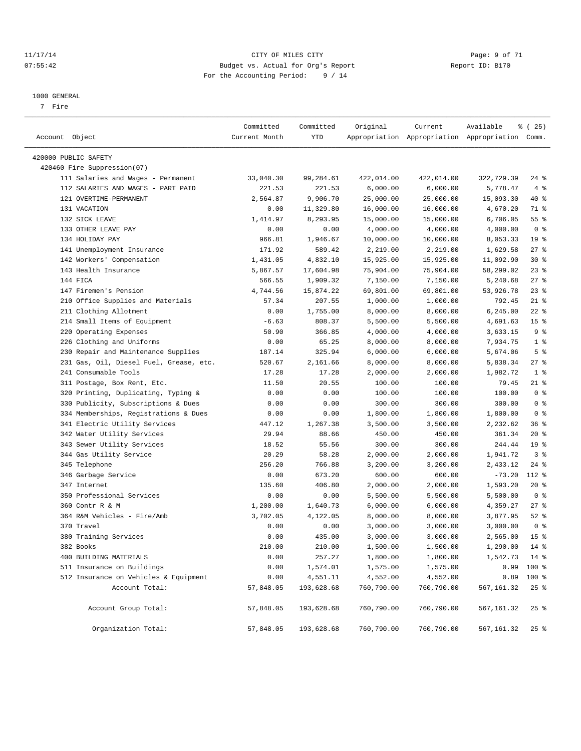11/17/14 CITY OF MILES CITY
07:55:42 Budget vs. Actual for Org's Report Report ID: B170
For the Accounting Period: 9 / 14

1000 GENERAL
7 Fire

| Account Object | Committed Current Month | Committed YTD | Original Appropriation | Current Appropriation | Available Appropriation | % ( 25) Comm. |
|---|---|---|---|---|---|---|
| 420000 PUBLIC SAFETY | | | | | | |
| 420460 Fire Suppression(07) | | | | | | |
| 111 Salaries and Wages - Permanent | 33,040.30 | 99,284.61 | 422,014.00 | 422,014.00 | 322,729.39 | 24 % |
| 112 SALARIES AND WAGES - PART PAID | 221.53 | 221.53 | 6,000.00 | 6,000.00 | 5,778.47 | 4 % |
| 121 OVERTIME-PERMANENT | 2,564.87 | 9,906.70 | 25,000.00 | 25,000.00 | 15,093.30 | 40 % |
| 131 VACATION | 0.00 | 11,329.80 | 16,000.00 | 16,000.00 | 4,670.20 | 71 % |
| 132 SICK LEAVE | 1,414.97 | 8,293.95 | 15,000.00 | 15,000.00 | 6,706.05 | 55 % |
| 133 OTHER LEAVE PAY | 0.00 | 0.00 | 4,000.00 | 4,000.00 | 4,000.00 | 0 % |
| 134 HOLIDAY PAY | 966.81 | 1,946.67 | 10,000.00 | 10,000.00 | 8,053.33 | 19 % |
| 141 Unemployment Insurance | 171.92 | 589.42 | 2,219.00 | 2,219.00 | 1,629.58 | 27 % |
| 142 Workers' Compensation | 1,431.05 | 4,832.10 | 15,925.00 | 15,925.00 | 11,092.90 | 30 % |
| 143 Health Insurance | 5,867.57 | 17,604.98 | 75,904.00 | 75,904.00 | 58,299.02 | 23 % |
| 144 FICA | 566.55 | 1,909.32 | 7,150.00 | 7,150.00 | 5,240.68 | 27 % |
| 147 Firemen's Pension | 4,744.56 | 15,874.22 | 69,801.00 | 69,801.00 | 53,926.78 | 23 % |
| 210 Office Supplies and Materials | 57.34 | 207.55 | 1,000.00 | 1,000.00 | 792.45 | 21 % |
| 211 Clothing Allotment | 0.00 | 1,755.00 | 8,000.00 | 8,000.00 | 6,245.00 | 22 % |
| 214 Small Items of Equipment | -6.63 | 808.37 | 5,500.00 | 5,500.00 | 4,691.63 | 15 % |
| 220 Operating Expenses | 50.90 | 366.85 | 4,000.00 | 4,000.00 | 3,633.15 | 9 % |
| 226 Clothing and Uniforms | 0.00 | 65.25 | 8,000.00 | 8,000.00 | 7,934.75 | 1 % |
| 230 Repair and Maintenance Supplies | 187.14 | 325.94 | 6,000.00 | 6,000.00 | 5,674.06 | 5 % |
| 231 Gas, Oil, Diesel Fuel, Grease, etc. | 520.67 | 2,161.66 | 8,000.00 | 8,000.00 | 5,838.34 | 27 % |
| 241 Consumable Tools | 17.28 | 17.28 | 2,000.00 | 2,000.00 | 1,982.72 | 1 % |
| 311 Postage, Box Rent, Etc. | 11.50 | 20.55 | 100.00 | 100.00 | 79.45 | 21 % |
| 320 Printing, Duplicating, Typing & | 0.00 | 0.00 | 100.00 | 100.00 | 100.00 | 0 % |
| 330 Publicity, Subscriptions & Dues | 0.00 | 0.00 | 300.00 | 300.00 | 300.00 | 0 % |
| 334 Memberships, Registrations & Dues | 0.00 | 0.00 | 1,800.00 | 1,800.00 | 1,800.00 | 0 % |
| 341 Electric Utility Services | 447.12 | 1,267.38 | 3,500.00 | 3,500.00 | 2,232.62 | 36 % |
| 342 Water Utility Services | 29.94 | 88.66 | 450.00 | 450.00 | 361.34 | 20 % |
| 343 Sewer Utility Services | 18.52 | 55.56 | 300.00 | 300.00 | 244.44 | 19 % |
| 344 Gas Utility Service | 20.29 | 58.28 | 2,000.00 | 2,000.00 | 1,941.72 | 3 % |
| 345 Telephone | 256.20 | 766.88 | 3,200.00 | 3,200.00 | 2,433.12 | 24 % |
| 346 Garbage Service | 0.00 | 673.20 | 600.00 | 600.00 | -73.20 | 112 % |
| 347 Internet | 135.60 | 406.80 | 2,000.00 | 2,000.00 | 1,593.20 | 20 % |
| 350 Professional Services | 0.00 | 0.00 | 5,500.00 | 5,500.00 | 5,500.00 | 0 % |
| 360 Contr R & M | 1,200.00 | 1,640.73 | 6,000.00 | 6,000.00 | 4,359.27 | 27 % |
| 364 R&M Vehicles - Fire/Amb | 3,702.05 | 4,122.05 | 8,000.00 | 8,000.00 | 3,877.95 | 52 % |
| 370 Travel | 0.00 | 0.00 | 3,000.00 | 3,000.00 | 3,000.00 | 0 % |
| 380 Training Services | 0.00 | 435.00 | 3,000.00 | 3,000.00 | 2,565.00 | 15 % |
| 382 Books | 210.00 | 210.00 | 1,500.00 | 1,500.00 | 1,290.00 | 14 % |
| 400 BUILDING MATERIALS | 0.00 | 257.27 | 1,800.00 | 1,800.00 | 1,542.73 | 14 % |
| 511 Insurance on Buildings | 0.00 | 1,574.01 | 1,575.00 | 1,575.00 | 0.99 | 100 % |
| 512 Insurance on Vehicles & Equipment | 0.00 | 4,551.11 | 4,552.00 | 4,552.00 | 0.89 | 100 % |
| Account Total: | 57,848.05 | 193,628.68 | 760,790.00 | 760,790.00 | 567,161.32 | 25 % |
| Account Group Total: | 57,848.05 | 193,628.68 | 760,790.00 | 760,790.00 | 567,161.32 | 25 % |
| Organization Total: | 57,848.05 | 193,628.68 | 760,790.00 | 760,790.00 | 567,161.32 | 25 % |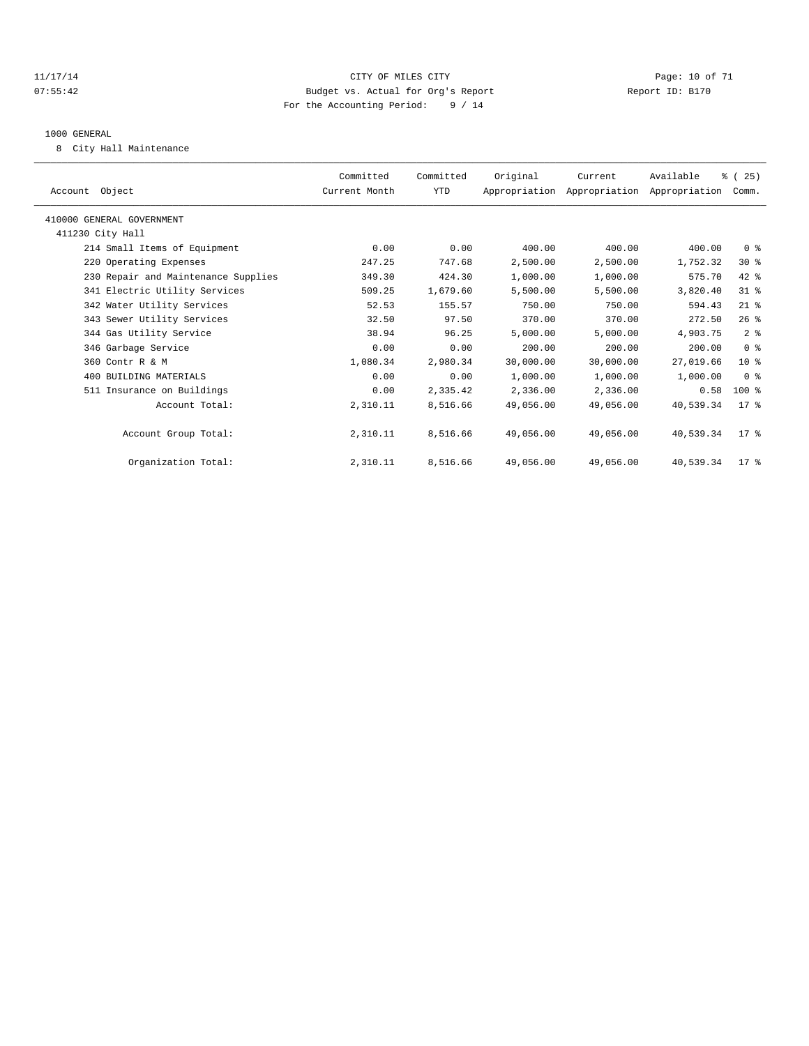CITY OF MILES CITY
Budget vs. Actual for Org's Report
For the Accounting Period: 9 / 14

11/17/14
07:55:42

Report ID: B170

1000 GENERAL

8 City Hall Maintenance

| Account Object | Committed Current Month | Committed YTD | Original Appropriation | Current Appropriation | Available Appropriation | % ( 25) Comm. |
|---|---|---|---|---|---|---|
| 410000 GENERAL GOVERNMENT | | | | | | |
| 411230 City Hall | | | | | | |
| 214 Small Items of Equipment | 0.00 | 0.00 | 400.00 | 400.00 | 400.00 | 0 % |
| 220 Operating Expenses | 247.25 | 747.68 | 2,500.00 | 2,500.00 | 1,752.32 | 30 % |
| 230 Repair and Maintenance Supplies | 349.30 | 424.30 | 1,000.00 | 1,000.00 | 575.70 | 42 % |
| 341 Electric Utility Services | 509.25 | 1,679.60 | 5,500.00 | 5,500.00 | 3,820.40 | 31 % |
| 342 Water Utility Services | 52.53 | 155.57 | 750.00 | 750.00 | 594.43 | 21 % |
| 343 Sewer Utility Services | 32.50 | 97.50 | 370.00 | 370.00 | 272.50 | 26 % |
| 344 Gas Utility Service | 38.94 | 96.25 | 5,000.00 | 5,000.00 | 4,903.75 | 2 % |
| 346 Garbage Service | 0.00 | 0.00 | 200.00 | 200.00 | 200.00 | 0 % |
| 360 Contr R & M | 1,080.34 | 2,980.34 | 30,000.00 | 30,000.00 | 27,019.66 | 10 % |
| 400 BUILDING MATERIALS | 0.00 | 0.00 | 1,000.00 | 1,000.00 | 1,000.00 | 0 % |
| 511 Insurance on Buildings | 0.00 | 2,335.42 | 2,336.00 | 2,336.00 | 0.58 | 100 % |
| Account Total: | 2,310.11 | 8,516.66 | 49,056.00 | 49,056.00 | 40,539.34 | 17 % |
| Account Group Total: | 2,310.11 | 8,516.66 | 49,056.00 | 49,056.00 | 40,539.34 | 17 % |
| Organization Total: | 2,310.11 | 8,516.66 | 49,056.00 | 49,056.00 | 40,539.34 | 17 % |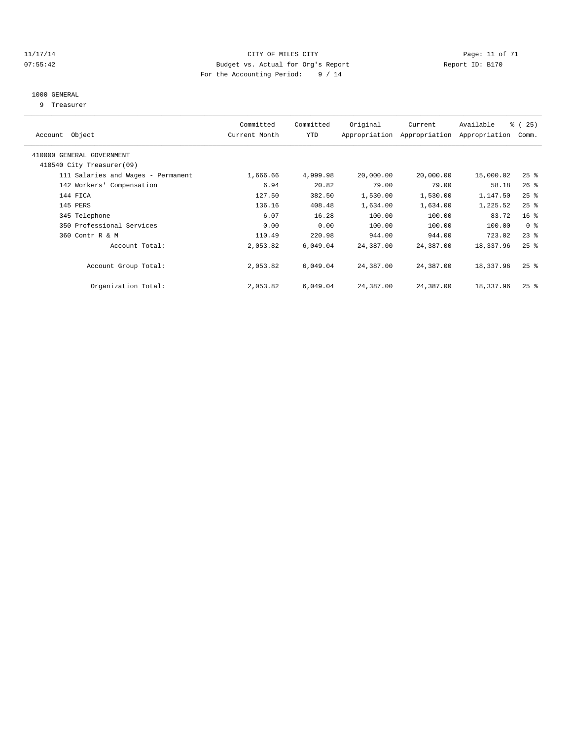CITY OF MILES CITY
Budget vs. Actual for Org's Report
For the Accounting Period: 9 / 14

11/17/14
07:55:42

Report ID: B170

## 1000 GENERAL

9 Treasurer

| Account Object | Committed Current Month | Committed YTD | Original Appropriation | Current Appropriation | Available Appropriation | % ( 25) Comm. |
|---|---|---|---|---|---|---|
| 410000 GENERAL GOVERNMENT | | | | | | |
| 410540 City Treasurer(09) | | | | | | |
| 111 Salaries and Wages - Permanent | 1,666.66 | 4,999.98 | 20,000.00 | 20,000.00 | 15,000.02 | 25 % |
| 142 Workers' Compensation | 6.94 | 20.82 | 79.00 | 79.00 | 58.18 | 26 % |
| 144 FICA | 127.50 | 382.50 | 1,530.00 | 1,530.00 | 1,147.50 | 25 % |
| 145 PERS | 136.16 | 408.48 | 1,634.00 | 1,634.00 | 1,225.52 | 25 % |
| 345 Telephone | 6.07 | 16.28 | 100.00 | 100.00 | 83.72 | 16 % |
| 350 Professional Services | 0.00 | 0.00 | 100.00 | 100.00 | 100.00 | 0 % |
| 360 Contr R & M | 110.49 | 220.98 | 944.00 | 944.00 | 723.02 | 23 % |
| Account Total: | 2,053.82 | 6,049.04 | 24,387.00 | 24,387.00 | 18,337.96 | 25 % |
| Account Group Total: | 2,053.82 | 6,049.04 | 24,387.00 | 24,387.00 | 18,337.96 | 25 % |
| Organization Total: | 2,053.82 | 6,049.04 | 24,387.00 | 24,387.00 | 18,337.96 | 25 % |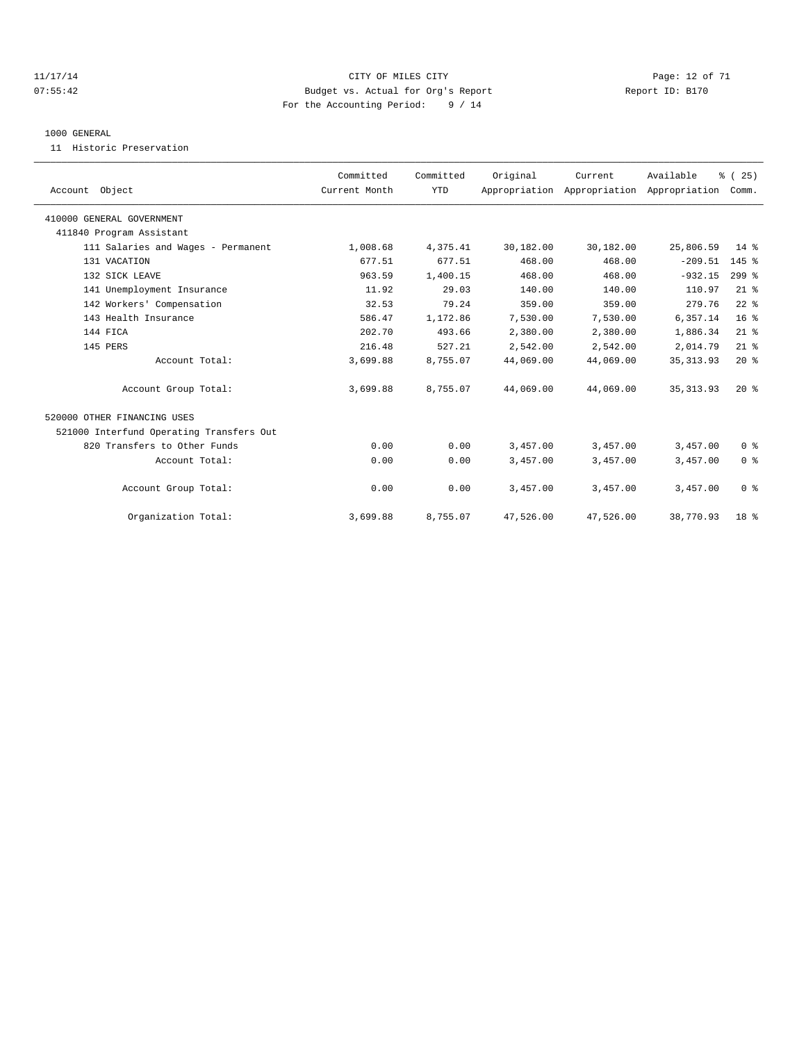CITY OF MILES CITY
Budget vs. Actual for Org's Report
For the Accounting Period: 9 / 14

11/17/14
07:55:42

Report ID: B170

1000 GENERAL

11 Historic Preservation

| Account Object | Committed Current Month | Committed YTD | Original Appropriation | Current Appropriation | Available Appropriation | % ( 25) Comm. |
|---|---|---|---|---|---|---|
| 410000 GENERAL GOVERNMENT | | | | | | |
| 411840 Program Assistant | | | | | | |
| 111 Salaries and Wages - Permanent | 1,008.68 | 4,375.41 | 30,182.00 | 30,182.00 | 25,806.59 | 14 % |
| 131 VACATION | 677.51 | 677.51 | 468.00 | 468.00 | -209.51 | 145 % |
| 132 SICK LEAVE | 963.59 | 1,400.15 | 468.00 | 468.00 | -932.15 | 299 % |
| 141 Unemployment Insurance | 11.92 | 29.03 | 140.00 | 140.00 | 110.97 | 21 % |
| 142 Workers' Compensation | 32.53 | 79.24 | 359.00 | 359.00 | 279.76 | 22 % |
| 143 Health Insurance | 586.47 | 1,172.86 | 7,530.00 | 7,530.00 | 6,357.14 | 16 % |
| 144 FICA | 202.70 | 493.66 | 2,380.00 | 2,380.00 | 1,886.34 | 21 % |
| 145 PERS | 216.48 | 527.21 | 2,542.00 | 2,542.00 | 2,014.79 | 21 % |
| Account Total: | 3,699.88 | 8,755.07 | 44,069.00 | 44,069.00 | 35,313.93 | 20 % |
| Account Group Total: | 3,699.88 | 8,755.07 | 44,069.00 | 44,069.00 | 35,313.93 | 20 % |
| 520000 OTHER FINANCING USES | | | | | | |
| 521000 Interfund Operating Transfers Out | | | | | | |
| 820 Transfers to Other Funds | 0.00 | 0.00 | 3,457.00 | 3,457.00 | 3,457.00 | 0 % |
| Account Total: | 0.00 | 0.00 | 3,457.00 | 3,457.00 | 3,457.00 | 0 % |
| Account Group Total: | 0.00 | 0.00 | 3,457.00 | 3,457.00 | 3,457.00 | 0 % |
| Organization Total: | 3,699.88 | 8,755.07 | 47,526.00 | 47,526.00 | 38,770.93 | 18 % |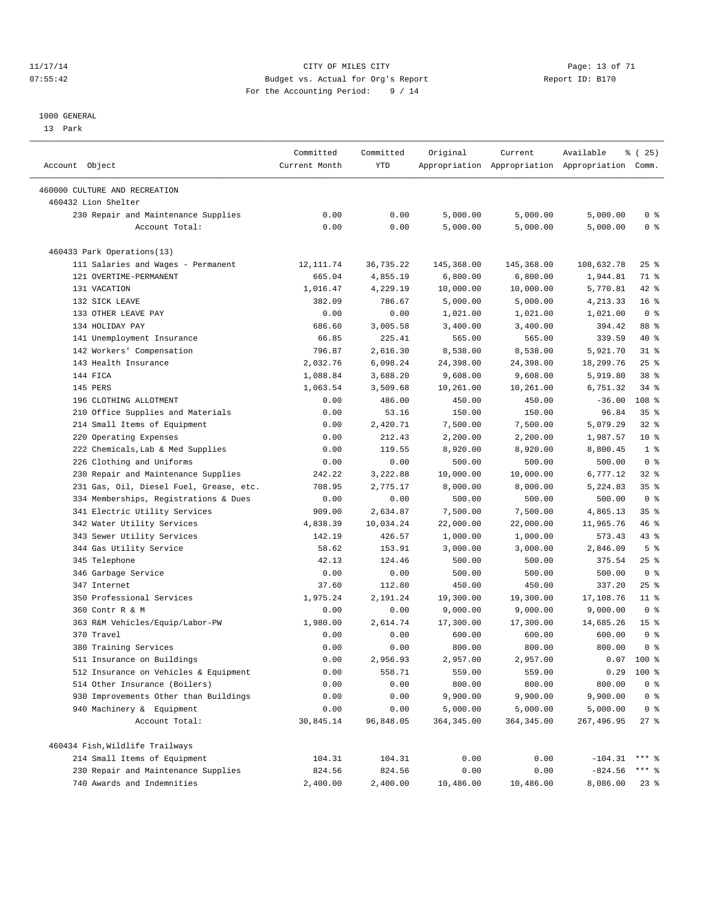1000 GENERAL

13 Park

| Account Object | Committed Current Month | Committed YTD | Original Appropriation | Current Appropriation | Available Appropriation | % ( 25) Comm. |
|---|---|---|---|---|---|---|
| 460000 CULTURE AND RECREATION | | | | | | |
| 460432 Lion Shelter | | | | | | |
| 230 Repair and Maintenance Supplies | 0.00 | 0.00 | 5,000.00 | 5,000.00 | 5,000.00 | 0 % |
| Account Total: | 0.00 | 0.00 | 5,000.00 | 5,000.00 | 5,000.00 | 0 % |
| 460433 Park Operations(13) | | | | | | |
| 111 Salaries and Wages - Permanent | 12,111.74 | 36,735.22 | 145,368.00 | 145,368.00 | 108,632.78 | 25 % |
| 121 OVERTIME-PERMANENT | 665.04 | 4,855.19 | 6,800.00 | 6,800.00 | 1,944.81 | 71 % |
| 131 VACATION | 1,016.47 | 4,229.19 | 10,000.00 | 10,000.00 | 5,770.81 | 42 % |
| 132 SICK LEAVE | 382.09 | 786.67 | 5,000.00 | 5,000.00 | 4,213.33 | 16 % |
| 133 OTHER LEAVE PAY | 0.00 | 0.00 | 1,021.00 | 1,021.00 | 1,021.00 | 0 % |
| 134 HOLIDAY PAY | 686.60 | 3,005.58 | 3,400.00 | 3,400.00 | 394.42 | 88 % |
| 141 Unemployment Insurance | 66.85 | 225.41 | 565.00 | 565.00 | 339.59 | 40 % |
| 142 Workers' Compensation | 796.87 | 2,616.30 | 8,538.00 | 8,538.00 | 5,921.70 | 31 % |
| 143 Health Insurance | 2,032.76 | 6,098.24 | 24,398.00 | 24,398.00 | 18,299.76 | 25 % |
| 144 FICA | 1,088.84 | 3,688.20 | 9,608.00 | 9,608.00 | 5,919.80 | 38 % |
| 145 PERS | 1,063.54 | 3,509.68 | 10,261.00 | 10,261.00 | 6,751.32 | 34 % |
| 196 CLOTHING ALLOTMENT | 0.00 | 486.00 | 450.00 | 450.00 | -36.00 | 108 % |
| 210 Office Supplies and Materials | 0.00 | 53.16 | 150.00 | 150.00 | 96.84 | 35 % |
| 214 Small Items of Equipment | 0.00 | 2,420.71 | 7,500.00 | 7,500.00 | 5,079.29 | 32 % |
| 220 Operating Expenses | 0.00 | 212.43 | 2,200.00 | 2,200.00 | 1,987.57 | 10 % |
| 222 Chemicals,Lab & Med Supplies | 0.00 | 119.55 | 8,920.00 | 8,920.00 | 8,800.45 | 1 % |
| 226 Clothing and Uniforms | 0.00 | 0.00 | 500.00 | 500.00 | 500.00 | 0 % |
| 230 Repair and Maintenance Supplies | 242.22 | 3,222.88 | 10,000.00 | 10,000.00 | 6,777.12 | 32 % |
| 231 Gas, Oil, Diesel Fuel, Grease, etc. | 708.95 | 2,775.17 | 8,000.00 | 8,000.00 | 5,224.83 | 35 % |
| 334 Memberships, Registrations & Dues | 0.00 | 0.00 | 500.00 | 500.00 | 500.00 | 0 % |
| 341 Electric Utility Services | 909.00 | 2,634.87 | 7,500.00 | 7,500.00 | 4,865.13 | 35 % |
| 342 Water Utility Services | 4,838.39 | 10,034.24 | 22,000.00 | 22,000.00 | 11,965.76 | 46 % |
| 343 Sewer Utility Services | 142.19 | 426.57 | 1,000.00 | 1,000.00 | 573.43 | 43 % |
| 344 Gas Utility Service | 58.62 | 153.91 | 3,000.00 | 3,000.00 | 2,846.09 | 5 % |
| 345 Telephone | 42.13 | 124.46 | 500.00 | 500.00 | 375.54 | 25 % |
| 346 Garbage Service | 0.00 | 0.00 | 500.00 | 500.00 | 500.00 | 0 % |
| 347 Internet | 37.60 | 112.80 | 450.00 | 450.00 | 337.20 | 25 % |
| 350 Professional Services | 1,975.24 | 2,191.24 | 19,300.00 | 19,300.00 | 17,108.76 | 11 % |
| 360 Contr R & M | 0.00 | 0.00 | 9,000.00 | 9,000.00 | 9,000.00 | 0 % |
| 363 R&M Vehicles/Equip/Labor-PW | 1,980.00 | 2,614.74 | 17,300.00 | 17,300.00 | 14,685.26 | 15 % |
| 370 Travel | 0.00 | 0.00 | 600.00 | 600.00 | 600.00 | 0 % |
| 380 Training Services | 0.00 | 0.00 | 800.00 | 800.00 | 800.00 | 0 % |
| 511 Insurance on Buildings | 0.00 | 2,956.93 | 2,957.00 | 2,957.00 | 0.07 | 100 % |
| 512 Insurance on Vehicles & Equipment | 0.00 | 558.71 | 559.00 | 559.00 | 0.29 | 100 % |
| 514 Other Insurance (Boilers) | 0.00 | 0.00 | 800.00 | 800.00 | 800.00 | 0 % |
| 930 Improvements Other than Buildings | 0.00 | 0.00 | 9,900.00 | 9,900.00 | 9,900.00 | 0 % |
| 940 Machinery & Equipment | 0.00 | 0.00 | 5,000.00 | 5,000.00 | 5,000.00 | 0 % |
| Account Total: | 30,845.14 | 96,848.05 | 364,345.00 | 364,345.00 | 267,496.95 | 27 % |
| 460434 Fish,Wildlife Trailways | | | | | | |
| 214 Small Items of Equipment | 104.31 | 104.31 | 0.00 | 0.00 | -104.31 | *** % |
| 230 Repair and Maintenance Supplies | 824.56 | 824.56 | 0.00 | 0.00 | -824.56 | *** % |
| 740 Awards and Indemnities | 2,400.00 | 2,400.00 | 10,486.00 | 10,486.00 | 8,086.00 | 23 % |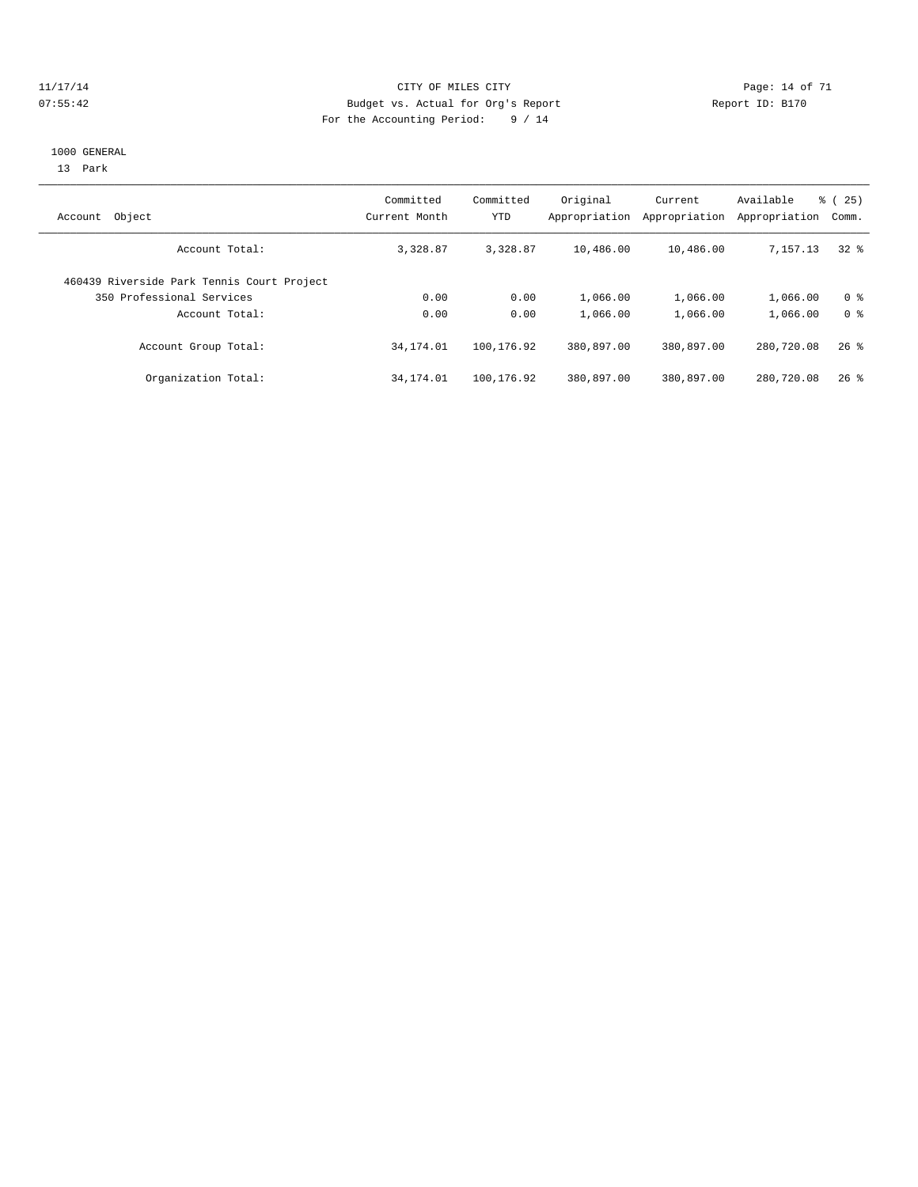11/17/14 CITY OF MILES CITY
07:55:42 Budget vs. Actual for Org's Report Report ID: B170
For the Accounting Period: 9 / 14

1000 GENERAL
13 Park

| Account Object | Committed Current Month | Committed YTD | Original Appropriation | Current Appropriation | Available Appropriation | % ( 25) Comm. |
|---|---|---|---|---|---|---|
| Account Total: | 3,328.87 | 3,328.87 | 10,486.00 | 10,486.00 | 7,157.13 | 32 % |
| 460439 Riverside Park Tennis Court Project | | | | | | |
| 350 Professional Services | 0.00 | 0.00 | 1,066.00 | 1,066.00 | 1,066.00 | 0 % |
| Account Total: | 0.00 | 0.00 | 1,066.00 | 1,066.00 | 1,066.00 | 0 % |
| Account Group Total: | 34,174.01 | 100,176.92 | 380,897.00 | 380,897.00 | 280,720.08 | 26 % |
| Organization Total: | 34,174.01 | 100,176.92 | 380,897.00 | 380,897.00 | 280,720.08 | 26 % |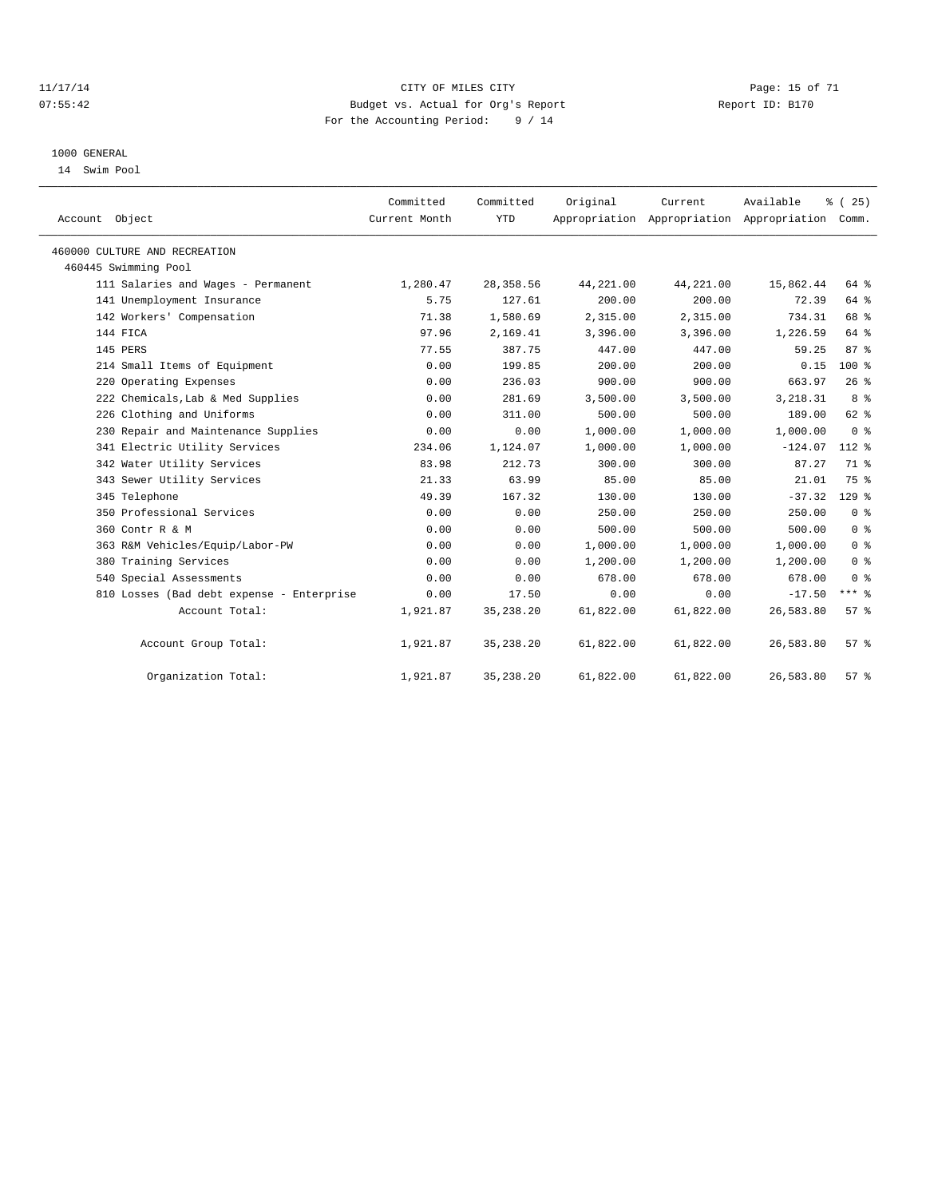CITY OF MILES CITY
Budget vs. Actual for Org's Report
For the Accounting Period: 9 / 14

1000 GENERAL
14 Swim Pool

| Account Object | Committed Current Month | Committed YTD | Original Appropriation | Current Appropriation | Available Appropriation | % ( 25) Comm. |
|---|---|---|---|---|---|---|
| 460000 CULTURE AND RECREATION | | | | | | |
| 460445 Swimming Pool | | | | | | |
| 111 Salaries and Wages - Permanent | 1,280.47 | 28,358.56 | 44,221.00 | 44,221.00 | 15,862.44 | 64 % |
| 141 Unemployment Insurance | 5.75 | 127.61 | 200.00 | 200.00 | 72.39 | 64 % |
| 142 Workers' Compensation | 71.38 | 1,580.69 | 2,315.00 | 2,315.00 | 734.31 | 68 % |
| 144 FICA | 97.96 | 2,169.41 | 3,396.00 | 3,396.00 | 1,226.59 | 64 % |
| 145 PERS | 77.55 | 387.75 | 447.00 | 447.00 | 59.25 | 87 % |
| 214 Small Items of Equipment | 0.00 | 199.85 | 200.00 | 200.00 | 0.15 | 100 % |
| 220 Operating Expenses | 0.00 | 236.03 | 900.00 | 900.00 | 663.97 | 26 % |
| 222 Chemicals,Lab & Med Supplies | 0.00 | 281.69 | 3,500.00 | 3,500.00 | 3,218.31 | 8 % |
| 226 Clothing and Uniforms | 0.00 | 311.00 | 500.00 | 500.00 | 189.00 | 62 % |
| 230 Repair and Maintenance Supplies | 0.00 | 0.00 | 1,000.00 | 1,000.00 | 1,000.00 | 0 % |
| 341 Electric Utility Services | 234.06 | 1,124.07 | 1,000.00 | 1,000.00 | -124.07 | 112 % |
| 342 Water Utility Services | 83.98 | 212.73 | 300.00 | 300.00 | 87.27 | 71 % |
| 343 Sewer Utility Services | 21.33 | 63.99 | 85.00 | 85.00 | 21.01 | 75 % |
| 345 Telephone | 49.39 | 167.32 | 130.00 | 130.00 | -37.32 | 129 % |
| 350 Professional Services | 0.00 | 0.00 | 250.00 | 250.00 | 250.00 | 0 % |
| 360 Contr R & M | 0.00 | 0.00 | 500.00 | 500.00 | 500.00 | 0 % |
| 363 R&M Vehicles/Equip/Labor-PW | 0.00 | 0.00 | 1,000.00 | 1,000.00 | 1,000.00 | 0 % |
| 380 Training Services | 0.00 | 0.00 | 1,200.00 | 1,200.00 | 1,200.00 | 0 % |
| 540 Special Assessments | 0.00 | 0.00 | 678.00 | 678.00 | 678.00 | 0 % |
| 810 Losses (Bad debt expense - Enterprise | 0.00 | 17.50 | 0.00 | 0.00 | -17.50 | *** % |
| Account Total: | 1,921.87 | 35,238.20 | 61,822.00 | 61,822.00 | 26,583.80 | 57 % |
| Account Group Total: | 1,921.87 | 35,238.20 | 61,822.00 | 61,822.00 | 26,583.80 | 57 % |
| Organization Total: | 1,921.87 | 35,238.20 | 61,822.00 | 61,822.00 | 26,583.80 | 57 % |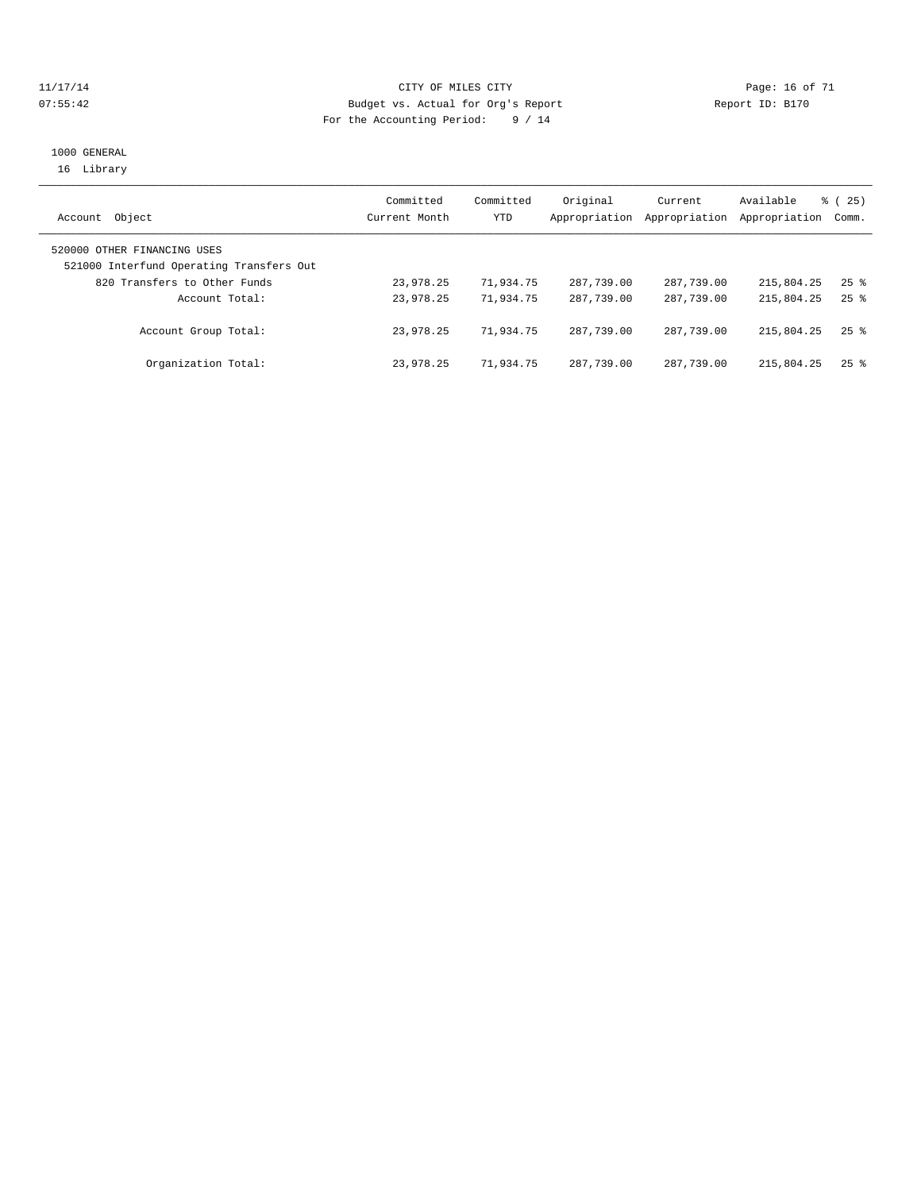CITY OF MILES CITY
Budget vs. Actual for Org's Report
For the Accounting Period: 9 / 14

11/17/14
07:55:42

Report ID: B170

1000 GENERAL
16 Library

| Account Object | Committed Current Month | Committed YTD | Original Appropriation | Current Appropriation | Available Appropriation | % ( 25) Comm. |
|---|---|---|---|---|---|---|
| 520000 OTHER FINANCING USES | | | | | | |
| 521000 Interfund Operating Transfers Out | | | | | | |
| 820 Transfers to Other Funds | 23,978.25 | 71,934.75 | 287,739.00 | 287,739.00 | 215,804.25 | 25 % |
| Account Total: | 23,978.25 | 71,934.75 | 287,739.00 | 287,739.00 | 215,804.25 | 25 % |
| Account Group Total: | 23,978.25 | 71,934.75 | 287,739.00 | 287,739.00 | 215,804.25 | 25 % |
| Organization Total: | 23,978.25 | 71,934.75 | 287,739.00 | 287,739.00 | 215,804.25 | 25 % |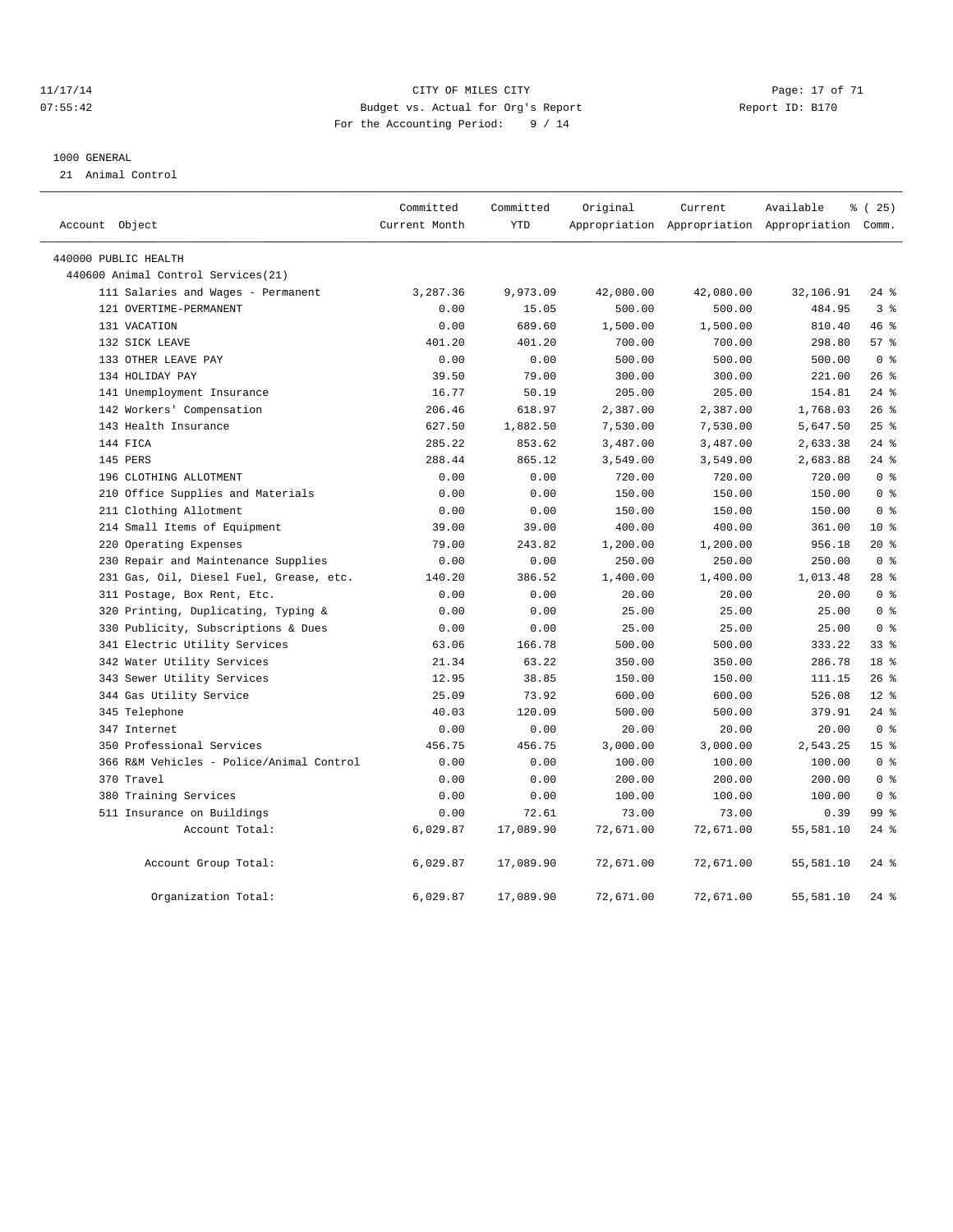CITY OF MILES CITY
Budget vs. Actual for Org's Report
For the Accounting Period: 9 / 14

1000 GENERAL

21 Animal Control

| Account Object | Committed Current Month | Committed YTD | Original Appropriation | Current Appropriation | Available Appropriation | % ( 25) Comm. |
|---|---|---|---|---|---|---|
| 440000 PUBLIC HEALTH | | | | | | |
| 440600 Animal Control Services(21) | | | | | | |
| 111 Salaries and Wages - Permanent | 3,287.36 | 9,973.09 | 42,080.00 | 42,080.00 | 32,106.91 | 24 % |
| 121 OVERTIME-PERMANENT | 0.00 | 15.05 | 500.00 | 500.00 | 484.95 | 3 % |
| 131 VACATION | 0.00 | 689.60 | 1,500.00 | 1,500.00 | 810.40 | 46 % |
| 132 SICK LEAVE | 401.20 | 401.20 | 700.00 | 700.00 | 298.80 | 57 % |
| 133 OTHER LEAVE PAY | 0.00 | 0.00 | 500.00 | 500.00 | 500.00 | 0 % |
| 134 HOLIDAY PAY | 39.50 | 79.00 | 300.00 | 300.00 | 221.00 | 26 % |
| 141 Unemployment Insurance | 16.77 | 50.19 | 205.00 | 205.00 | 154.81 | 24 % |
| 142 Workers' Compensation | 206.46 | 618.97 | 2,387.00 | 2,387.00 | 1,768.03 | 26 % |
| 143 Health Insurance | 627.50 | 1,882.50 | 7,530.00 | 7,530.00 | 5,647.50 | 25 % |
| 144 FICA | 285.22 | 853.62 | 3,487.00 | 3,487.00 | 2,633.38 | 24 % |
| 145 PERS | 288.44 | 865.12 | 3,549.00 | 3,549.00 | 2,683.88 | 24 % |
| 196 CLOTHING ALLOTMENT | 0.00 | 0.00 | 720.00 | 720.00 | 720.00 | 0 % |
| 210 Office Supplies and Materials | 0.00 | 0.00 | 150.00 | 150.00 | 150.00 | 0 % |
| 211 Clothing Allotment | 0.00 | 0.00 | 150.00 | 150.00 | 150.00 | 0 % |
| 214 Small Items of Equipment | 39.00 | 39.00 | 400.00 | 400.00 | 361.00 | 10 % |
| 220 Operating Expenses | 79.00 | 243.82 | 1,200.00 | 1,200.00 | 956.18 | 20 % |
| 230 Repair and Maintenance Supplies | 0.00 | 0.00 | 250.00 | 250.00 | 250.00 | 0 % |
| 231 Gas, Oil, Diesel Fuel, Grease, etc. | 140.20 | 386.52 | 1,400.00 | 1,400.00 | 1,013.48 | 28 % |
| 311 Postage, Box Rent, Etc. | 0.00 | 0.00 | 20.00 | 20.00 | 20.00 | 0 % |
| 320 Printing, Duplicating, Typing & | 0.00 | 0.00 | 25.00 | 25.00 | 25.00 | 0 % |
| 330 Publicity, Subscriptions & Dues | 0.00 | 0.00 | 25.00 | 25.00 | 25.00 | 0 % |
| 341 Electric Utility Services | 63.06 | 166.78 | 500.00 | 500.00 | 333.22 | 33 % |
| 342 Water Utility Services | 21.34 | 63.22 | 350.00 | 350.00 | 286.78 | 18 % |
| 343 Sewer Utility Services | 12.95 | 38.85 | 150.00 | 150.00 | 111.15 | 26 % |
| 344 Gas Utility Service | 25.09 | 73.92 | 600.00 | 600.00 | 526.08 | 12 % |
| 345 Telephone | 40.03 | 120.09 | 500.00 | 500.00 | 379.91 | 24 % |
| 347 Internet | 0.00 | 0.00 | 20.00 | 20.00 | 20.00 | 0 % |
| 350 Professional Services | 456.75 | 456.75 | 3,000.00 | 3,000.00 | 2,543.25 | 15 % |
| 366 R&M Vehicles - Police/Animal Control | 0.00 | 0.00 | 100.00 | 100.00 | 100.00 | 0 % |
| 370 Travel | 0.00 | 0.00 | 200.00 | 200.00 | 200.00 | 0 % |
| 380 Training Services | 0.00 | 0.00 | 100.00 | 100.00 | 100.00 | 0 % |
| 511 Insurance on Buildings | 0.00 | 72.61 | 73.00 | 73.00 | 0.39 | 99 % |
| Account Total: | 6,029.87 | 17,089.90 | 72,671.00 | 72,671.00 | 55,581.10 | 24 % |
| Account Group Total: | 6,029.87 | 17,089.90 | 72,671.00 | 72,671.00 | 55,581.10 | 24 % |
| Organization Total: | 6,029.87 | 17,089.90 | 72,671.00 | 72,671.00 | 55,581.10 | 24 % |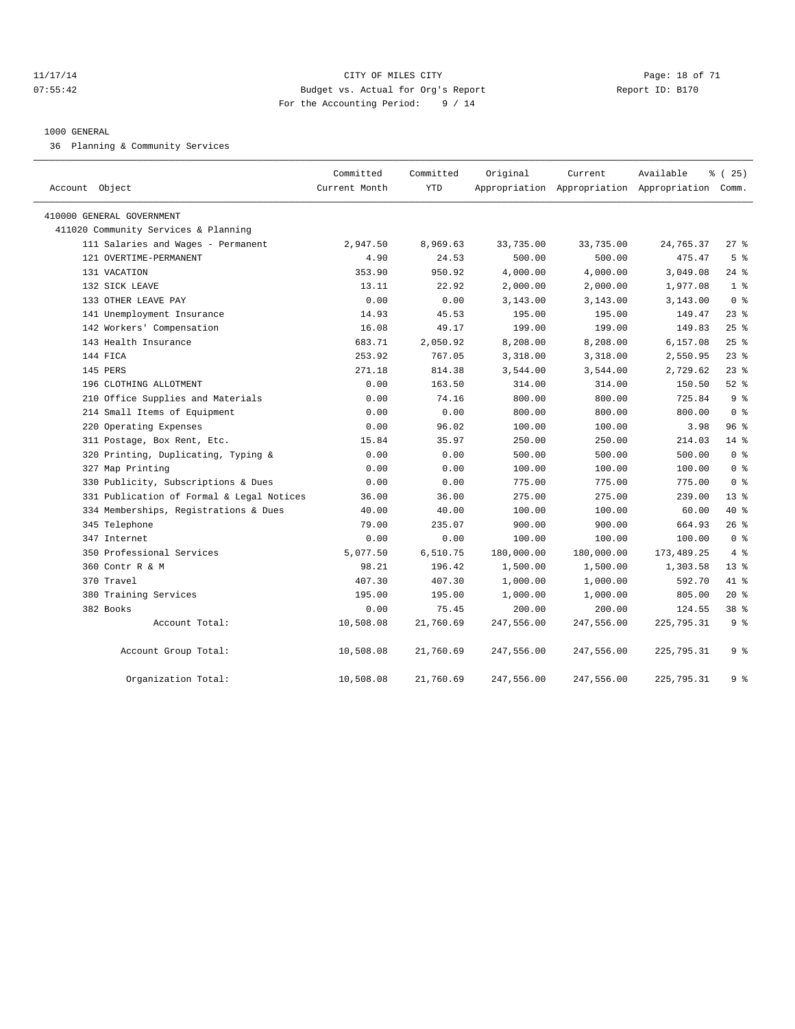CITY OF MILES CITY
Budget vs. Actual for Org's Report
For the Accounting Period: 9 / 14

1000 GENERAL

36 Planning & Community Services

| Account Object | Committed Current Month | Committed YTD | Original Appropriation | Current Appropriation | Available Appropriation | % ( 25) Comm. |
|---|---|---|---|---|---|---|
| 410000 GENERAL GOVERNMENT | | | | | | |
| 411020 Community Services & Planning | | | | | | |
| 111 Salaries and Wages - Permanent | 2,947.50 | 8,969.63 | 33,735.00 | 33,735.00 | 24,765.37 | 27 % |
| 121 OVERTIME-PERMANENT | 4.90 | 24.53 | 500.00 | 500.00 | 475.47 | 5 % |
| 131 VACATION | 353.90 | 950.92 | 4,000.00 | 4,000.00 | 3,049.08 | 24 % |
| 132 SICK LEAVE | 13.11 | 22.92 | 2,000.00 | 2,000.00 | 1,977.08 | 1 % |
| 133 OTHER LEAVE PAY | 0.00 | 0.00 | 3,143.00 | 3,143.00 | 3,143.00 | 0 % |
| 141 Unemployment Insurance | 14.93 | 45.53 | 195.00 | 195.00 | 149.47 | 23 % |
| 142 Workers' Compensation | 16.08 | 49.17 | 199.00 | 199.00 | 149.83 | 25 % |
| 143 Health Insurance | 683.71 | 2,050.92 | 8,208.00 | 8,208.00 | 6,157.08 | 25 % |
| 144 FICA | 253.92 | 767.05 | 3,318.00 | 3,318.00 | 2,550.95 | 23 % |
| 145 PERS | 271.18 | 814.38 | 3,544.00 | 3,544.00 | 2,729.62 | 23 % |
| 196 CLOTHING ALLOTMENT | 0.00 | 163.50 | 314.00 | 314.00 | 150.50 | 52 % |
| 210 Office Supplies and Materials | 0.00 | 74.16 | 800.00 | 800.00 | 725.84 | 9 % |
| 214 Small Items of Equipment | 0.00 | 0.00 | 800.00 | 800.00 | 800.00 | 0 % |
| 220 Operating Expenses | 0.00 | 96.02 | 100.00 | 100.00 | 3.98 | 96 % |
| 311 Postage, Box Rent, Etc. | 15.84 | 35.97 | 250.00 | 250.00 | 214.03 | 14 % |
| 320 Printing, Duplicating, Typing & | 0.00 | 0.00 | 500.00 | 500.00 | 500.00 | 0 % |
| 327 Map Printing | 0.00 | 0.00 | 100.00 | 100.00 | 100.00 | 0 % |
| 330 Publicity, Subscriptions & Dues | 0.00 | 0.00 | 775.00 | 775.00 | 775.00 | 0 % |
| 331 Publication of Formal & Legal Notices | 36.00 | 36.00 | 275.00 | 275.00 | 239.00 | 13 % |
| 334 Memberships, Registrations & Dues | 40.00 | 40.00 | 100.00 | 100.00 | 60.00 | 40 % |
| 345 Telephone | 79.00 | 235.07 | 900.00 | 900.00 | 664.93 | 26 % |
| 347 Internet | 0.00 | 0.00 | 100.00 | 100.00 | 100.00 | 0 % |
| 350 Professional Services | 5,077.50 | 6,510.75 | 180,000.00 | 180,000.00 | 173,489.25 | 4 % |
| 360 Contr R & M | 98.21 | 196.42 | 1,500.00 | 1,500.00 | 1,303.58 | 13 % |
| 370 Travel | 407.30 | 407.30 | 1,000.00 | 1,000.00 | 592.70 | 41 % |
| 380 Training Services | 195.00 | 195.00 | 1,000.00 | 1,000.00 | 805.00 | 20 % |
| 382 Books | 0.00 | 75.45 | 200.00 | 200.00 | 124.55 | 38 % |
| Account Total: | 10,508.08 | 21,760.69 | 247,556.00 | 247,556.00 | 225,795.31 | 9 % |
| Account Group Total: | 10,508.08 | 21,760.69 | 247,556.00 | 247,556.00 | 225,795.31 | 9 % |
| Organization Total: | 10,508.08 | 21,760.69 | 247,556.00 | 247,556.00 | 225,795.31 | 9 % |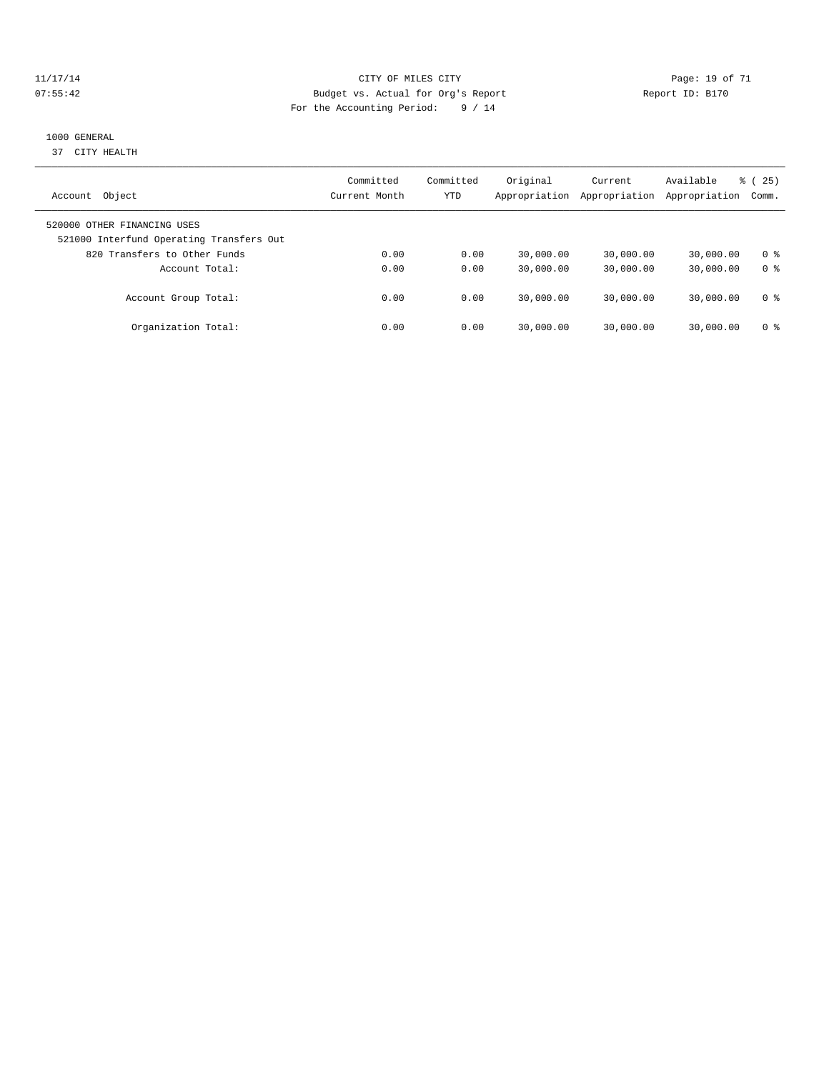CITY OF MILES CITY
Budget vs. Actual for Org's Report
For the Accounting Period: 9 / 14

Report ID: B170

1000 GENERAL
37 CITY HEALTH

| Account Object | Committed Current Month | Committed YTD | Original Appropriation | Current Appropriation | Available Appropriation | % ( 25) Comm. |
|---|---|---|---|---|---|---|
| 520000 OTHER FINANCING USES | | | | | | |
| 521000 Interfund Operating Transfers Out | | | | | | |
| 820 Transfers to Other Funds | 0.00 | 0.00 | 30,000.00 | 30,000.00 | 30,000.00 | 0 % |
| Account Total: | 0.00 | 0.00 | 30,000.00 | 30,000.00 | 30,000.00 | 0 % |
| Account Group Total: | 0.00 | 0.00 | 30,000.00 | 30,000.00 | 30,000.00 | 0 % |
| Organization Total: | 0.00 | 0.00 | 30,000.00 | 30,000.00 | 30,000.00 | 0 % |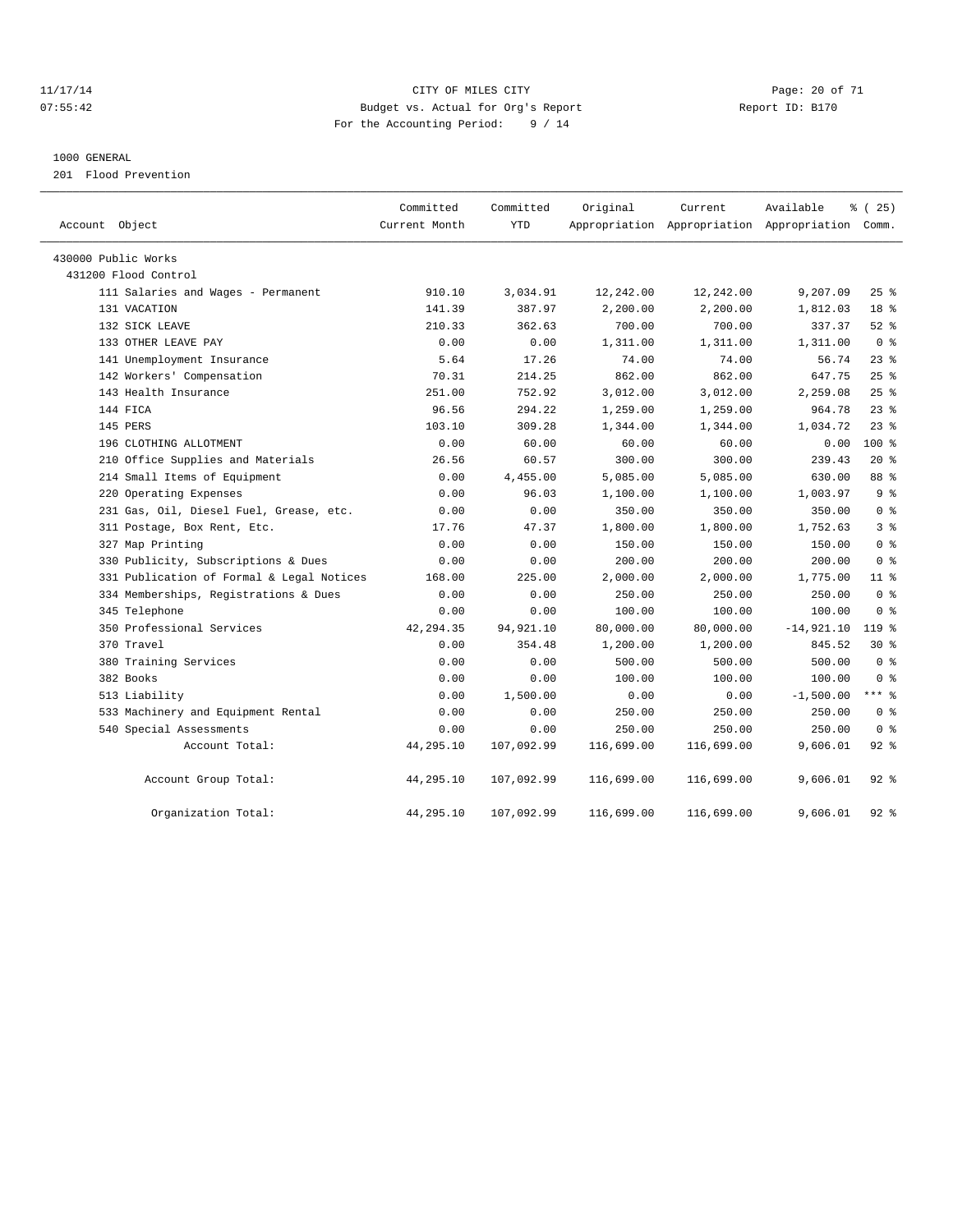11/17/14 CITY OF MILES CITY
07:55:42 Budget vs. Actual for Org's Report Report ID: B170
For the Accounting Period: 9 / 14

1000 GENERAL
201 Flood Prevention

| Account Object | Committed Current Month | Committed YTD | Original Appropriation | Current Appropriation | Available Appropriation | % ( 25) Comm. |
|---|---|---|---|---|---|---|
| 430000 Public Works | | | | | | |
| 431200 Flood Control | | | | | | |
| 111 Salaries and Wages - Permanent | 910.10 | 3,034.91 | 12,242.00 | 12,242.00 | 9,207.09 | 25 % |
| 131 VACATION | 141.39 | 387.97 | 2,200.00 | 2,200.00 | 1,812.03 | 18 % |
| 132 SICK LEAVE | 210.33 | 362.63 | 700.00 | 700.00 | 337.37 | 52 % |
| 133 OTHER LEAVE PAY | 0.00 | 0.00 | 1,311.00 | 1,311.00 | 1,311.00 | 0 % |
| 141 Unemployment Insurance | 5.64 | 17.26 | 74.00 | 74.00 | 56.74 | 23 % |
| 142 Workers' Compensation | 70.31 | 214.25 | 862.00 | 862.00 | 647.75 | 25 % |
| 143 Health Insurance | 251.00 | 752.92 | 3,012.00 | 3,012.00 | 2,259.08 | 25 % |
| 144 FICA | 96.56 | 294.22 | 1,259.00 | 1,259.00 | 964.78 | 23 % |
| 145 PERS | 103.10 | 309.28 | 1,344.00 | 1,344.00 | 1,034.72 | 23 % |
| 196 CLOTHING ALLOTMENT | 0.00 | 60.00 | 60.00 | 60.00 | 0.00 | 100 % |
| 210 Office Supplies and Materials | 26.56 | 60.57 | 300.00 | 300.00 | 239.43 | 20 % |
| 214 Small Items of Equipment | 0.00 | 4,455.00 | 5,085.00 | 5,085.00 | 630.00 | 88 % |
| 220 Operating Expenses | 0.00 | 96.03 | 1,100.00 | 1,100.00 | 1,003.97 | 9 % |
| 231 Gas, Oil, Diesel Fuel, Grease, etc. | 0.00 | 0.00 | 350.00 | 350.00 | 350.00 | 0 % |
| 311 Postage, Box Rent, Etc. | 17.76 | 47.37 | 1,800.00 | 1,800.00 | 1,752.63 | 3 % |
| 327 Map Printing | 0.00 | 0.00 | 150.00 | 150.00 | 150.00 | 0 % |
| 330 Publicity, Subscriptions & Dues | 0.00 | 0.00 | 200.00 | 200.00 | 200.00 | 0 % |
| 331 Publication of Formal & Legal Notices | 168.00 | 225.00 | 2,000.00 | 2,000.00 | 1,775.00 | 11 % |
| 334 Memberships, Registrations & Dues | 0.00 | 0.00 | 250.00 | 250.00 | 250.00 | 0 % |
| 345 Telephone | 0.00 | 0.00 | 100.00 | 100.00 | 100.00 | 0 % |
| 350 Professional Services | 42,294.35 | 94,921.10 | 80,000.00 | 80,000.00 | -14,921.10 | 119 % |
| 370 Travel | 0.00 | 354.48 | 1,200.00 | 1,200.00 | 845.52 | 30 % |
| 380 Training Services | 0.00 | 0.00 | 500.00 | 500.00 | 500.00 | 0 % |
| 382 Books | 0.00 | 0.00 | 100.00 | 100.00 | 100.00 | 0 % |
| 513 Liability | 0.00 | 1,500.00 | 0.00 | 0.00 | -1,500.00 | *** % |
| 533 Machinery and Equipment Rental | 0.00 | 0.00 | 250.00 | 250.00 | 250.00 | 0 % |
| 540 Special Assessments | 0.00 | 0.00 | 250.00 | 250.00 | 250.00 | 0 % |
| Account Total: | 44,295.10 | 107,092.99 | 116,699.00 | 116,699.00 | 9,606.01 | 92 % |
| Account Group Total: | 44,295.10 | 107,092.99 | 116,699.00 | 116,699.00 | 9,606.01 | 92 % |
| Organization Total: | 44,295.10 | 107,092.99 | 116,699.00 | 116,699.00 | 9,606.01 | 92 % |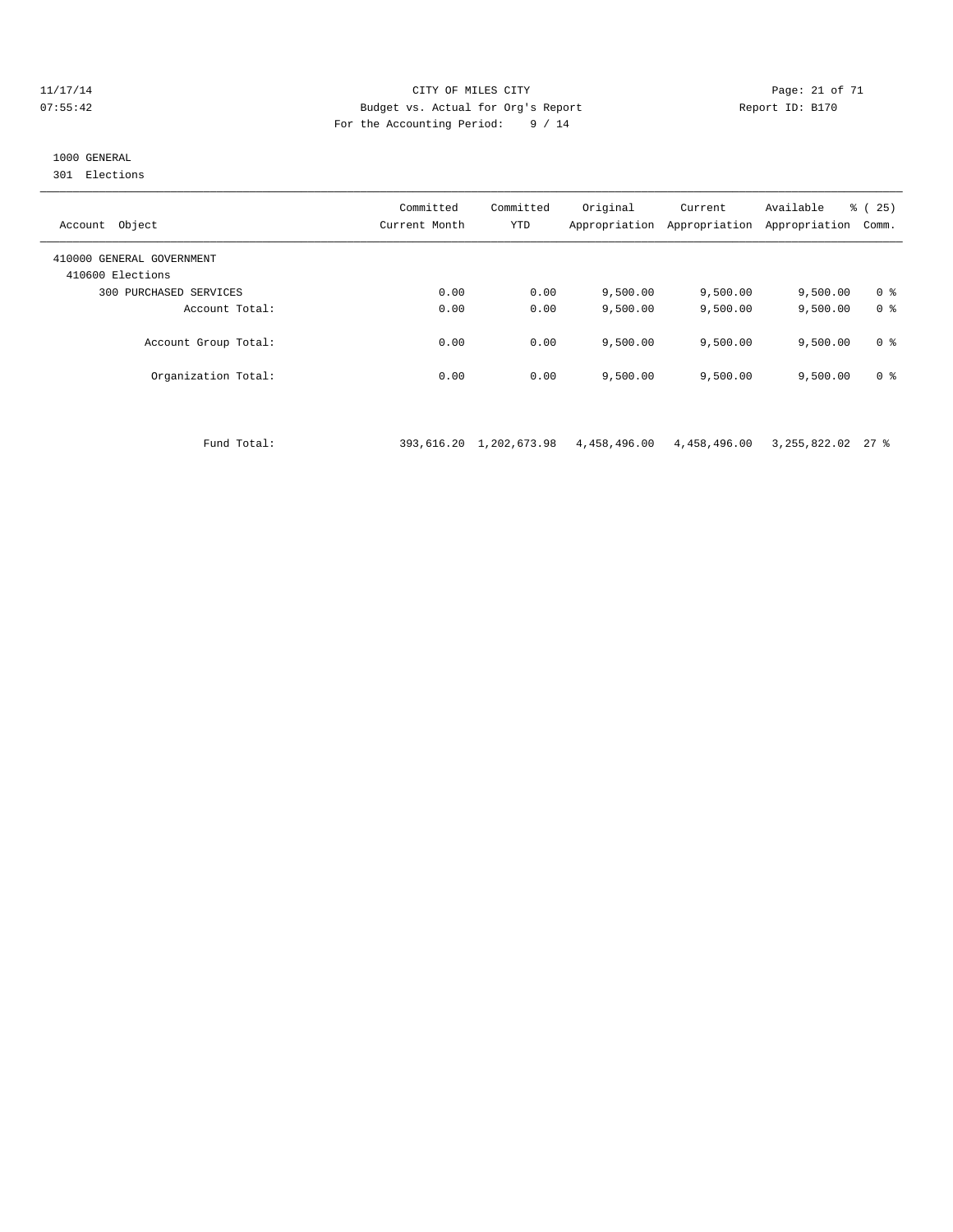CITY OF MILES CITY
Budget vs. Actual for Org's Report
For the Accounting Period: 9 / 14

11/17/14
07:55:42

Report ID: B170

1000 GENERAL
301 Elections

| Account Object | Committed Current Month | Committed YTD | Original Appropriation | Current Appropriation | Available Appropriation | % ( 25) Comm. |
|---|---|---|---|---|---|---|
| 410000 GENERAL GOVERNMENT | | | | | | |
| 410600 Elections | | | | | | |
| 300 PURCHASED SERVICES | 0.00 | 0.00 | 9,500.00 | 9,500.00 | 9,500.00 | 0 % |
| Account Total: | 0.00 | 0.00 | 9,500.00 | 9,500.00 | 9,500.00 | 0 % |
| Account Group Total: | 0.00 | 0.00 | 9,500.00 | 9,500.00 | 9,500.00 | 0 % |
| Organization Total: | 0.00 | 0.00 | 9,500.00 | 9,500.00 | 9,500.00 | 0 % |
| Fund Total: | 393,616.20 | 1,202,673.98 | 4,458,496.00 | 4,458,496.00 | 3,255,822.02 | 27 % |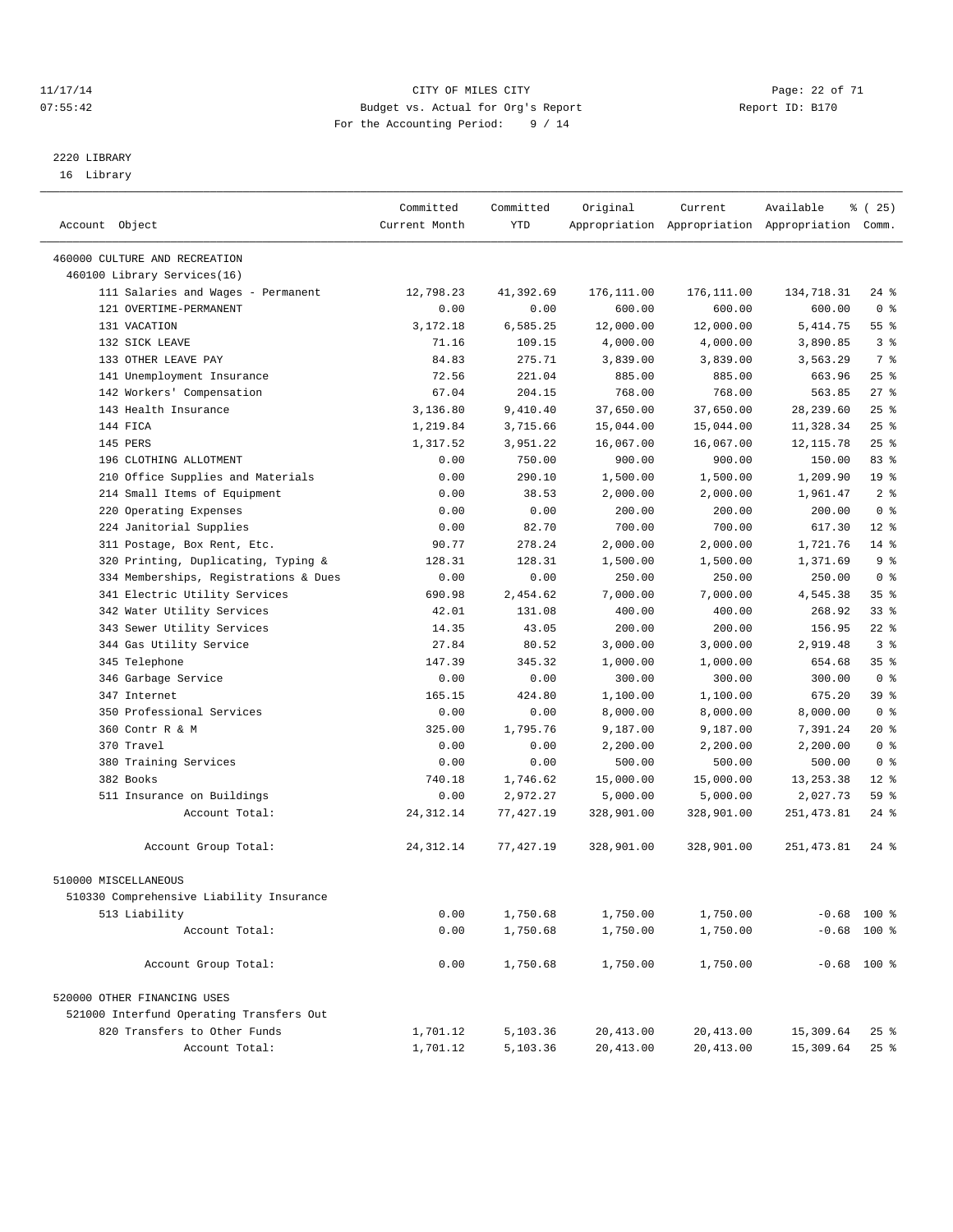CITY OF MILES CITY
Budget vs. Actual for Org's Report
For the Accounting Period: 9 / 14

11/17/14 07:55:42 — Report ID: B170

2220 LIBRARY
16 Library

| Account Object | Committed Current Month | Committed YTD | Original Appropriation | Current Appropriation | Available Appropriation | % ( 25) Comm. |
|---|---|---|---|---|---|---|
| 460000 CULTURE AND RECREATION | | | | | | |
| 460100 Library Services(16) | | | | | | |
| 111 Salaries and Wages - Permanent | 12,798.23 | 41,392.69 | 176,111.00 | 176,111.00 | 134,718.31 | 24 % |
| 121 OVERTIME-PERMANENT | 0.00 | 0.00 | 600.00 | 600.00 | 600.00 | 0 % |
| 131 VACATION | 3,172.18 | 6,585.25 | 12,000.00 | 12,000.00 | 5,414.75 | 55 % |
| 132 SICK LEAVE | 71.16 | 109.15 | 4,000.00 | 4,000.00 | 3,890.85 | 3 % |
| 133 OTHER LEAVE PAY | 84.83 | 275.71 | 3,839.00 | 3,839.00 | 3,563.29 | 7 % |
| 141 Unemployment Insurance | 72.56 | 221.04 | 885.00 | 885.00 | 663.96 | 25 % |
| 142 Workers' Compensation | 67.04 | 204.15 | 768.00 | 768.00 | 563.85 | 27 % |
| 143 Health Insurance | 3,136.80 | 9,410.40 | 37,650.00 | 37,650.00 | 28,239.60 | 25 % |
| 144 FICA | 1,219.84 | 3,715.66 | 15,044.00 | 15,044.00 | 11,328.34 | 25 % |
| 145 PERS | 1,317.52 | 3,951.22 | 16,067.00 | 16,067.00 | 12,115.78 | 25 % |
| 196 CLOTHING ALLOTMENT | 0.00 | 750.00 | 900.00 | 900.00 | 150.00 | 83 % |
| 210 Office Supplies and Materials | 0.00 | 290.10 | 1,500.00 | 1,500.00 | 1,209.90 | 19 % |
| 214 Small Items of Equipment | 0.00 | 38.53 | 2,000.00 | 2,000.00 | 1,961.47 | 2 % |
| 220 Operating Expenses | 0.00 | 0.00 | 200.00 | 200.00 | 200.00 | 0 % |
| 224 Janitorial Supplies | 0.00 | 82.70 | 700.00 | 700.00 | 617.30 | 12 % |
| 311 Postage, Box Rent, Etc. | 90.77 | 278.24 | 2,000.00 | 2,000.00 | 1,721.76 | 14 % |
| 320 Printing, Duplicating, Typing & | 128.31 | 128.31 | 1,500.00 | 1,500.00 | 1,371.69 | 9 % |
| 334 Memberships, Registrations & Dues | 0.00 | 0.00 | 250.00 | 250.00 | 250.00 | 0 % |
| 341 Electric Utility Services | 690.98 | 2,454.62 | 7,000.00 | 7,000.00 | 4,545.38 | 35 % |
| 342 Water Utility Services | 42.01 | 131.08 | 400.00 | 400.00 | 268.92 | 33 % |
| 343 Sewer Utility Services | 14.35 | 43.05 | 200.00 | 200.00 | 156.95 | 22 % |
| 344 Gas Utility Service | 27.84 | 80.52 | 3,000.00 | 3,000.00 | 2,919.48 | 3 % |
| 345 Telephone | 147.39 | 345.32 | 1,000.00 | 1,000.00 | 654.68 | 35 % |
| 346 Garbage Service | 0.00 | 0.00 | 300.00 | 300.00 | 300.00 | 0 % |
| 347 Internet | 165.15 | 424.80 | 1,100.00 | 1,100.00 | 675.20 | 39 % |
| 350 Professional Services | 0.00 | 0.00 | 8,000.00 | 8,000.00 | 8,000.00 | 0 % |
| 360 Contr R & M | 325.00 | 1,795.76 | 9,187.00 | 9,187.00 | 7,391.24 | 20 % |
| 370 Travel | 0.00 | 0.00 | 2,200.00 | 2,200.00 | 2,200.00 | 0 % |
| 380 Training Services | 0.00 | 0.00 | 500.00 | 500.00 | 500.00 | 0 % |
| 382 Books | 740.18 | 1,746.62 | 15,000.00 | 15,000.00 | 13,253.38 | 12 % |
| 511 Insurance on Buildings | 0.00 | 2,972.27 | 5,000.00 | 5,000.00 | 2,027.73 | 59 % |
| Account Total: | 24,312.14 | 77,427.19 | 328,901.00 | 328,901.00 | 251,473.81 | 24 % |
| Account Group Total: | 24,312.14 | 77,427.19 | 328,901.00 | 328,901.00 | 251,473.81 | 24 % |
| 510000 MISCELLANEOUS | | | | | | |
| 510330 Comprehensive Liability Insurance | | | | | | |
| 513 Liability | 0.00 | 1,750.68 | 1,750.00 | 1,750.00 | -0.68 | 100 % |
| Account Total: | 0.00 | 1,750.68 | 1,750.00 | 1,750.00 | -0.68 | 100 % |
| Account Group Total: | 0.00 | 1,750.68 | 1,750.00 | 1,750.00 | -0.68 | 100 % |
| 520000 OTHER FINANCING USES | | | | | | |
| 521000 Interfund Operating Transfers Out | | | | | | |
| 820 Transfers to Other Funds | 1,701.12 | 5,103.36 | 20,413.00 | 20,413.00 | 15,309.64 | 25 % |
| Account Total: | 1,701.12 | 5,103.36 | 20,413.00 | 20,413.00 | 15,309.64 | 25 % |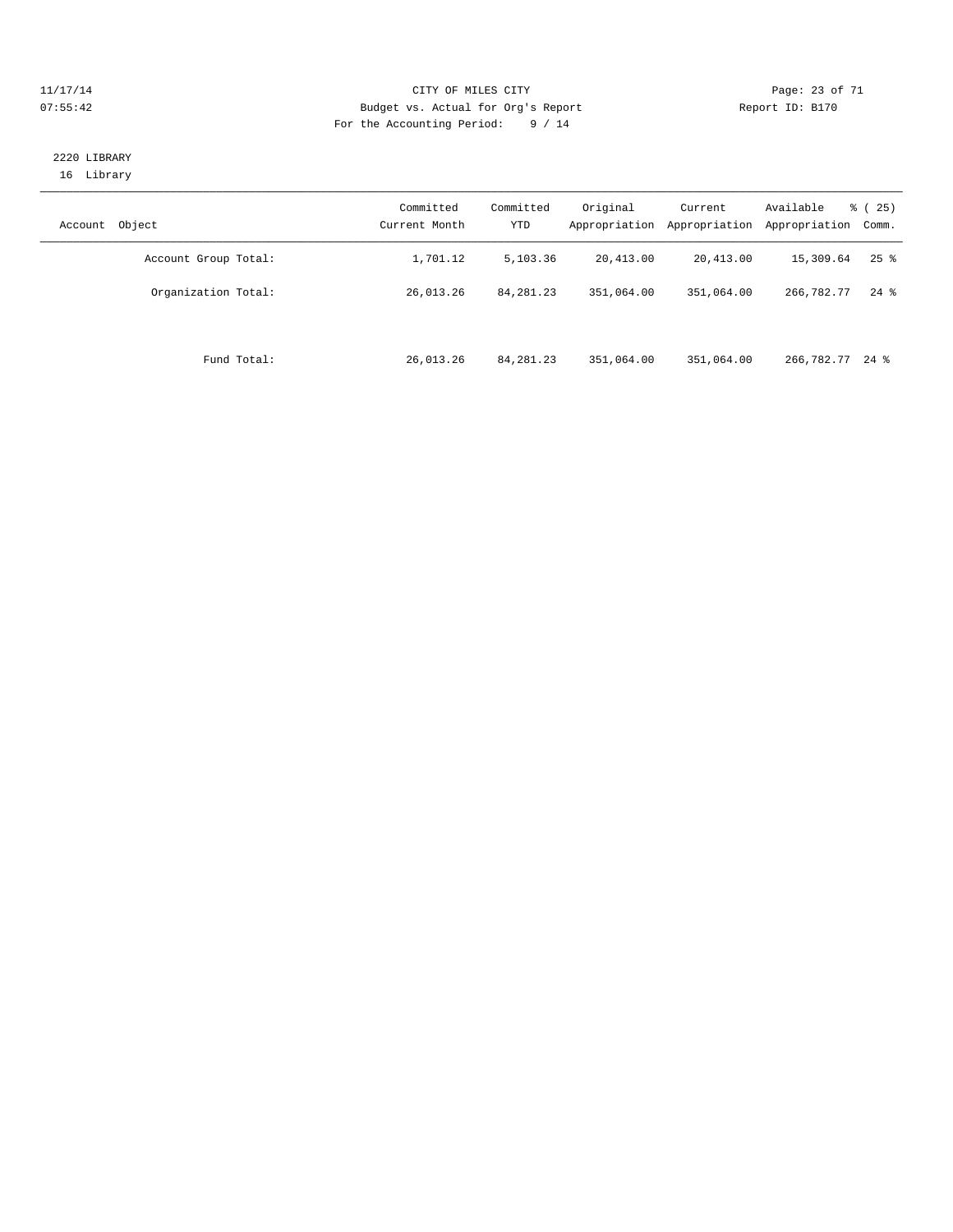CITY OF MILES CITY
Budget vs. Actual for Org's Report
For the Accounting Period: 9 / 14

11/17/14
07:55:42

Report ID: B170

2220 LIBRARY
16 Library

| Account Object | Committed Current Month | Committed YTD | Original Appropriation | Current Appropriation | Available Appropriation | % ( 25) Comm. |
|---|---|---|---|---|---|---|
| Account Group Total: | 1,701.12 | 5,103.36 | 20,413.00 | 20,413.00 | 15,309.64 | 25 % |
| Organization Total: | 26,013.26 | 84,281.23 | 351,064.00 | 351,064.00 | 266,782.77 | 24 % |
| Fund Total: | 26,013.26 | 84,281.23 | 351,064.00 | 351,064.00 | 266,782.77 | 24 % |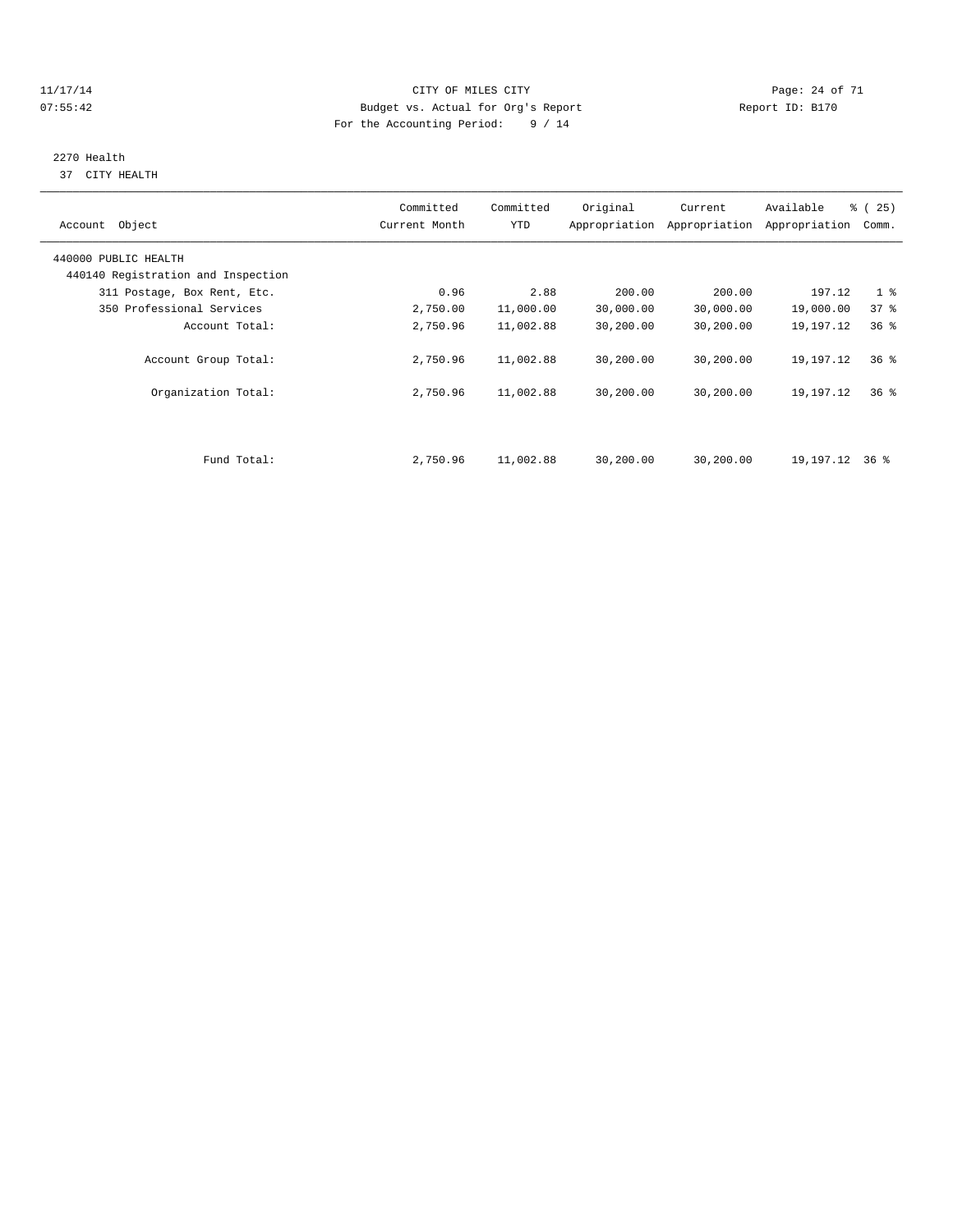CITY OF MILES CITY
Budget vs. Actual for Org's Report
For the Accounting Period: 9 / 14

11/17/14
07:55:42

Report ID: B170

## 2270 Health

37 CITY HEALTH

| Account Object | Committed Current Month | Committed YTD | Original Appropriation | Current Appropriation | Available Appropriation | % ( 25) Comm. |
|---|---|---|---|---|---|---|
| 440000 PUBLIC HEALTH | | | | | | |
| 440140 Registration and Inspection | | | | | | |
| 311 Postage, Box Rent, Etc. | 0.96 | 2.88 | 200.00 | 200.00 | 197.12 | 1 % |
| 350 Professional Services | 2,750.00 | 11,000.00 | 30,000.00 | 30,000.00 | 19,000.00 | 37 % |
| Account Total: | 2,750.96 | 11,002.88 | 30,200.00 | 30,200.00 | 19,197.12 | 36 % |
| Account Group Total: | 2,750.96 | 11,002.88 | 30,200.00 | 30,200.00 | 19,197.12 | 36 % |
| Organization Total: | 2,750.96 | 11,002.88 | 30,200.00 | 30,200.00 | 19,197.12 | 36 % |
| Fund Total: | 2,750.96 | 11,002.88 | 30,200.00 | 30,200.00 | 19,197.12 | 36 % |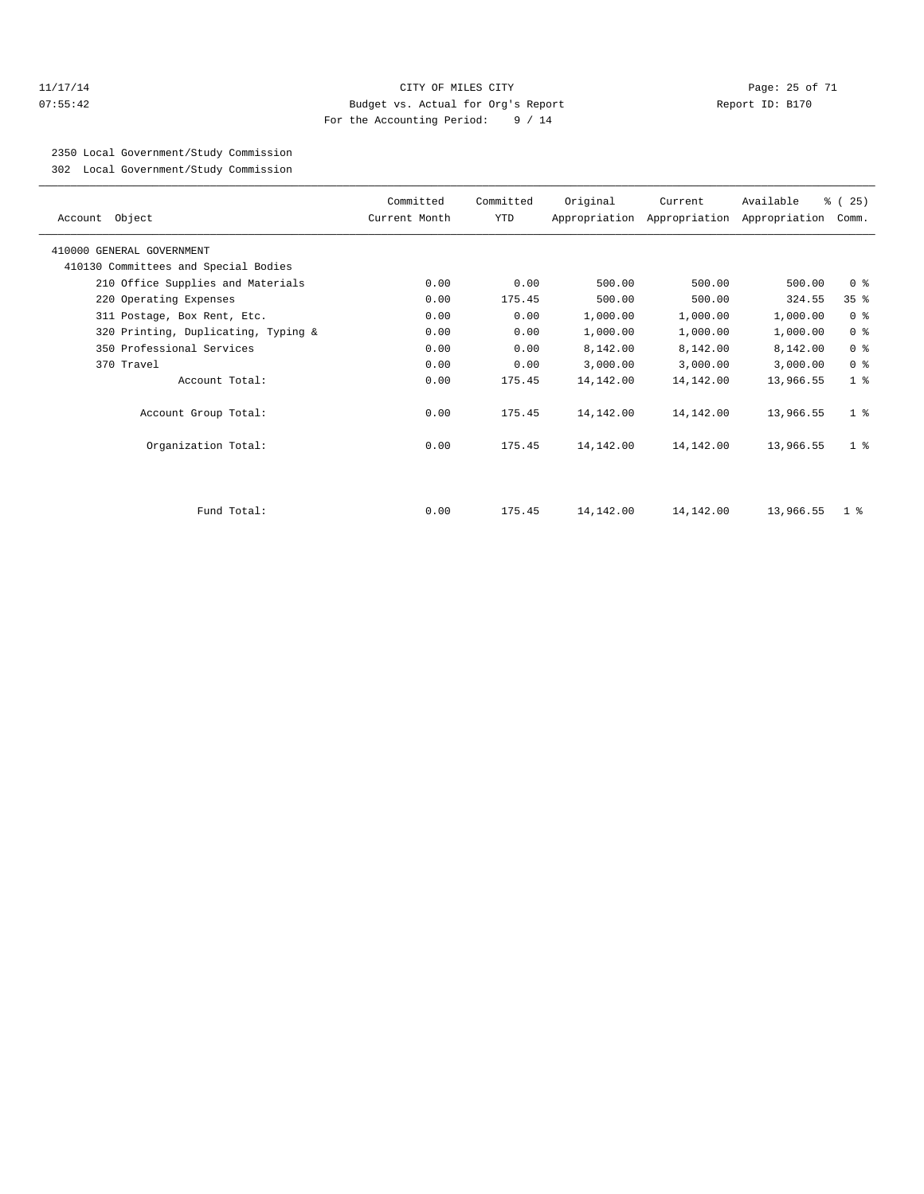CITY OF MILES CITY
Budget vs. Actual for Org's Report
For the Accounting Period: 9 / 14

11/17/14
07:55:42

Report ID: B170

2350 Local Government/Study Commission
302 Local Government/Study Commission

| Account Object | Committed Current Month | Committed YTD | Original Appropriation | Current Appropriation | Available Appropriation | % ( 25) Comm. |
|---|---|---|---|---|---|---|
| 410000 GENERAL GOVERNMENT | | | | | | |
| 410130 Committees and Special Bodies | | | | | | |
| 210 Office Supplies and Materials | 0.00 | 0.00 | 500.00 | 500.00 | 500.00 | 0 % |
| 220 Operating Expenses | 0.00 | 175.45 | 500.00 | 500.00 | 324.55 | 35 % |
| 311 Postage, Box Rent, Etc. | 0.00 | 0.00 | 1,000.00 | 1,000.00 | 1,000.00 | 0 % |
| 320 Printing, Duplicating, Typing & | 0.00 | 0.00 | 1,000.00 | 1,000.00 | 1,000.00 | 0 % |
| 350 Professional Services | 0.00 | 0.00 | 8,142.00 | 8,142.00 | 8,142.00 | 0 % |
| 370 Travel | 0.00 | 0.00 | 3,000.00 | 3,000.00 | 3,000.00 | 0 % |
| Account Total: | 0.00 | 175.45 | 14,142.00 | 14,142.00 | 13,966.55 | 1 % |
| Account Group Total: | 0.00 | 175.45 | 14,142.00 | 14,142.00 | 13,966.55 | 1 % |
| Organization Total: | 0.00 | 175.45 | 14,142.00 | 14,142.00 | 13,966.55 | 1 % |
| Fund Total: | 0.00 | 175.45 | 14,142.00 | 14,142.00 | 13,966.55 | 1 % |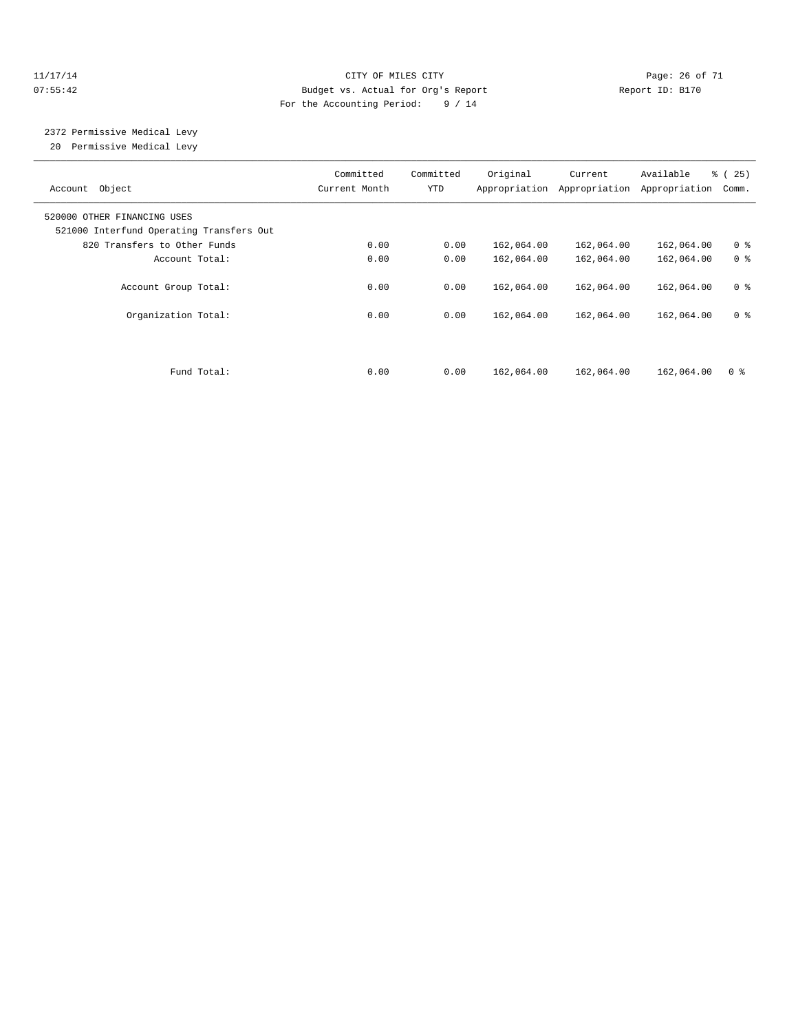CITY OF MILES CITY
Budget vs. Actual for Org's Report
For the Accounting Period: 9 / 14

11/17/14
07:55:42

Report ID: B170

## 2372 Permissive Medical Levy
20 Permissive Medical Levy

| Account Object | Committed Current Month | Committed YTD | Original Appropriation | Current Appropriation | Available Appropriation | % ( 25) Comm. |
|---|---|---|---|---|---|---|
| 520000 OTHER FINANCING USES | | | | | | |
| 521000 Interfund Operating Transfers Out | | | | | | |
| 820 Transfers to Other Funds | 0.00 | 0.00 | 162,064.00 | 162,064.00 | 162,064.00 | 0 % |
| Account Total: | 0.00 | 0.00 | 162,064.00 | 162,064.00 | 162,064.00 | 0 % |
| Account Group Total: | 0.00 | 0.00 | 162,064.00 | 162,064.00 | 162,064.00 | 0 % |
| Organization Total: | 0.00 | 0.00 | 162,064.00 | 162,064.00 | 162,064.00 | 0 % |
| Fund Total: | 0.00 | 0.00 | 162,064.00 | 162,064.00 | 162,064.00 | 0 % |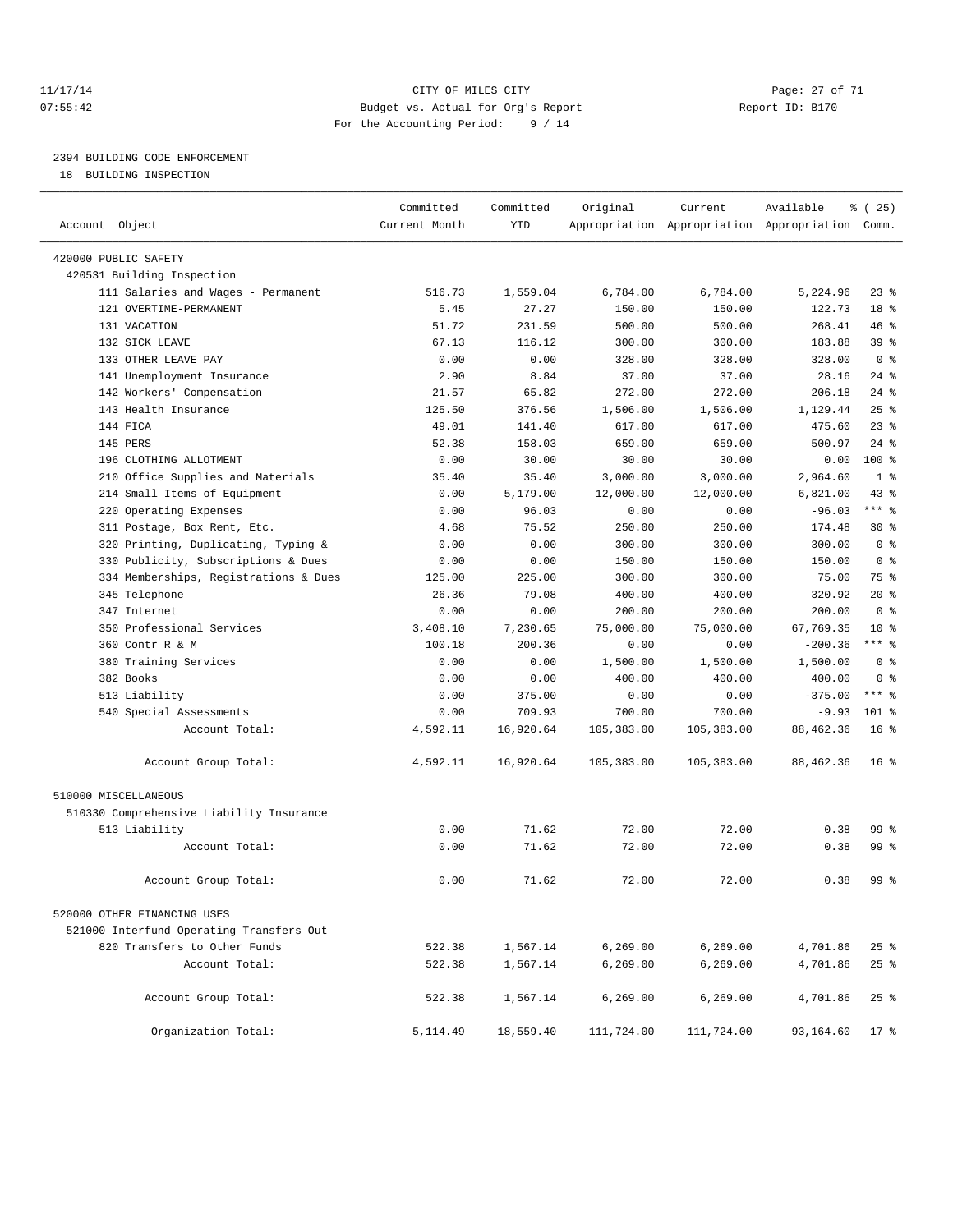CITY OF MILES CITY
Budget vs. Actual for Org's Report
For the Accounting Period: 9 / 14

2394 BUILDING CODE ENFORCEMENT
18 BUILDING INSPECTION

| Account Object | Committed Current Month | Committed YTD | Original Appropriation | Current Appropriation | Available Appropriation | % ( 25) Comm. |
|---|---|---|---|---|---|---|
| 420000 PUBLIC SAFETY | | | | | | |
| 420531 Building Inspection | | | | | | |
| 111 Salaries and Wages - Permanent | 516.73 | 1,559.04 | 6,784.00 | 6,784.00 | 5,224.96 | 23 % |
| 121 OVERTIME-PERMANENT | 5.45 | 27.27 | 150.00 | 150.00 | 122.73 | 18 % |
| 131 VACATION | 51.72 | 231.59 | 500.00 | 500.00 | 268.41 | 46 % |
| 132 SICK LEAVE | 67.13 | 116.12 | 300.00 | 300.00 | 183.88 | 39 % |
| 133 OTHER LEAVE PAY | 0.00 | 0.00 | 328.00 | 328.00 | 328.00 | 0 % |
| 141 Unemployment Insurance | 2.90 | 8.84 | 37.00 | 37.00 | 28.16 | 24 % |
| 142 Workers' Compensation | 21.57 | 65.82 | 272.00 | 272.00 | 206.18 | 24 % |
| 143 Health Insurance | 125.50 | 376.56 | 1,506.00 | 1,506.00 | 1,129.44 | 25 % |
| 144 FICA | 49.01 | 141.40 | 617.00 | 617.00 | 475.60 | 23 % |
| 145 PERS | 52.38 | 158.03 | 659.00 | 659.00 | 500.97 | 24 % |
| 196 CLOTHING ALLOTMENT | 0.00 | 30.00 | 30.00 | 30.00 | 0.00 | 100 % |
| 210 Office Supplies and Materials | 35.40 | 35.40 | 3,000.00 | 3,000.00 | 2,964.60 | 1 % |
| 214 Small Items of Equipment | 0.00 | 5,179.00 | 12,000.00 | 12,000.00 | 6,821.00 | 43 % |
| 220 Operating Expenses | 0.00 | 96.03 | 0.00 | 0.00 | -96.03 | *** % |
| 311 Postage, Box Rent, Etc. | 4.68 | 75.52 | 250.00 | 250.00 | 174.48 | 30 % |
| 320 Printing, Duplicating, Typing & | 0.00 | 0.00 | 300.00 | 300.00 | 300.00 | 0 % |
| 330 Publicity, Subscriptions & Dues | 0.00 | 0.00 | 150.00 | 150.00 | 150.00 | 0 % |
| 334 Memberships, Registrations & Dues | 125.00 | 225.00 | 300.00 | 300.00 | 75.00 | 75 % |
| 345 Telephone | 26.36 | 79.08 | 400.00 | 400.00 | 320.92 | 20 % |
| 347 Internet | 0.00 | 0.00 | 200.00 | 200.00 | 200.00 | 0 % |
| 350 Professional Services | 3,408.10 | 7,230.65 | 75,000.00 | 75,000.00 | 67,769.35 | 10 % |
| 360 Contr R & M | 100.18 | 200.36 | 0.00 | 0.00 | -200.36 | *** % |
| 380 Training Services | 0.00 | 0.00 | 1,500.00 | 1,500.00 | 1,500.00 | 0 % |
| 382 Books | 0.00 | 0.00 | 400.00 | 400.00 | 400.00 | 0 % |
| 513 Liability | 0.00 | 375.00 | 0.00 | 0.00 | -375.00 | *** % |
| 540 Special Assessments | 0.00 | 709.93 | 700.00 | 700.00 | -9.93 | 101 % |
| Account Total: | 4,592.11 | 16,920.64 | 105,383.00 | 105,383.00 | 88,462.36 | 16 % |
| Account Group Total: | 4,592.11 | 16,920.64 | 105,383.00 | 105,383.00 | 88,462.36 | 16 % |
| 510000 MISCELLANEOUS | | | | | | |
| 510330 Comprehensive Liability Insurance | | | | | | |
| 513 Liability | 0.00 | 71.62 | 72.00 | 72.00 | 0.38 | 99 % |
| Account Total: | 0.00 | 71.62 | 72.00 | 72.00 | 0.38 | 99 % |
| Account Group Total: | 0.00 | 71.62 | 72.00 | 72.00 | 0.38 | 99 % |
| 520000 OTHER FINANCING USES | | | | | | |
| 521000 Interfund Operating Transfers Out | | | | | | |
| 820 Transfers to Other Funds | 522.38 | 1,567.14 | 6,269.00 | 6,269.00 | 4,701.86 | 25 % |
| Account Total: | 522.38 | 1,567.14 | 6,269.00 | 6,269.00 | 4,701.86 | 25 % |
| Account Group Total: | 522.38 | 1,567.14 | 6,269.00 | 6,269.00 | 4,701.86 | 25 % |
| Organization Total: | 5,114.49 | 18,559.40 | 111,724.00 | 111,724.00 | 93,164.60 | 17 % |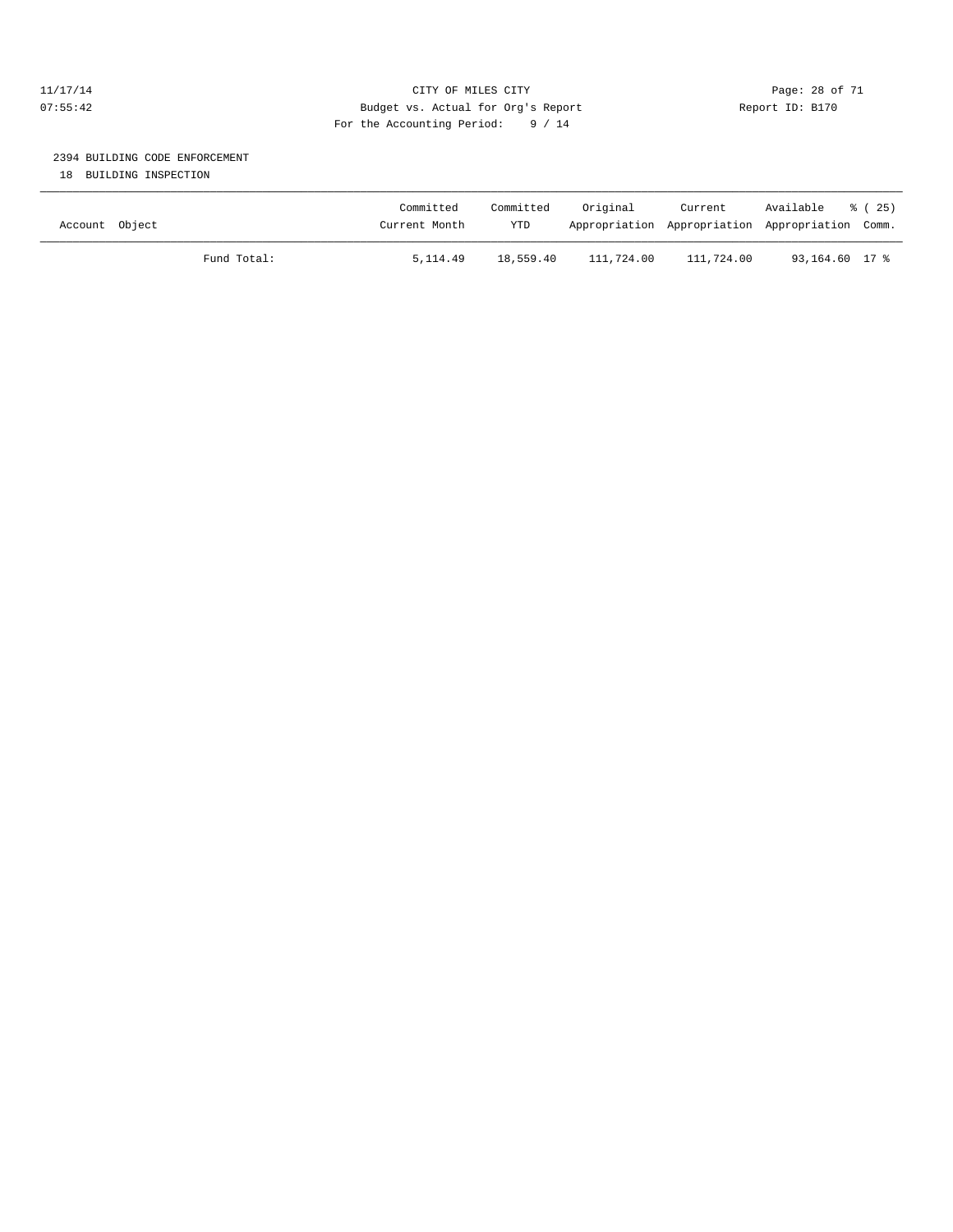CITY OF MILES CITY
Budget vs. Actual for Org's Report
For the Accounting Period: 9 / 14

Report ID: B170

## 2394 BUILDING CODE ENFORCEMENT

18 BUILDING INSPECTION

| Account Object | Committed Current Month | Committed YTD | Original Appropriation | Current Appropriation | Available Appropriation | % ( 25) Comm. |
|---|---|---|---|---|---|---|
| Fund Total: | 5,114.49 | 18,559.40 | 111,724.00 | 111,724.00 | 93,164.60 | 17 % |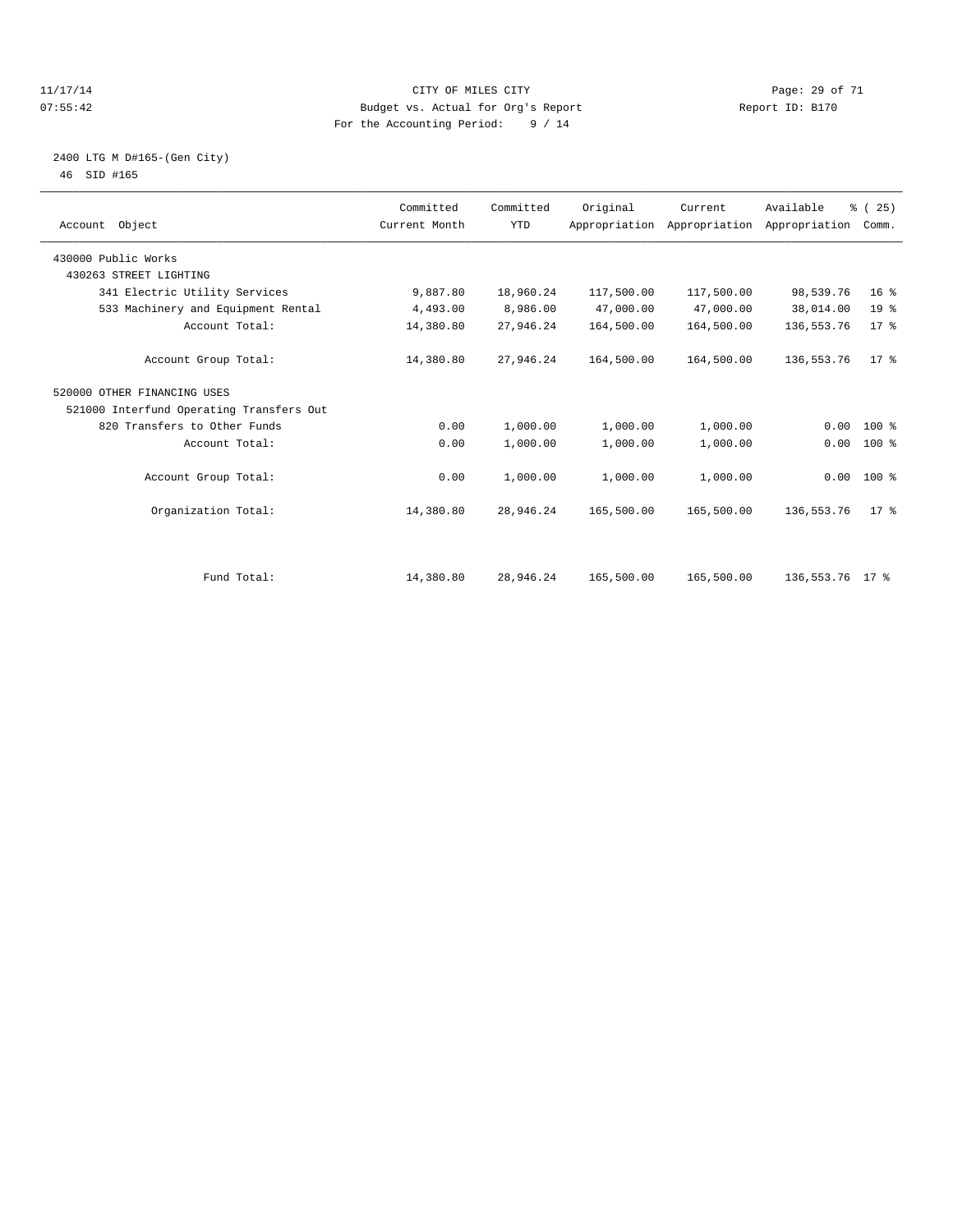CITY OF MILES CITY
Budget vs. Actual for Org's Report
For the Accounting Period: 9 / 14

11/17/14 07:55:42 — Report ID: B170

2400 LTG M D#165-(Gen City)
46 SID #165

| Account Object | Committed Current Month | Committed YTD | Original Appropriation | Current Appropriation | Available Appropriation | % ( 25) Comm. |
|---|---|---|---|---|---|---|
| 430000 Public Works | | | | | | |
| 430263 STREET LIGHTING | | | | | | |
| 341 Electric Utility Services | 9,887.80 | 18,960.24 | 117,500.00 | 117,500.00 | 98,539.76 | 16 % |
| 533 Machinery and Equipment Rental | 4,493.00 | 8,986.00 | 47,000.00 | 47,000.00 | 38,014.00 | 19 % |
| Account Total: | 14,380.80 | 27,946.24 | 164,500.00 | 164,500.00 | 136,553.76 | 17 % |
| Account Group Total: | 14,380.80 | 27,946.24 | 164,500.00 | 164,500.00 | 136,553.76 | 17 % |
| 520000 OTHER FINANCING USES | | | | | | |
| 521000 Interfund Operating Transfers Out | | | | | | |
| 820 Transfers to Other Funds | 0.00 | 1,000.00 | 1,000.00 | 1,000.00 | 0.00 | 100 % |
| Account Total: | 0.00 | 1,000.00 | 1,000.00 | 1,000.00 | 0.00 | 100 % |
| Account Group Total: | 0.00 | 1,000.00 | 1,000.00 | 1,000.00 | 0.00 | 100 % |
| Organization Total: | 14,380.80 | 28,946.24 | 165,500.00 | 165,500.00 | 136,553.76 | 17 % |
| Fund Total: | 14,380.80 | 28,946.24 | 165,500.00 | 165,500.00 | 136,553.76 | 17 % |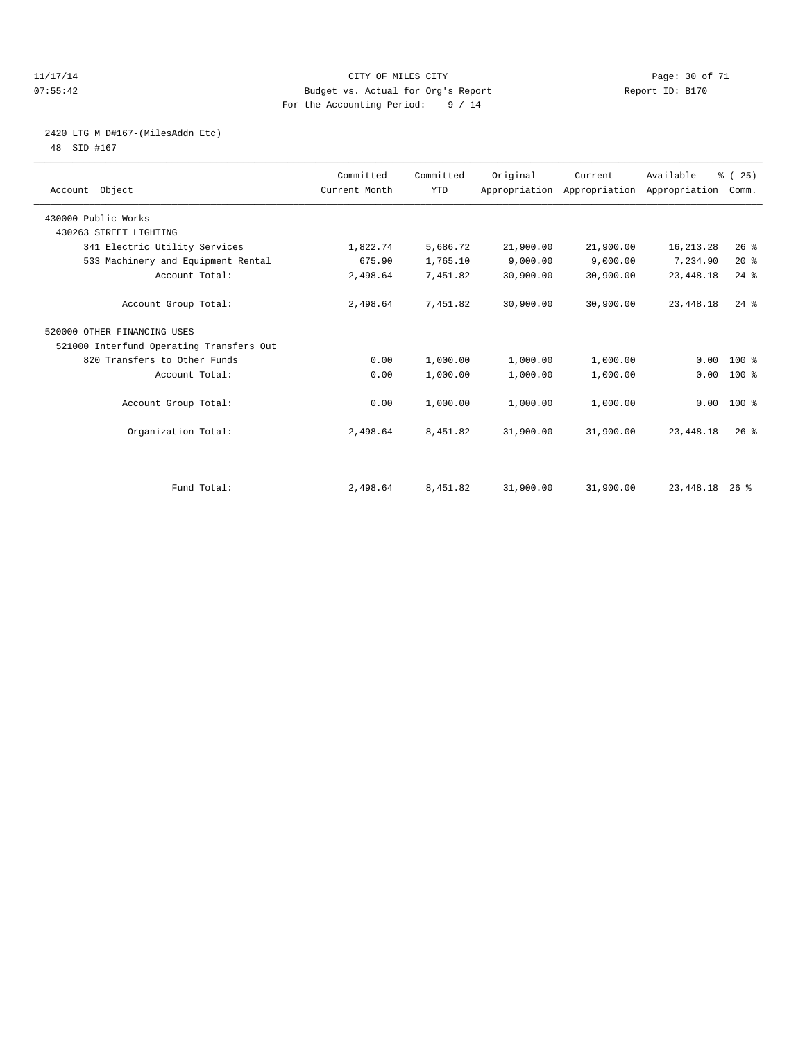CITY OF MILES CITY
Budget vs. Actual for Org's Report
For the Accounting Period: 9 / 14

11/17/14
07:55:42

Report ID: B170

2420 LTG M D#167-(MilesAddn Etc)
48 SID #167

| Account Object | Committed Current Month | Committed YTD | Original Appropriation | Current Appropriation | Available Appropriation | % ( 25) Comm. |
|---|---|---|---|---|---|---|
| 430000 Public Works | | | | | | |
| 430263 STREET LIGHTING | | | | | | |
| 341 Electric Utility Services | 1,822.74 | 5,686.72 | 21,900.00 | 21,900.00 | 16,213.28 | 26 % |
| 533 Machinery and Equipment Rental | 675.90 | 1,765.10 | 9,000.00 | 9,000.00 | 7,234.90 | 20 % |
| Account Total: | 2,498.64 | 7,451.82 | 30,900.00 | 30,900.00 | 23,448.18 | 24 % |
| Account Group Total: | 2,498.64 | 7,451.82 | 30,900.00 | 30,900.00 | 23,448.18 | 24 % |
| 520000 OTHER FINANCING USES | | | | | | |
| 521000 Interfund Operating Transfers Out | | | | | | |
| 820 Transfers to Other Funds | 0.00 | 1,000.00 | 1,000.00 | 1,000.00 | 0.00 | 100 % |
| Account Total: | 0.00 | 1,000.00 | 1,000.00 | 1,000.00 | 0.00 | 100 % |
| Account Group Total: | 0.00 | 1,000.00 | 1,000.00 | 1,000.00 | 0.00 | 100 % |
| Organization Total: | 2,498.64 | 8,451.82 | 31,900.00 | 31,900.00 | 23,448.18 | 26 % |
| Fund Total: | 2,498.64 | 8,451.82 | 31,900.00 | 31,900.00 | 23,448.18 | 26 % |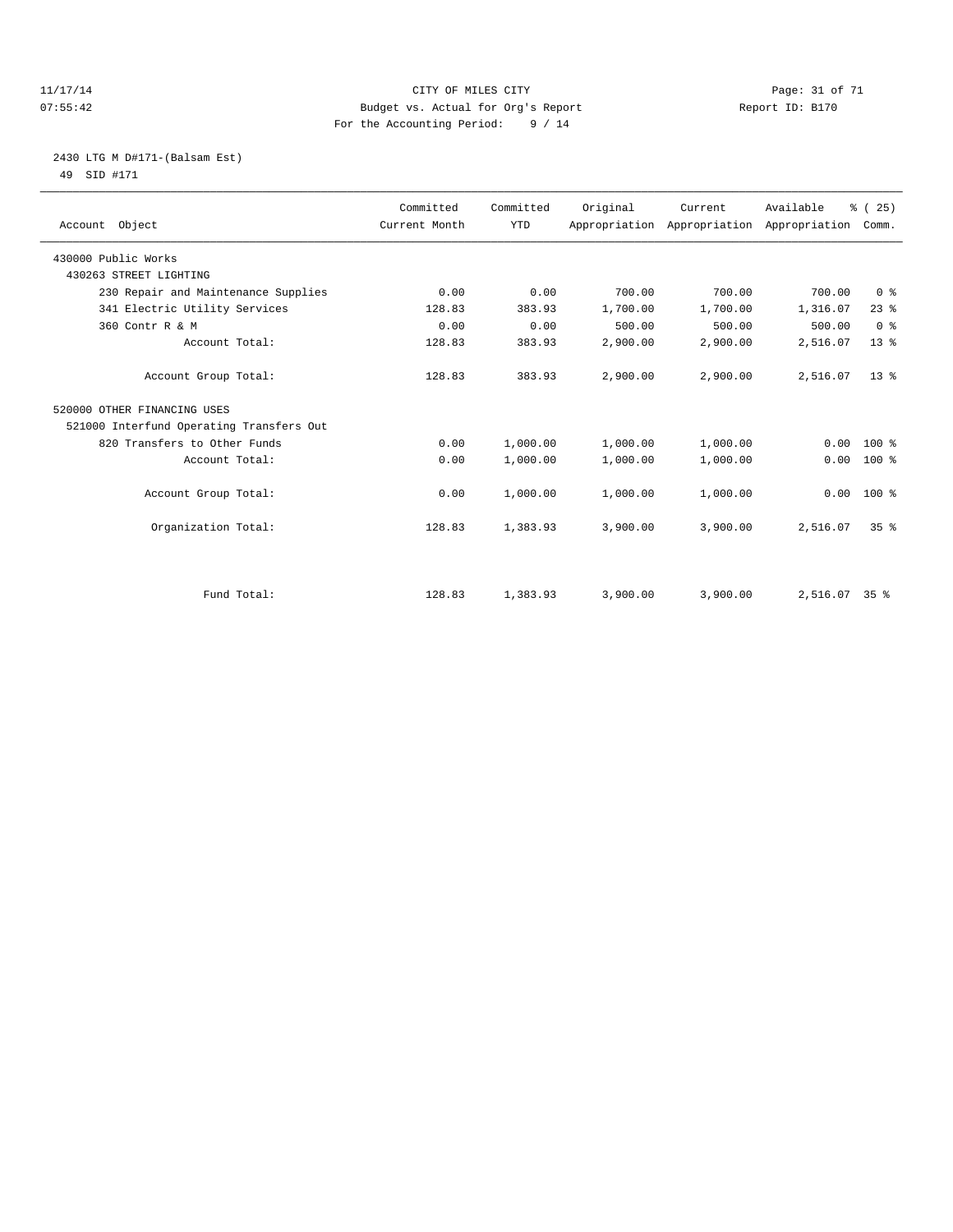CITY OF MILES CITY
Budget vs. Actual for Org's Report
For the Accounting Period: 9 / 14

11/17/14
07:55:42

Report ID: B170

## 2430 LTG M D#171-(Balsam Est)

49 SID #171

| Account Object | Committed Current Month | Committed YTD | Original Appropriation | Current Appropriation | Available Appropriation | % ( 25) Comm. |
|---|---|---|---|---|---|---|
| 430000 Public Works | | | | | | |
| 430263 STREET LIGHTING | | | | | | |
| 230 Repair and Maintenance Supplies | 0.00 | 0.00 | 700.00 | 700.00 | 700.00 | 0 % |
| 341 Electric Utility Services | 128.83 | 383.93 | 1,700.00 | 1,700.00 | 1,316.07 | 23 % |
| 360 Contr R & M | 0.00 | 0.00 | 500.00 | 500.00 | 500.00 | 0 % |
| Account Total: | 128.83 | 383.93 | 2,900.00 | 2,900.00 | 2,516.07 | 13 % |
| Account Group Total: | 128.83 | 383.93 | 2,900.00 | 2,900.00 | 2,516.07 | 13 % |
| 520000 OTHER FINANCING USES | | | | | | |
| 521000 Interfund Operating Transfers Out | | | | | | |
| 820 Transfers to Other Funds | 0.00 | 1,000.00 | 1,000.00 | 1,000.00 | 0.00 | 100 % |
| Account Total: | 0.00 | 1,000.00 | 1,000.00 | 1,000.00 | 0.00 | 100 % |
| Account Group Total: | 0.00 | 1,000.00 | 1,000.00 | 1,000.00 | 0.00 | 100 % |
| Organization Total: | 128.83 | 1,383.93 | 3,900.00 | 3,900.00 | 2,516.07 | 35 % |
| Fund Total: | 128.83 | 1,383.93 | 3,900.00 | 3,900.00 | 2,516.07 | 35 % |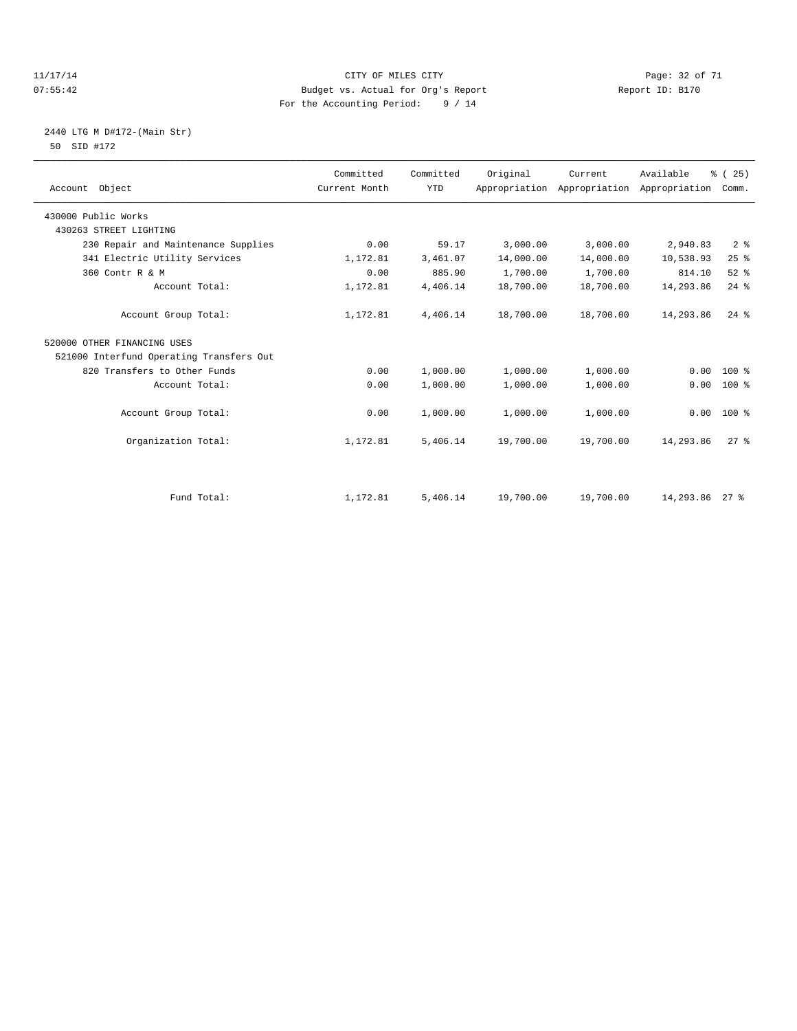CITY OF MILES CITY
Budget vs. Actual for Org's Report
For the Accounting Period: 9 / 14

2440 LTG M D#172-(Main Str)
50 SID #172

| Account Object | Committed Current Month | Committed YTD | Original Appropriation | Current Appropriation | Available Appropriation | % ( 25) Comm. |
|---|---|---|---|---|---|---|
| 430000 Public Works | | | | | | |
| 430263 STREET LIGHTING | | | | | | |
| 230 Repair and Maintenance Supplies | 0.00 | 59.17 | 3,000.00 | 3,000.00 | 2,940.83 | 2 % |
| 341 Electric Utility Services | 1,172.81 | 3,461.07 | 14,000.00 | 14,000.00 | 10,538.93 | 25 % |
| 360 Contr R & M | 0.00 | 885.90 | 1,700.00 | 1,700.00 | 814.10 | 52 % |
| Account Total: | 1,172.81 | 4,406.14 | 18,700.00 | 18,700.00 | 14,293.86 | 24 % |
| Account Group Total: | 1,172.81 | 4,406.14 | 18,700.00 | 18,700.00 | 14,293.86 | 24 % |
| 520000 OTHER FINANCING USES | | | | | | |
| 521000 Interfund Operating Transfers Out | | | | | | |
| 820 Transfers to Other Funds | 0.00 | 1,000.00 | 1,000.00 | 1,000.00 | 0.00 | 100 % |
| Account Total: | 0.00 | 1,000.00 | 1,000.00 | 1,000.00 | 0.00 | 100 % |
| Account Group Total: | 0.00 | 1,000.00 | 1,000.00 | 1,000.00 | 0.00 | 100 % |
| Organization Total: | 1,172.81 | 5,406.14 | 19,700.00 | 19,700.00 | 14,293.86 | 27 % |
| Fund Total: | 1,172.81 | 5,406.14 | 19,700.00 | 19,700.00 | 14,293.86 | 27 % |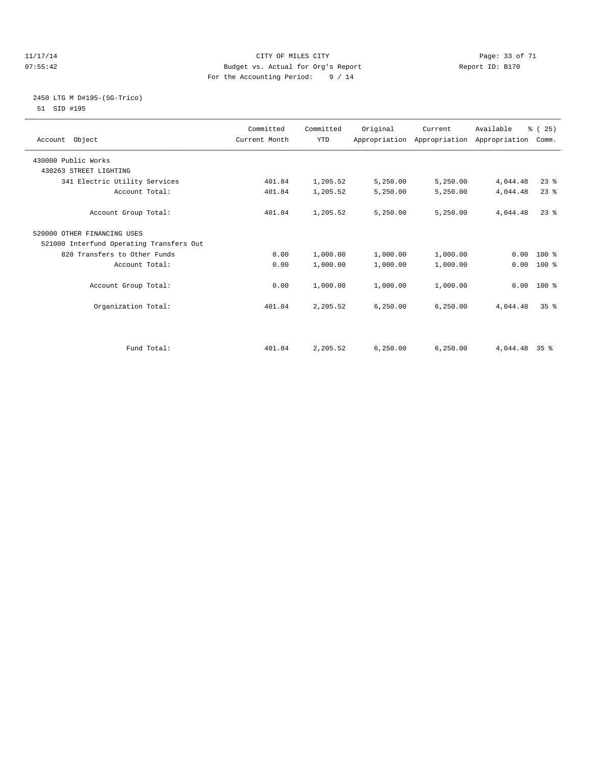CITY OF MILES CITY
Budget vs. Actual for Org's Report
For the Accounting Period: 9 / 14

2450 LTG M D#195-(SG-Trico)
51 SID #195

| Account Object | Committed Current Month | Committed YTD | Original Appropriation | Current Appropriation | Available Appropriation | % ( 25) Comm. |
|---|---|---|---|---|---|---|
| 430000 Public Works | | | | | | |
| 430263 STREET LIGHTING | | | | | | |
| 341 Electric Utility Services | 401.84 | 1,205.52 | 5,250.00 | 5,250.00 | 4,044.48 | 23 % |
| Account Total: | 401.84 | 1,205.52 | 5,250.00 | 5,250.00 | 4,044.48 | 23 % |
| Account Group Total: | 401.84 | 1,205.52 | 5,250.00 | 5,250.00 | 4,044.48 | 23 % |
| 520000 OTHER FINANCING USES | | | | | | |
| 521000 Interfund Operating Transfers Out | | | | | | |
| 820 Transfers to Other Funds | 0.00 | 1,000.00 | 1,000.00 | 1,000.00 | 0.00 | 100 % |
| Account Total: | 0.00 | 1,000.00 | 1,000.00 | 1,000.00 | 0.00 | 100 % |
| Account Group Total: | 0.00 | 1,000.00 | 1,000.00 | 1,000.00 | 0.00 | 100 % |
| Organization Total: | 401.84 | 2,205.52 | 6,250.00 | 6,250.00 | 4,044.48 | 35 % |
| Fund Total: | 401.84 | 2,205.52 | 6,250.00 | 6,250.00 | 4,044.48 | 35 % |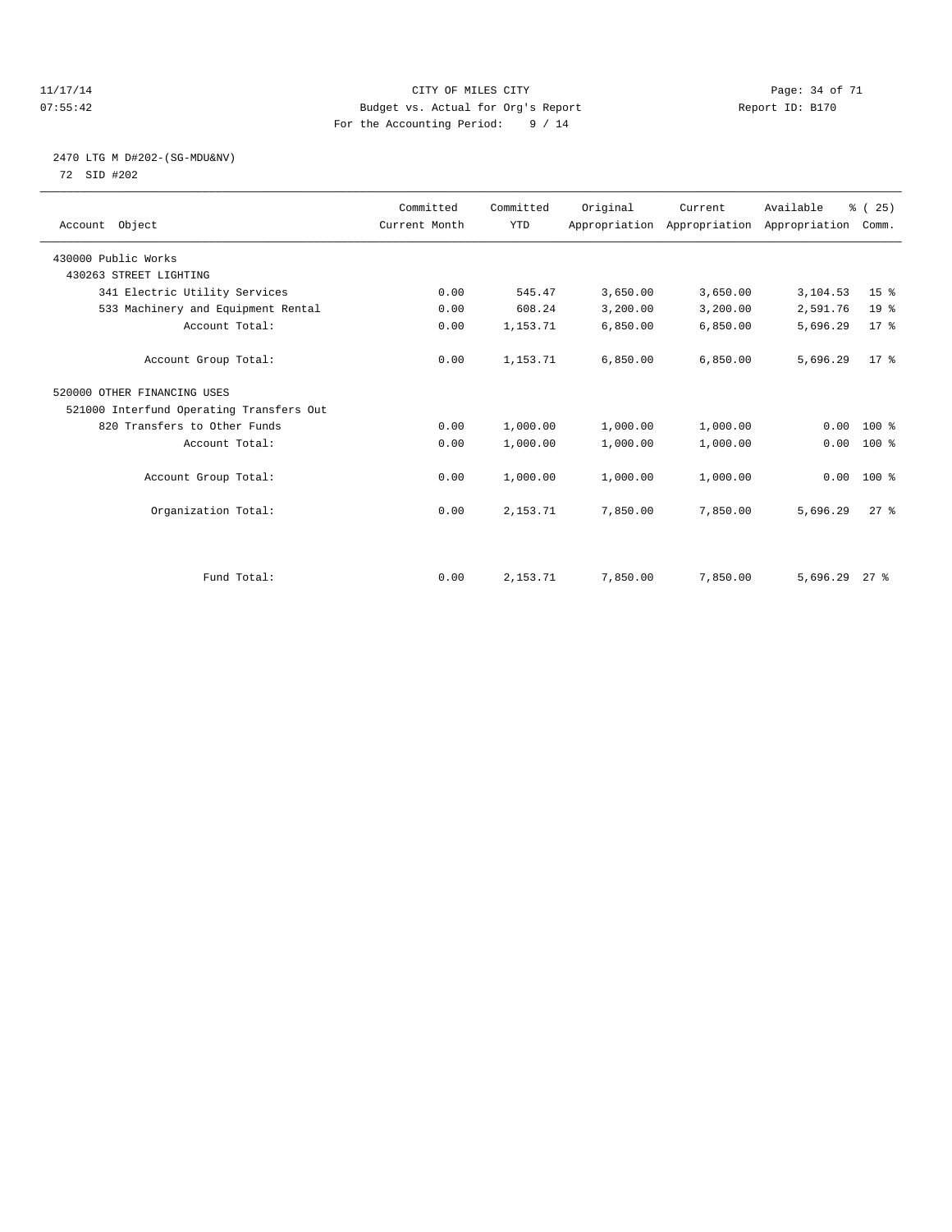CITY OF MILES CITY
Budget vs. Actual for Org's Report
For the Accounting Period: 9 / 14

2470 LTG M D#202-(SG-MDU&NV)
72 SID #202

| Account Object | Committed Current Month | Committed YTD | Original Appropriation | Current Appropriation | Available Appropriation | % ( 25) Comm. |
|---|---|---|---|---|---|---|
| 430000 Public Works | | | | | | |
| 430263 STREET LIGHTING | | | | | | |
| 341 Electric Utility Services | 0.00 | 545.47 | 3,650.00 | 3,650.00 | 3,104.53 | 15 % |
| 533 Machinery and Equipment Rental | 0.00 | 608.24 | 3,200.00 | 3,200.00 | 2,591.76 | 19 % |
| Account Total: | 0.00 | 1,153.71 | 6,850.00 | 6,850.00 | 5,696.29 | 17 % |
| Account Group Total: | 0.00 | 1,153.71 | 6,850.00 | 6,850.00 | 5,696.29 | 17 % |
| 520000 OTHER FINANCING USES | | | | | | |
| 521000 Interfund Operating Transfers Out | | | | | | |
| 820 Transfers to Other Funds | 0.00 | 1,000.00 | 1,000.00 | 1,000.00 | 0.00 | 100 % |
| Account Total: | 0.00 | 1,000.00 | 1,000.00 | 1,000.00 | 0.00 | 100 % |
| Account Group Total: | 0.00 | 1,000.00 | 1,000.00 | 1,000.00 | 0.00 | 100 % |
| Organization Total: | 0.00 | 2,153.71 | 7,850.00 | 7,850.00 | 5,696.29 | 27 % |
| Fund Total: | 0.00 | 2,153.71 | 7,850.00 | 7,850.00 | 5,696.29 | 27 % |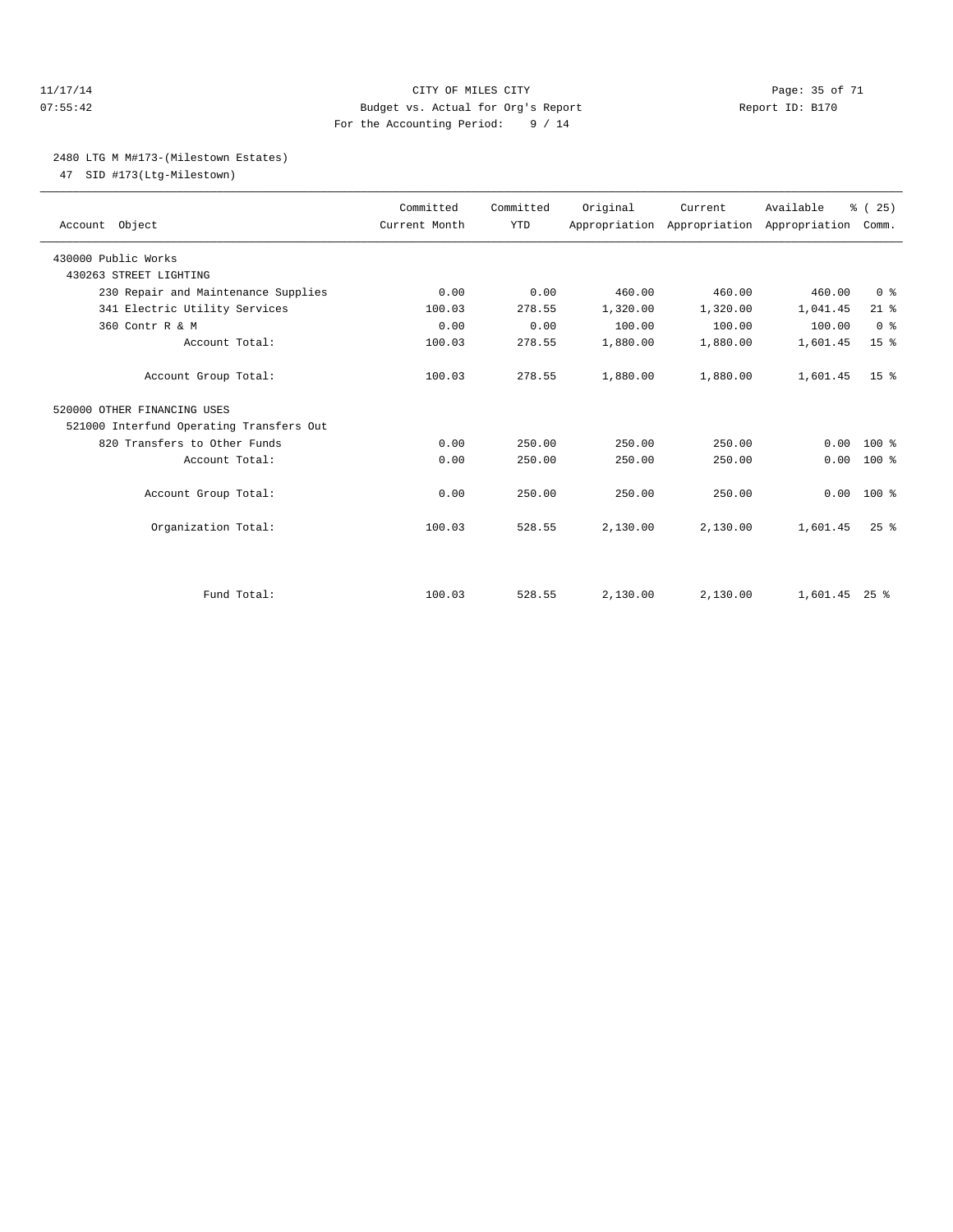CITY OF MILES CITY
Budget vs. Actual for Org's Report
For the Accounting Period: 9 / 14

11/17/14
07:55:42

Report ID: B170

2480 LTG M M#173-(Milestown Estates)
47 SID #173(Ltg-Milestown)

| Account Object | Committed Current Month | Committed YTD | Original Appropriation | Current Appropriation | Available Appropriation | % ( 25) Comm. |
|---|---|---|---|---|---|---|
| 430000 Public Works | | | | | | |
| 430263 STREET LIGHTING | | | | | | |
| 230 Repair and Maintenance Supplies | 0.00 | 0.00 | 460.00 | 460.00 | 460.00 | 0 % |
| 341 Electric Utility Services | 100.03 | 278.55 | 1,320.00 | 1,320.00 | 1,041.45 | 21 % |
| 360 Contr R & M | 0.00 | 0.00 | 100.00 | 100.00 | 100.00 | 0 % |
| Account Total: | 100.03 | 278.55 | 1,880.00 | 1,880.00 | 1,601.45 | 15 % |
| Account Group Total: | 100.03 | 278.55 | 1,880.00 | 1,880.00 | 1,601.45 | 15 % |
| 520000 OTHER FINANCING USES | | | | | | |
| 521000 Interfund Operating Transfers Out | | | | | | |
| 820 Transfers to Other Funds | 0.00 | 250.00 | 250.00 | 250.00 | 0.00 | 100 % |
| Account Total: | 0.00 | 250.00 | 250.00 | 250.00 | 0.00 | 100 % |
| Account Group Total: | 0.00 | 250.00 | 250.00 | 250.00 | 0.00 | 100 % |
| Organization Total: | 100.03 | 528.55 | 2,130.00 | 2,130.00 | 1,601.45 | 25 % |
| Fund Total: | 100.03 | 528.55 | 2,130.00 | 2,130.00 | 1,601.45 | 25 % |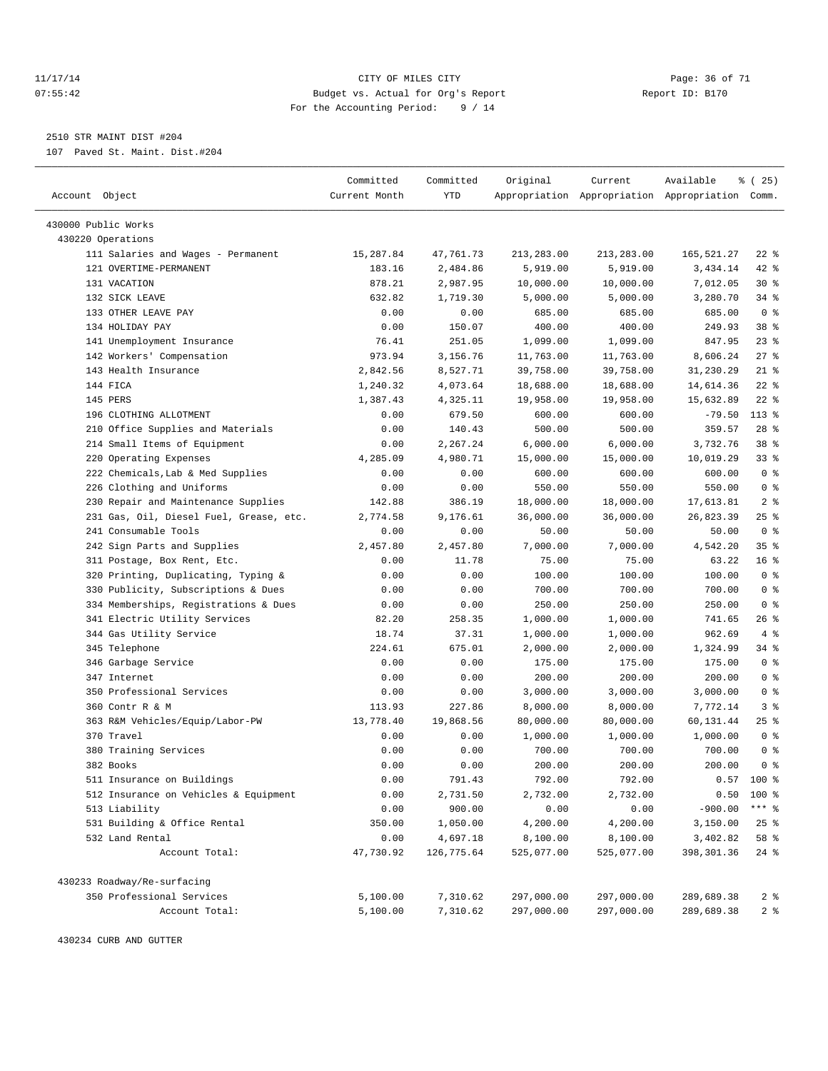CITY OF MILES CITY
Budget vs. Actual for Org's Report
For the Accounting Period: 9 / 14

11/17/14
07:55:42

Report ID: B170

2510 STR MAINT DIST #204
107 Paved St. Maint. Dist.#204

| Account Object | Committed Current Month | Committed YTD | Original Appropriation | Current Appropriation | Available Appropriation | % ( 25) Comm. |
|---|---|---|---|---|---|---|
| 430000 Public Works | | | | | | |
| 430220 Operations | | | | | | |
| 111 Salaries and Wages - Permanent | 15,287.84 | 47,761.73 | 213,283.00 | 213,283.00 | 165,521.27 | 22 % |
| 121 OVERTIME-PERMANENT | 183.16 | 2,484.86 | 5,919.00 | 5,919.00 | 3,434.14 | 42 % |
| 131 VACATION | 878.21 | 2,987.95 | 10,000.00 | 10,000.00 | 7,012.05 | 30 % |
| 132 SICK LEAVE | 632.82 | 1,719.30 | 5,000.00 | 5,000.00 | 3,280.70 | 34 % |
| 133 OTHER LEAVE PAY | 0.00 | 0.00 | 685.00 | 685.00 | 685.00 | 0 % |
| 134 HOLIDAY PAY | 0.00 | 150.07 | 400.00 | 400.00 | 249.93 | 38 % |
| 141 Unemployment Insurance | 76.41 | 251.05 | 1,099.00 | 1,099.00 | 847.95 | 23 % |
| 142 Workers' Compensation | 973.94 | 3,156.76 | 11,763.00 | 11,763.00 | 8,606.24 | 27 % |
| 143 Health Insurance | 2,842.56 | 8,527.71 | 39,758.00 | 39,758.00 | 31,230.29 | 21 % |
| 144 FICA | 1,240.32 | 4,073.64 | 18,688.00 | 18,688.00 | 14,614.36 | 22 % |
| 145 PERS | 1,387.43 | 4,325.11 | 19,958.00 | 19,958.00 | 15,632.89 | 22 % |
| 196 CLOTHING ALLOTMENT | 0.00 | 679.50 | 600.00 | 600.00 | -79.50 | 113 % |
| 210 Office Supplies and Materials | 0.00 | 140.43 | 500.00 | 500.00 | 359.57 | 28 % |
| 214 Small Items of Equipment | 0.00 | 2,267.24 | 6,000.00 | 6,000.00 | 3,732.76 | 38 % |
| 220 Operating Expenses | 4,285.09 | 4,980.71 | 15,000.00 | 15,000.00 | 10,019.29 | 33 % |
| 222 Chemicals,Lab & Med Supplies | 0.00 | 0.00 | 600.00 | 600.00 | 600.00 | 0 % |
| 226 Clothing and Uniforms | 0.00 | 0.00 | 550.00 | 550.00 | 550.00 | 0 % |
| 230 Repair and Maintenance Supplies | 142.88 | 386.19 | 18,000.00 | 18,000.00 | 17,613.81 | 2 % |
| 231 Gas, Oil, Diesel Fuel, Grease, etc. | 2,774.58 | 9,176.61 | 36,000.00 | 36,000.00 | 26,823.39 | 25 % |
| 241 Consumable Tools | 0.00 | 0.00 | 50.00 | 50.00 | 50.00 | 0 % |
| 242 Sign Parts and Supplies | 2,457.80 | 2,457.80 | 7,000.00 | 7,000.00 | 4,542.20 | 35 % |
| 311 Postage, Box Rent, Etc. | 0.00 | 11.78 | 75.00 | 75.00 | 63.22 | 16 % |
| 320 Printing, Duplicating, Typing & | 0.00 | 0.00 | 100.00 | 100.00 | 100.00 | 0 % |
| 330 Publicity, Subscriptions & Dues | 0.00 | 0.00 | 700.00 | 700.00 | 700.00 | 0 % |
| 334 Memberships, Registrations & Dues | 0.00 | 0.00 | 250.00 | 250.00 | 250.00 | 0 % |
| 341 Electric Utility Services | 82.20 | 258.35 | 1,000.00 | 1,000.00 | 741.65 | 26 % |
| 344 Gas Utility Service | 18.74 | 37.31 | 1,000.00 | 1,000.00 | 962.69 | 4 % |
| 345 Telephone | 224.61 | 675.01 | 2,000.00 | 2,000.00 | 1,324.99 | 34 % |
| 346 Garbage Service | 0.00 | 0.00 | 175.00 | 175.00 | 175.00 | 0 % |
| 347 Internet | 0.00 | 0.00 | 200.00 | 200.00 | 200.00 | 0 % |
| 350 Professional Services | 0.00 | 0.00 | 3,000.00 | 3,000.00 | 3,000.00 | 0 % |
| 360 Contr R & M | 113.93 | 227.86 | 8,000.00 | 8,000.00 | 7,772.14 | 3 % |
| 363 R&M Vehicles/Equip/Labor-PW | 13,778.40 | 19,868.56 | 80,000.00 | 80,000.00 | 60,131.44 | 25 % |
| 370 Travel | 0.00 | 0.00 | 1,000.00 | 1,000.00 | 1,000.00 | 0 % |
| 380 Training Services | 0.00 | 0.00 | 700.00 | 700.00 | 700.00 | 0 % |
| 382 Books | 0.00 | 0.00 | 200.00 | 200.00 | 200.00 | 0 % |
| 511 Insurance on Buildings | 0.00 | 791.43 | 792.00 | 792.00 | 0.57 | 100 % |
| 512 Insurance on Vehicles & Equipment | 0.00 | 2,731.50 | 2,732.00 | 2,732.00 | 0.50 | 100 % |
| 513 Liability | 0.00 | 900.00 | 0.00 | 0.00 | -900.00 | *** % |
| 531 Building & Office Rental | 350.00 | 1,050.00 | 4,200.00 | 4,200.00 | 3,150.00 | 25 % |
| 532 Land Rental | 0.00 | 4,697.18 | 8,100.00 | 8,100.00 | 3,402.82 | 58 % |
| Account Total: | 47,730.92 | 126,775.64 | 525,077.00 | 525,077.00 | 398,301.36 | 24 % |
| 430233 Roadway/Re-surfacing | | | | | | |
| 350 Professional Services | 5,100.00 | 7,310.62 | 297,000.00 | 297,000.00 | 289,689.38 | 2 % |
| Account Total: | 5,100.00 | 7,310.62 | 297,000.00 | 297,000.00 | 289,689.38 | 2 % |
| 430234 CURB AND GUTTER | | | | | | |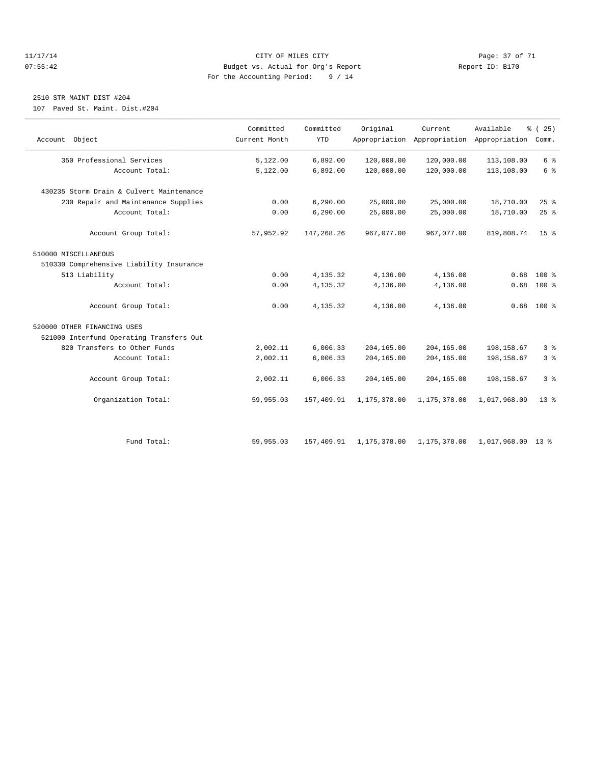CITY OF MILES CITY
Budget vs. Actual for Org's Report
For the Accounting Period: 9 / 14

2510 STR MAINT DIST #204
107 Paved St. Maint. Dist.#204

| Account Object | Committed Current Month | Committed YTD | Original Appropriation | Current Appropriation | Available Appropriation | % ( 25) Comm. |
|---|---|---|---|---|---|---|
| 350 Professional Services | 5,122.00 | 6,892.00 | 120,000.00 | 120,000.00 | 113,108.00 | 6 % |
| Account Total: | 5,122.00 | 6,892.00 | 120,000.00 | 120,000.00 | 113,108.00 | 6 % |
| 430235 Storm Drain & Culvert Maintenance | | | | | | |
| 230 Repair and Maintenance Supplies | 0.00 | 6,290.00 | 25,000.00 | 25,000.00 | 18,710.00 | 25 % |
| Account Total: | 0.00 | 6,290.00 | 25,000.00 | 25,000.00 | 18,710.00 | 25 % |
| Account Group Total: | 57,952.92 | 147,268.26 | 967,077.00 | 967,077.00 | 819,808.74 | 15 % |
| 510000 MISCELLANEOUS | | | | | | |
| 510330 Comprehensive Liability Insurance | | | | | | |
| 513 Liability | 0.00 | 4,135.32 | 4,136.00 | 4,136.00 | 0.68 | 100 % |
| Account Total: | 0.00 | 4,135.32 | 4,136.00 | 4,136.00 | 0.68 | 100 % |
| Account Group Total: | 0.00 | 4,135.32 | 4,136.00 | 4,136.00 | 0.68 | 100 % |
| 520000 OTHER FINANCING USES | | | | | | |
| 521000 Interfund Operating Transfers Out | | | | | | |
| 820 Transfers to Other Funds | 2,002.11 | 6,006.33 | 204,165.00 | 204,165.00 | 198,158.67 | 3 % |
| Account Total: | 2,002.11 | 6,006.33 | 204,165.00 | 204,165.00 | 198,158.67 | 3 % |
| Account Group Total: | 2,002.11 | 6,006.33 | 204,165.00 | 204,165.00 | 198,158.67 | 3 % |
| Organization Total: | 59,955.03 | 157,409.91 | 1,175,378.00 | 1,175,378.00 | 1,017,968.09 | 13 % |
| Fund Total: | 59,955.03 | 157,409.91 | 1,175,378.00 | 1,175,378.00 | 1,017,968.09 | 13 % |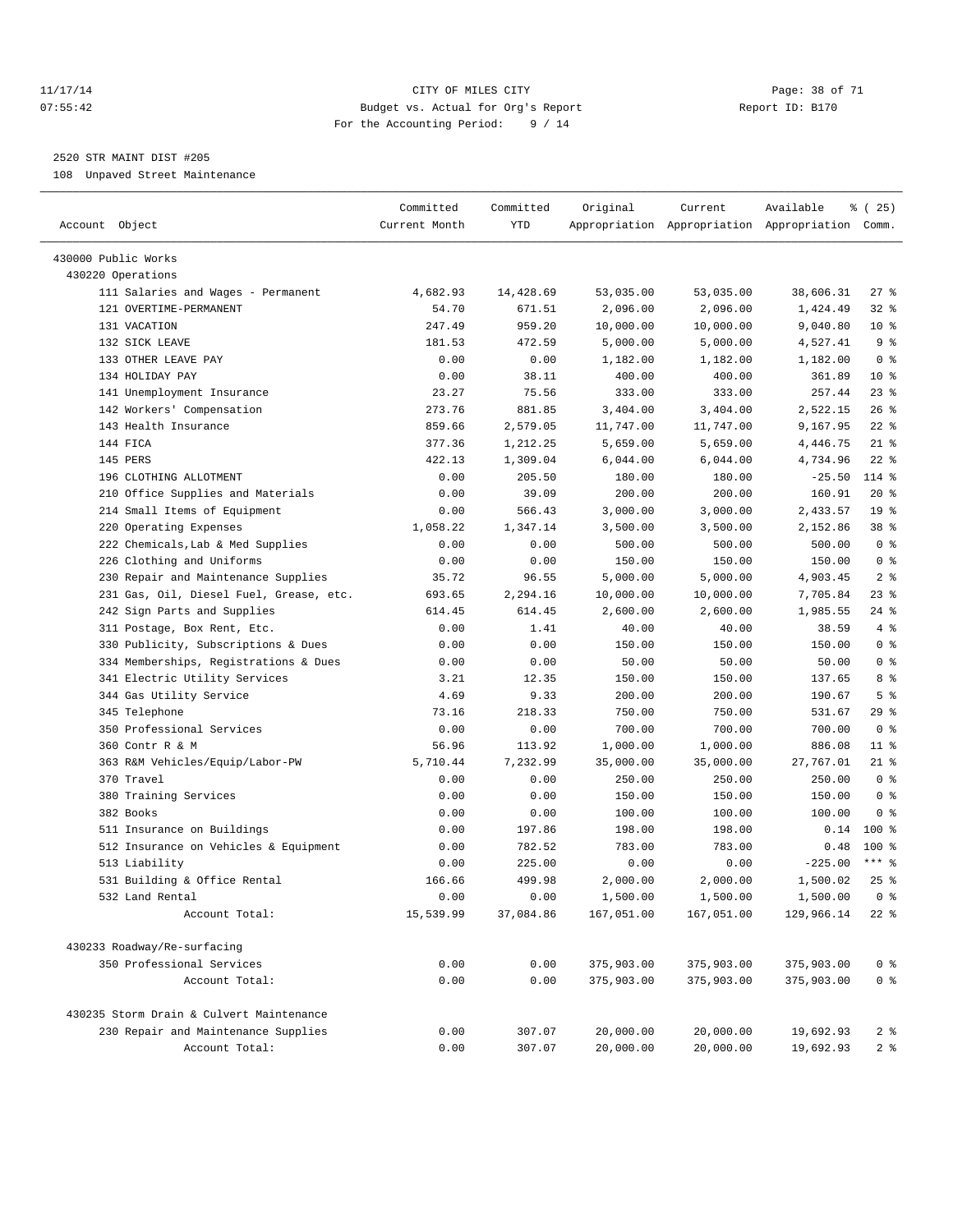11/17/14 CITY OF MILES CITY
07:55:42 Budget vs. Actual for Org's Report Report ID: B170
For the Accounting Period: 9 / 14

2520 STR MAINT DIST #205
108 Unpaved Street Maintenance

| Account Object | Committed Current Month | Committed YTD | Original Appropriation | Current Appropriation | Available Appropriation | % ( 25) Comm. |
|---|---|---|---|---|---|---|
| 430000 Public Works | | | | | | |
| 430220 Operations | | | | | | |
| 111 Salaries and Wages - Permanent | 4,682.93 | 14,428.69 | 53,035.00 | 53,035.00 | 38,606.31 | 27 % |
| 121 OVERTIME-PERMANENT | 54.70 | 671.51 | 2,096.00 | 2,096.00 | 1,424.49 | 32 % |
| 131 VACATION | 247.49 | 959.20 | 10,000.00 | 10,000.00 | 9,040.80 | 10 % |
| 132 SICK LEAVE | 181.53 | 472.59 | 5,000.00 | 5,000.00 | 4,527.41 | 9 % |
| 133 OTHER LEAVE PAY | 0.00 | 0.00 | 1,182.00 | 1,182.00 | 1,182.00 | 0 % |
| 134 HOLIDAY PAY | 0.00 | 38.11 | 400.00 | 400.00 | 361.89 | 10 % |
| 141 Unemployment Insurance | 23.27 | 75.56 | 333.00 | 333.00 | 257.44 | 23 % |
| 142 Workers' Compensation | 273.76 | 881.85 | 3,404.00 | 3,404.00 | 2,522.15 | 26 % |
| 143 Health Insurance | 859.66 | 2,579.05 | 11,747.00 | 11,747.00 | 9,167.95 | 22 % |
| 144 FICA | 377.36 | 1,212.25 | 5,659.00 | 5,659.00 | 4,446.75 | 21 % |
| 145 PERS | 422.13 | 1,309.04 | 6,044.00 | 6,044.00 | 4,734.96 | 22 % |
| 196 CLOTHING ALLOTMENT | 0.00 | 205.50 | 180.00 | 180.00 | -25.50 | 114 % |
| 210 Office Supplies and Materials | 0.00 | 39.09 | 200.00 | 200.00 | 160.91 | 20 % |
| 214 Small Items of Equipment | 0.00 | 566.43 | 3,000.00 | 3,000.00 | 2,433.57 | 19 % |
| 220 Operating Expenses | 1,058.22 | 1,347.14 | 3,500.00 | 3,500.00 | 2,152.86 | 38 % |
| 222 Chemicals,Lab & Med Supplies | 0.00 | 0.00 | 500.00 | 500.00 | 500.00 | 0 % |
| 226 Clothing and Uniforms | 0.00 | 0.00 | 150.00 | 150.00 | 150.00 | 0 % |
| 230 Repair and Maintenance Supplies | 35.72 | 96.55 | 5,000.00 | 5,000.00 | 4,903.45 | 2 % |
| 231 Gas, Oil, Diesel Fuel, Grease, etc. | 693.65 | 2,294.16 | 10,000.00 | 10,000.00 | 7,705.84 | 23 % |
| 242 Sign Parts and Supplies | 614.45 | 614.45 | 2,600.00 | 2,600.00 | 1,985.55 | 24 % |
| 311 Postage, Box Rent, Etc. | 0.00 | 1.41 | 40.00 | 40.00 | 38.59 | 4 % |
| 330 Publicity, Subscriptions & Dues | 0.00 | 0.00 | 150.00 | 150.00 | 150.00 | 0 % |
| 334 Memberships, Registrations & Dues | 0.00 | 0.00 | 50.00 | 50.00 | 50.00 | 0 % |
| 341 Electric Utility Services | 3.21 | 12.35 | 150.00 | 150.00 | 137.65 | 8 % |
| 344 Gas Utility Service | 4.69 | 9.33 | 200.00 | 200.00 | 190.67 | 5 % |
| 345 Telephone | 73.16 | 218.33 | 750.00 | 750.00 | 531.67 | 29 % |
| 350 Professional Services | 0.00 | 0.00 | 700.00 | 700.00 | 700.00 | 0 % |
| 360 Contr R & M | 56.96 | 113.92 | 1,000.00 | 1,000.00 | 886.08 | 11 % |
| 363 R&M Vehicles/Equip/Labor-PW | 5,710.44 | 7,232.99 | 35,000.00 | 35,000.00 | 27,767.01 | 21 % |
| 370 Travel | 0.00 | 0.00 | 250.00 | 250.00 | 250.00 | 0 % |
| 380 Training Services | 0.00 | 0.00 | 150.00 | 150.00 | 150.00 | 0 % |
| 382 Books | 0.00 | 0.00 | 100.00 | 100.00 | 100.00 | 0 % |
| 511 Insurance on Buildings | 0.00 | 197.86 | 198.00 | 198.00 | 0.14 | 100 % |
| 512 Insurance on Vehicles & Equipment | 0.00 | 782.52 | 783.00 | 783.00 | 0.48 | 100 % |
| 513 Liability | 0.00 | 225.00 | 0.00 | 0.00 | -225.00 | *** % |
| 531 Building & Office Rental | 166.66 | 499.98 | 2,000.00 | 2,000.00 | 1,500.02 | 25 % |
| 532 Land Rental | 0.00 | 0.00 | 1,500.00 | 1,500.00 | 1,500.00 | 0 % |
| Account Total: | 15,539.99 | 37,084.86 | 167,051.00 | 167,051.00 | 129,966.14 | 22 % |
| 430233 Roadway/Re-surfacing | | | | | | |
| 350 Professional Services | 0.00 | 0.00 | 375,903.00 | 375,903.00 | 375,903.00 | 0 % |
| Account Total: | 0.00 | 0.00 | 375,903.00 | 375,903.00 | 375,903.00 | 0 % |
| 430235 Storm Drain & Culvert Maintenance | | | | | | |
| 230 Repair and Maintenance Supplies | 0.00 | 307.07 | 20,000.00 | 20,000.00 | 19,692.93 | 2 % |
| Account Total: | 0.00 | 307.07 | 20,000.00 | 20,000.00 | 19,692.93 | 2 % |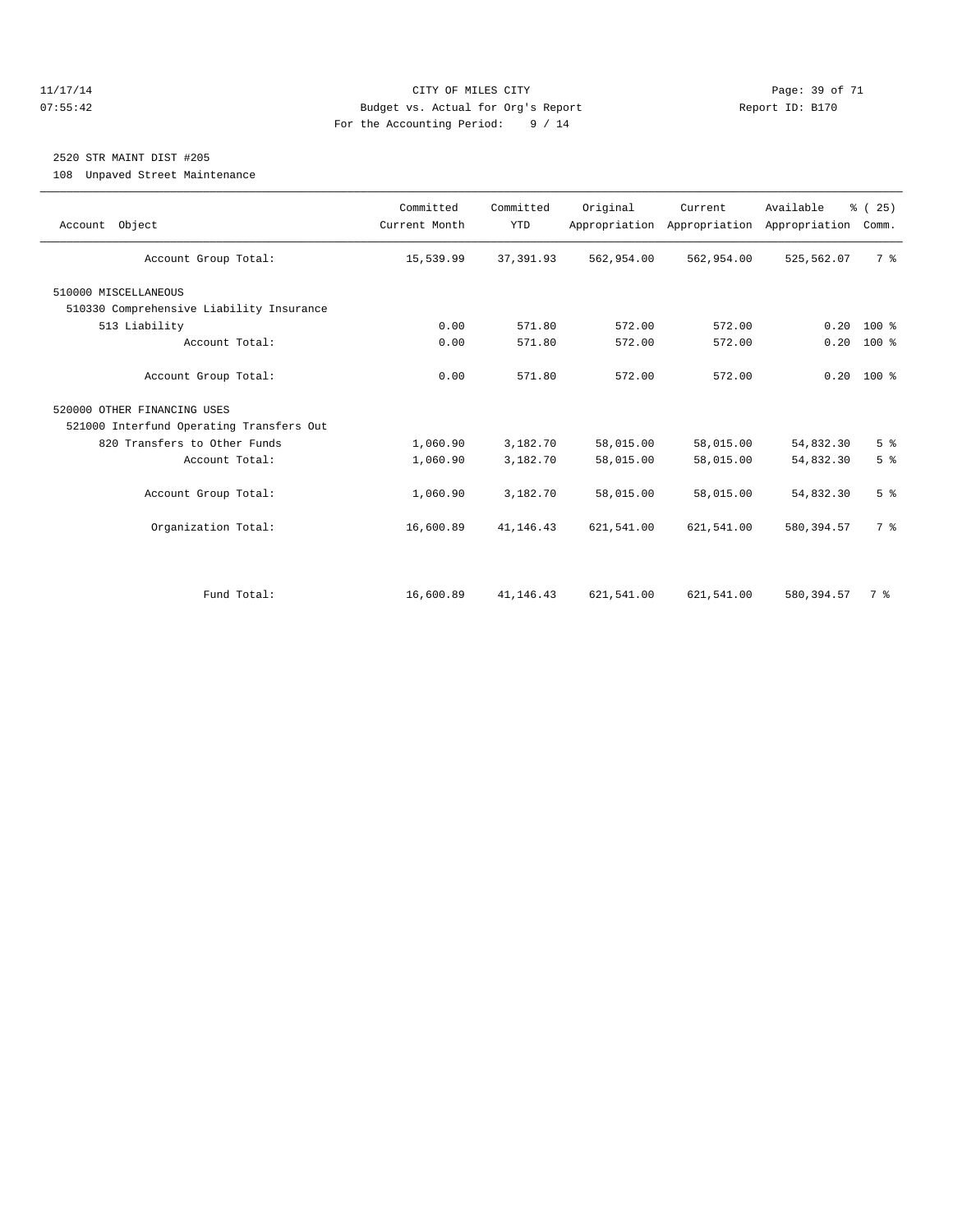CITY OF MILES CITY
Budget vs. Actual for Org's Report
For the Accounting Period: 9 / 14

## 2520 STR MAINT DIST #205

108 Unpaved Street Maintenance

| Account Object | Committed Current Month | Committed YTD | Original Appropriation | Current Appropriation | Available Appropriation | % ( 25) Comm. |
|---|---|---|---|---|---|---|
| Account Group Total: | 15,539.99 | 37,391.93 | 562,954.00 | 562,954.00 | 525,562.07 | 7 % |
| 510000 MISCELLANEOUS | | | | | | |
| 510330 Comprehensive Liability Insurance | | | | | | |
| 513 Liability | 0.00 | 571.80 | 572.00 | 572.00 | 0.20 | 100 % |
| Account Total: | 0.00 | 571.80 | 572.00 | 572.00 | 0.20 | 100 % |
| Account Group Total: | 0.00 | 571.80 | 572.00 | 572.00 | 0.20 | 100 % |
| 520000 OTHER FINANCING USES | | | | | | |
| 521000 Interfund Operating Transfers Out | | | | | | |
| 820 Transfers to Other Funds | 1,060.90 | 3,182.70 | 58,015.00 | 58,015.00 | 54,832.30 | 5 % |
| Account Total: | 1,060.90 | 3,182.70 | 58,015.00 | 58,015.00 | 54,832.30 | 5 % |
| Account Group Total: | 1,060.90 | 3,182.70 | 58,015.00 | 58,015.00 | 54,832.30 | 5 % |
| Organization Total: | 16,600.89 | 41,146.43 | 621,541.00 | 621,541.00 | 580,394.57 | 7 % |
| Fund Total: | 16,600.89 | 41,146.43 | 621,541.00 | 621,541.00 | 580,394.57 | 7 % |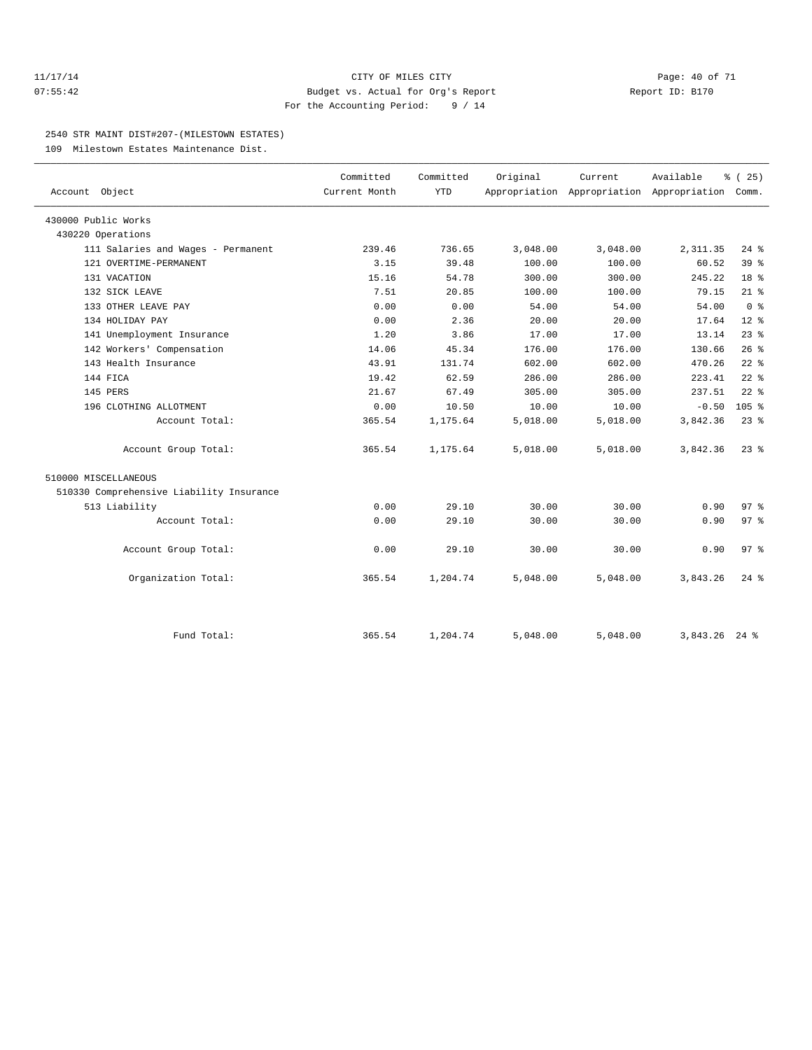CITY OF MILES CITY
Budget vs. Actual for Org's Report
For the Accounting Period: 9 / 14

11/17/14
07:55:42

Report ID: B170

## 2540 STR MAINT DIST#207-(MILESTOWN ESTATES)

109 Milestown Estates Maintenance Dist.

| Account Object | Committed Current Month | Committed YTD | Original Appropriation | Current Appropriation | Available Appropriation | % ( 25) Comm. |
|---|---|---|---|---|---|---|
| 430000 Public Works | | | | | | |
| 430220 Operations | | | | | | |
| 111 Salaries and Wages - Permanent | 239.46 | 736.65 | 3,048.00 | 3,048.00 | 2,311.35 | 24 % |
| 121 OVERTIME-PERMANENT | 3.15 | 39.48 | 100.00 | 100.00 | 60.52 | 39 % |
| 131 VACATION | 15.16 | 54.78 | 300.00 | 300.00 | 245.22 | 18 % |
| 132 SICK LEAVE | 7.51 | 20.85 | 100.00 | 100.00 | 79.15 | 21 % |
| 133 OTHER LEAVE PAY | 0.00 | 0.00 | 54.00 | 54.00 | 54.00 | 0 % |
| 134 HOLIDAY PAY | 0.00 | 2.36 | 20.00 | 20.00 | 17.64 | 12 % |
| 141 Unemployment Insurance | 1.20 | 3.86 | 17.00 | 17.00 | 13.14 | 23 % |
| 142 Workers' Compensation | 14.06 | 45.34 | 176.00 | 176.00 | 130.66 | 26 % |
| 143 Health Insurance | 43.91 | 131.74 | 602.00 | 602.00 | 470.26 | 22 % |
| 144 FICA | 19.42 | 62.59 | 286.00 | 286.00 | 223.41 | 22 % |
| 145 PERS | 21.67 | 67.49 | 305.00 | 305.00 | 237.51 | 22 % |
| 196 CLOTHING ALLOTMENT | 0.00 | 10.50 | 10.00 | 10.00 | -0.50 | 105 % |
| Account Total: | 365.54 | 1,175.64 | 5,018.00 | 5,018.00 | 3,842.36 | 23 % |
| Account Group Total: | 365.54 | 1,175.64 | 5,018.00 | 5,018.00 | 3,842.36 | 23 % |
| 510000 MISCELLANEOUS | | | | | | |
| 510330 Comprehensive Liability Insurance | | | | | | |
| 513 Liability | 0.00 | 29.10 | 30.00 | 30.00 | 0.90 | 97 % |
| Account Total: | 0.00 | 29.10 | 30.00 | 30.00 | 0.90 | 97 % |
| Account Group Total: | 0.00 | 29.10 | 30.00 | 30.00 | 0.90 | 97 % |
| Organization Total: | 365.54 | 1,204.74 | 5,048.00 | 5,048.00 | 3,843.26 | 24 % |
| Fund Total: | 365.54 | 1,204.74 | 5,048.00 | 5,048.00 | 3,843.26 | 24 % |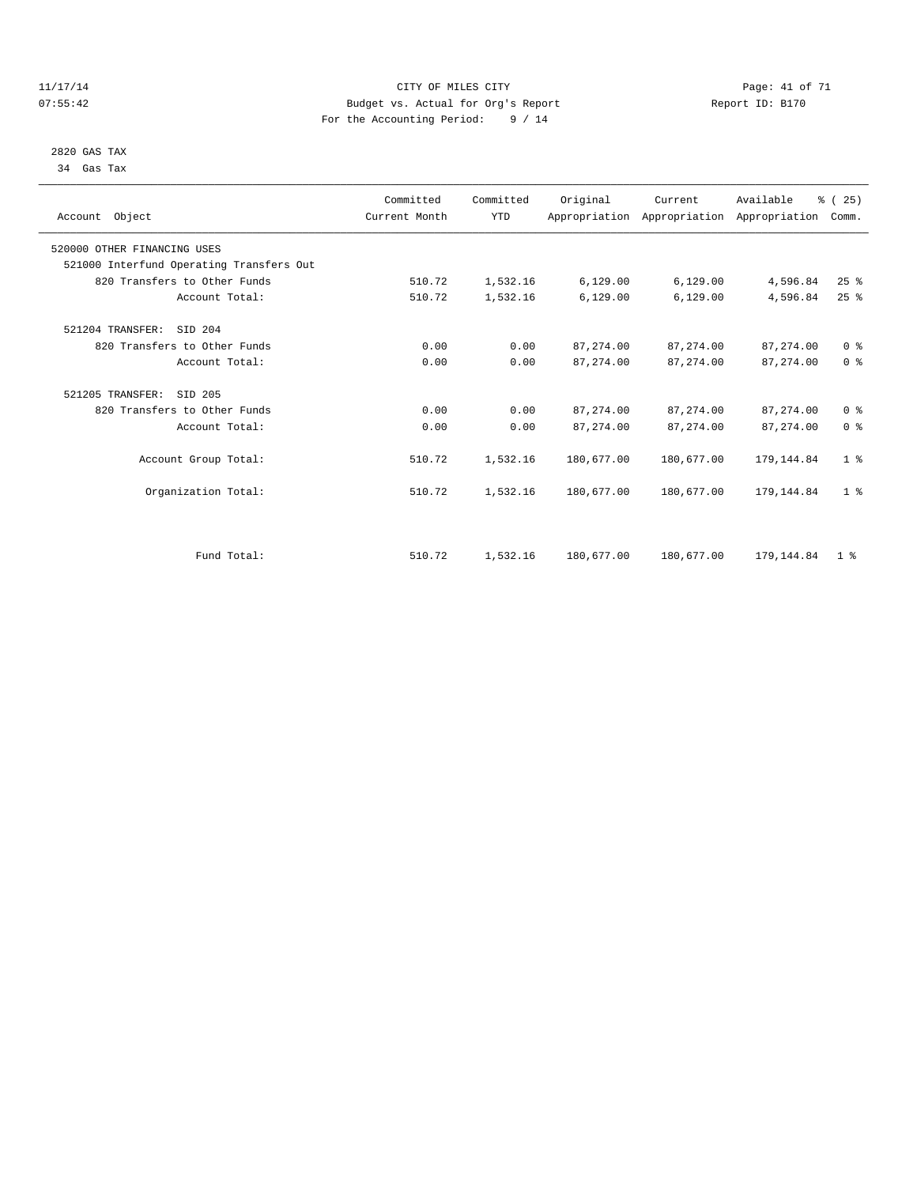CITY OF MILES CITY
Budget vs. Actual for Org's Report
For the Accounting Period: 9 / 14

11/17/14
07:55:42

Report ID: B170

2820 GAS TAX
34 Gas Tax

| Account Object | Committed Current Month | Committed YTD | Original Appropriation | Current Appropriation | Available Appropriation | % ( 25) Comm. |
|---|---|---|---|---|---|---|
| 520000 OTHER FINANCING USES | | | | | | |
| 521000 Interfund Operating Transfers Out | | | | | | |
| 820 Transfers to Other Funds | 510.72 | 1,532.16 | 6,129.00 | 6,129.00 | 4,596.84 | 25 % |
| Account Total: | 510.72 | 1,532.16 | 6,129.00 | 6,129.00 | 4,596.84 | 25 % |
| 521204 TRANSFER: SID 204 | | | | | | |
| 820 Transfers to Other Funds | 0.00 | 0.00 | 87,274.00 | 87,274.00 | 87,274.00 | 0 % |
| Account Total: | 0.00 | 0.00 | 87,274.00 | 87,274.00 | 87,274.00 | 0 % |
| 521205 TRANSFER: SID 205 | | | | | | |
| 820 Transfers to Other Funds | 0.00 | 0.00 | 87,274.00 | 87,274.00 | 87,274.00 | 0 % |
| Account Total: | 0.00 | 0.00 | 87,274.00 | 87,274.00 | 87,274.00 | 0 % |
| Account Group Total: | 510.72 | 1,532.16 | 180,677.00 | 180,677.00 | 179,144.84 | 1 % |
| Organization Total: | 510.72 | 1,532.16 | 180,677.00 | 180,677.00 | 179,144.84 | 1 % |
| Fund Total: | 510.72 | 1,532.16 | 180,677.00 | 180,677.00 | 179,144.84 | 1 % |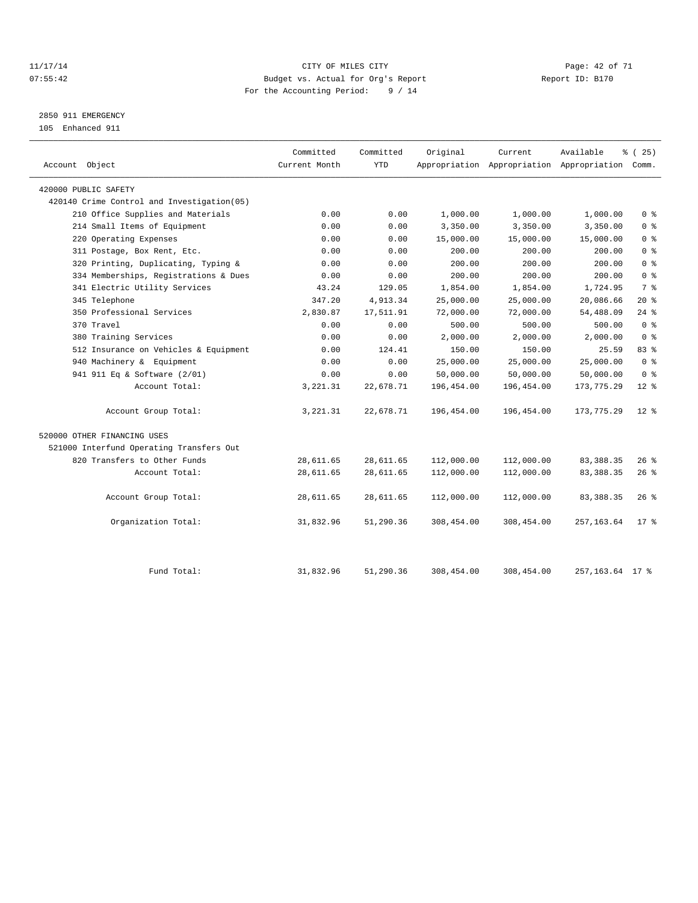CITY OF MILES CITY
Budget vs. Actual for Org's Report
For the Accounting Period: 9 / 14

11/17/14
07:55:42

Report ID: B170

2850 911 EMERGENCY
105 Enhanced 911

| Account Object | Committed Current Month | Committed YTD | Original Appropriation | Current Appropriation | Available Appropriation | % ( 25) Comm. |
|---|---|---|---|---|---|---|
| 420000 PUBLIC SAFETY | | | | | | |
| 420140 Crime Control and Investigation(05) | | | | | | |
| 210 Office Supplies and Materials | 0.00 | 0.00 | 1,000.00 | 1,000.00 | 1,000.00 | 0 % |
| 214 Small Items of Equipment | 0.00 | 0.00 | 3,350.00 | 3,350.00 | 3,350.00 | 0 % |
| 220 Operating Expenses | 0.00 | 0.00 | 15,000.00 | 15,000.00 | 15,000.00 | 0 % |
| 311 Postage, Box Rent, Etc. | 0.00 | 0.00 | 200.00 | 200.00 | 200.00 | 0 % |
| 320 Printing, Duplicating, Typing & | 0.00 | 0.00 | 200.00 | 200.00 | 200.00 | 0 % |
| 334 Memberships, Registrations & Dues | 0.00 | 0.00 | 200.00 | 200.00 | 200.00 | 0 % |
| 341 Electric Utility Services | 43.24 | 129.05 | 1,854.00 | 1,854.00 | 1,724.95 | 7 % |
| 345 Telephone | 347.20 | 4,913.34 | 25,000.00 | 25,000.00 | 20,086.66 | 20 % |
| 350 Professional Services | 2,830.87 | 17,511.91 | 72,000.00 | 72,000.00 | 54,488.09 | 24 % |
| 370 Travel | 0.00 | 0.00 | 500.00 | 500.00 | 500.00 | 0 % |
| 380 Training Services | 0.00 | 0.00 | 2,000.00 | 2,000.00 | 2,000.00 | 0 % |
| 512 Insurance on Vehicles & Equipment | 0.00 | 124.41 | 150.00 | 150.00 | 25.59 | 83 % |
| 940 Machinery & Equipment | 0.00 | 0.00 | 25,000.00 | 25,000.00 | 25,000.00 | 0 % |
| 941 911 Eq & Software (2/01) | 0.00 | 0.00 | 50,000.00 | 50,000.00 | 50,000.00 | 0 % |
| Account Total: | 3,221.31 | 22,678.71 | 196,454.00 | 196,454.00 | 173,775.29 | 12 % |
| Account Group Total: | 3,221.31 | 22,678.71 | 196,454.00 | 196,454.00 | 173,775.29 | 12 % |
| 520000 OTHER FINANCING USES | | | | | | |
| 521000 Interfund Operating Transfers Out | | | | | | |
| 820 Transfers to Other Funds | 28,611.65 | 28,611.65 | 112,000.00 | 112,000.00 | 83,388.35 | 26 % |
| Account Total: | 28,611.65 | 28,611.65 | 112,000.00 | 112,000.00 | 83,388.35 | 26 % |
| Account Group Total: | 28,611.65 | 28,611.65 | 112,000.00 | 112,000.00 | 83,388.35 | 26 % |
| Organization Total: | 31,832.96 | 51,290.36 | 308,454.00 | 308,454.00 | 257,163.64 | 17 % |
| Fund Total: | 31,832.96 | 51,290.36 | 308,454.00 | 308,454.00 | 257,163.64 | 17 % |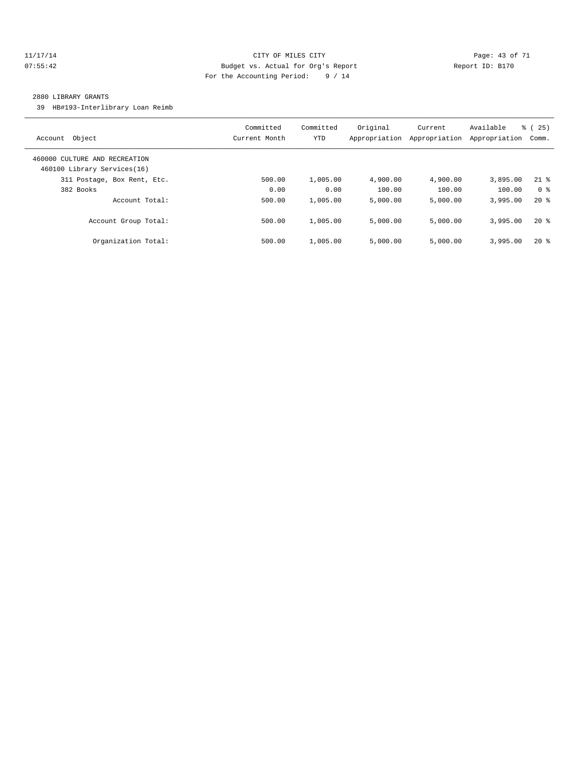CITY OF MILES CITY
Budget vs. Actual for Org's Report
For the Accounting Period: 9 / 14

11/17/14
07:55:42

Report ID: B170

## 2880 LIBRARY GRANTS

39 HB#193-Interlibrary Loan Reimb

| Account Object | Committed Current Month | Committed YTD | Original Appropriation | Current Appropriation | Available Appropriation | % ( 25) Comm. |
|---|---|---|---|---|---|---|
| 460000 CULTURE AND RECREATION | | | | | | |
| 460100 Library Services(16) | | | | | | |
| 311 Postage, Box Rent, Etc. | 500.00 | 1,005.00 | 4,900.00 | 4,900.00 | 3,895.00 | 21 % |
| 382 Books | 0.00 | 0.00 | 100.00 | 100.00 | 100.00 | 0 % |
| Account Total: | 500.00 | 1,005.00 | 5,000.00 | 5,000.00 | 3,995.00 | 20 % |
| Account Group Total: | 500.00 | 1,005.00 | 5,000.00 | 5,000.00 | 3,995.00 | 20 % |
| Organization Total: | 500.00 | 1,005.00 | 5,000.00 | 5,000.00 | 3,995.00 | 20 % |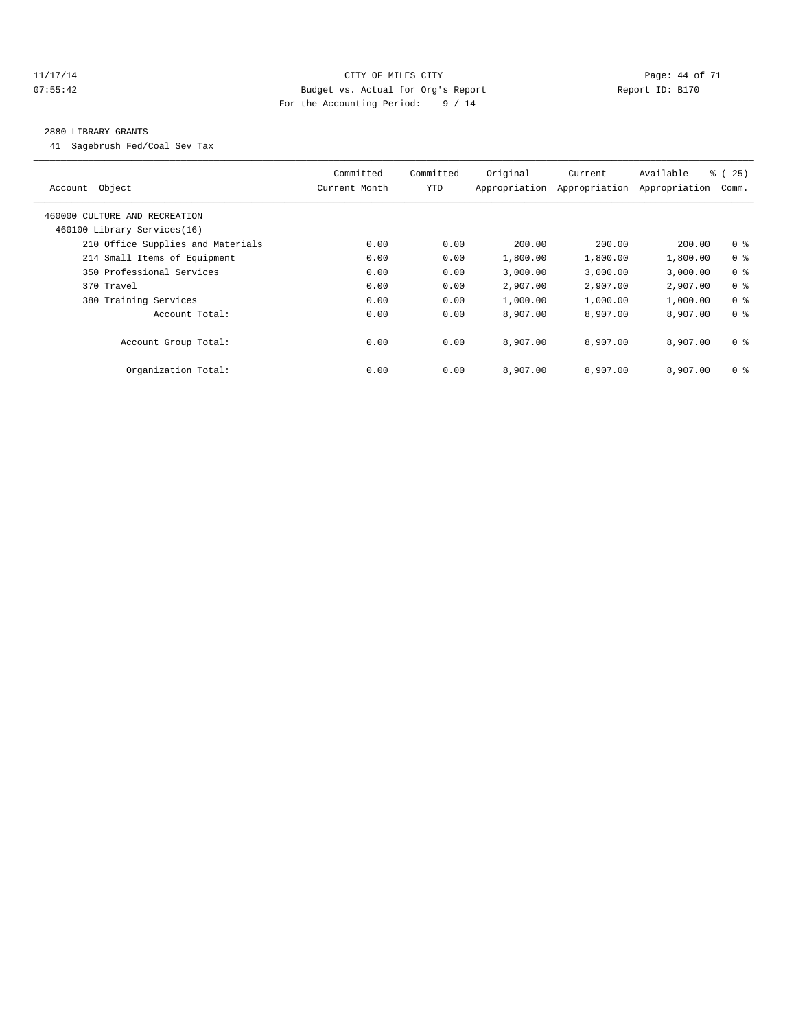CITY OF MILES CITY
Budget vs. Actual for Org's Report
For the Accounting Period: 9 / 14

11/17/14
07:55:42

Report ID: B170

## 2880 LIBRARY GRANTS

41 Sagebrush Fed/Coal Sev Tax

| Account Object | Committed Current Month | Committed YTD | Original Appropriation | Current Appropriation | Available Appropriation | % ( 25) Comm. |
|---|---|---|---|---|---|---|
| 460000 CULTURE AND RECREATION | | | | | | |
| 460100 Library Services(16) | | | | | | |
| 210 Office Supplies and Materials | 0.00 | 0.00 | 200.00 | 200.00 | 200.00 | 0 % |
| 214 Small Items of Equipment | 0.00 | 0.00 | 1,800.00 | 1,800.00 | 1,800.00 | 0 % |
| 350 Professional Services | 0.00 | 0.00 | 3,000.00 | 3,000.00 | 3,000.00 | 0 % |
| 370 Travel | 0.00 | 0.00 | 2,907.00 | 2,907.00 | 2,907.00 | 0 % |
| 380 Training Services | 0.00 | 0.00 | 1,000.00 | 1,000.00 | 1,000.00 | 0 % |
| Account Total: | 0.00 | 0.00 | 8,907.00 | 8,907.00 | 8,907.00 | 0 % |
| Account Group Total: | 0.00 | 0.00 | 8,907.00 | 8,907.00 | 8,907.00 | 0 % |
| Organization Total: | 0.00 | 0.00 | 8,907.00 | 8,907.00 | 8,907.00 | 0 % |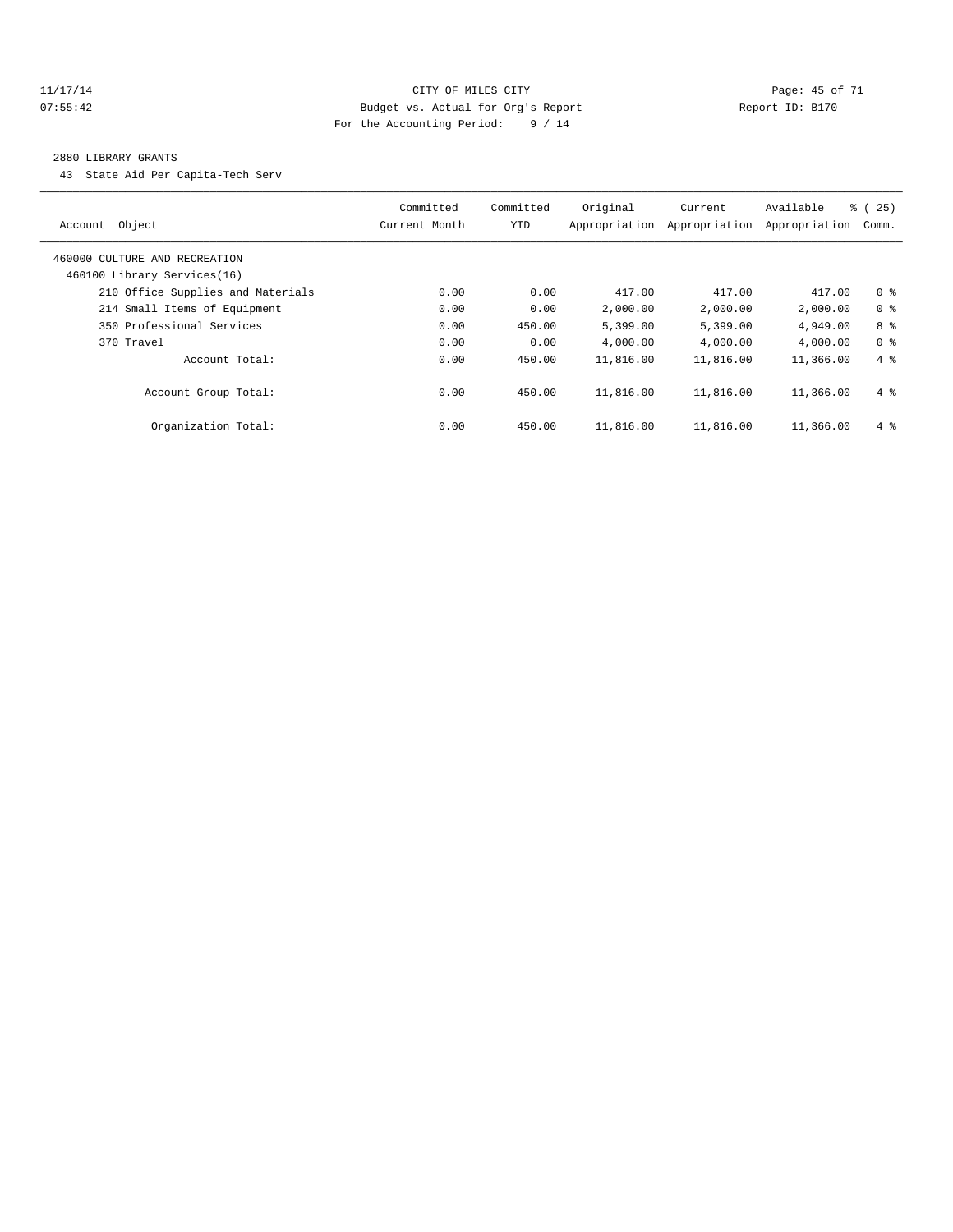CITY OF MILES CITY
Budget vs. Actual for Org's Report
For the Accounting Period: 9 / 14

## 2880 LIBRARY GRANTS

43 State Aid Per Capita-Tech Serv

| Account Object | Committed Current Month | Committed YTD | Original Appropriation | Current Appropriation | Available Appropriation | % ( 25) Comm. |
|---|---|---|---|---|---|---|
| 460000 CULTURE AND RECREATION | | | | | | |
| 460100 Library Services(16) | | | | | | |
| 210 Office Supplies and Materials | 0.00 | 0.00 | 417.00 | 417.00 | 417.00 | 0 % |
| 214 Small Items of Equipment | 0.00 | 0.00 | 2,000.00 | 2,000.00 | 2,000.00 | 0 % |
| 350 Professional Services | 0.00 | 450.00 | 5,399.00 | 5,399.00 | 4,949.00 | 8 % |
| 370 Travel | 0.00 | 0.00 | 4,000.00 | 4,000.00 | 4,000.00 | 0 % |
| Account Total: | 0.00 | 450.00 | 11,816.00 | 11,816.00 | 11,366.00 | 4 % |
| Account Group Total: | 0.00 | 450.00 | 11,816.00 | 11,816.00 | 11,366.00 | 4 % |
| Organization Total: | 0.00 | 450.00 | 11,816.00 | 11,816.00 | 11,366.00 | 4 % |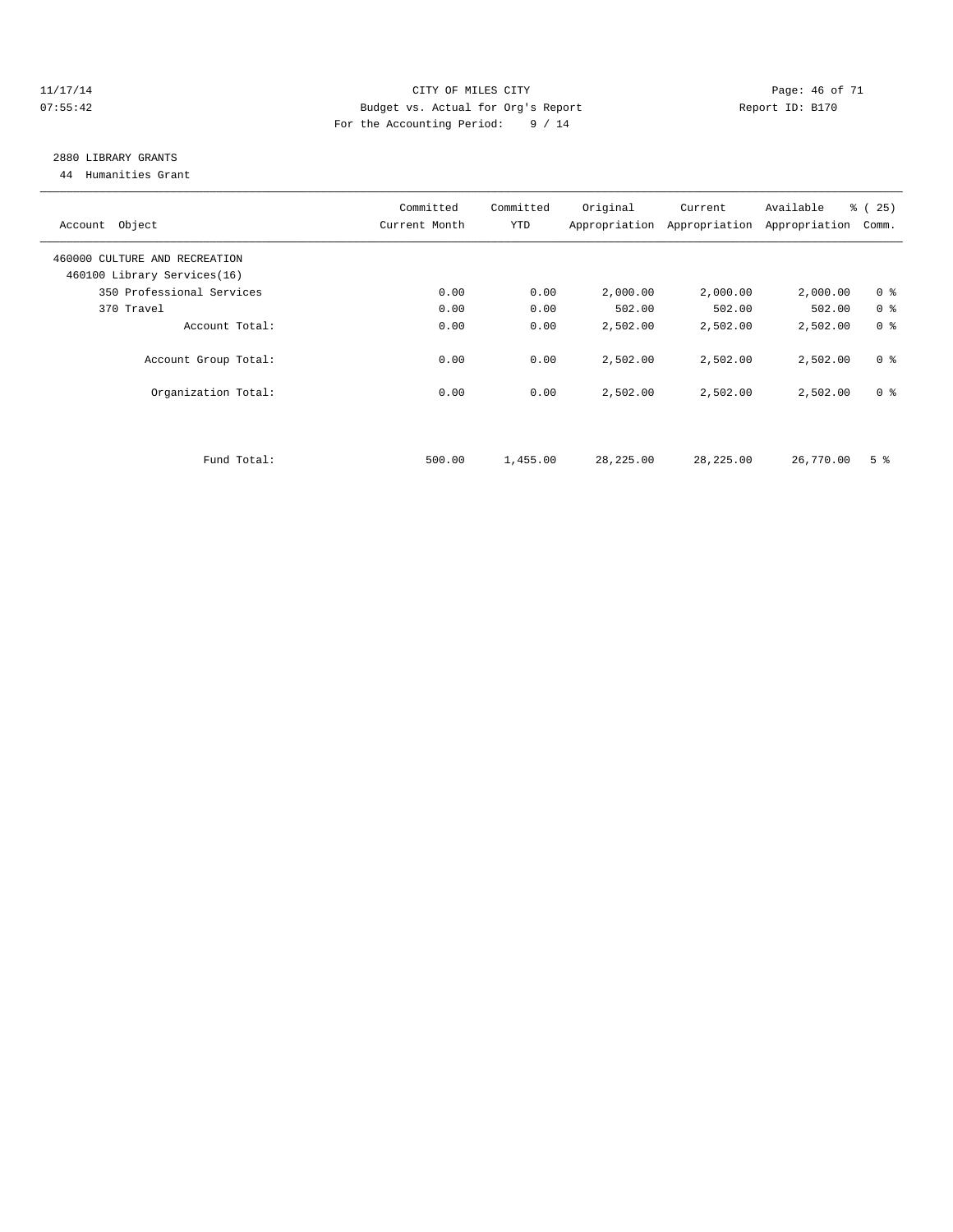CITY OF MILES CITY
Budget vs. Actual for Org's Report
For the Accounting Period: 9 / 14

11/17/14
07:55:42

Report ID: B170

## 2880 LIBRARY GRANTS

44 Humanities Grant

| Account Object | Committed Current Month | Committed YTD | Original Appropriation | Current Appropriation | Available Appropriation | % ( 25) Comm. |
|---|---|---|---|---|---|---|
| 460000 CULTURE AND RECREATION | | | | | | |
| 460100 Library Services(16) | | | | | | |
| 350 Professional Services | 0.00 | 0.00 | 2,000.00 | 2,000.00 | 2,000.00 | 0 % |
| 370 Travel | 0.00 | 0.00 | 502.00 | 502.00 | 502.00 | 0 % |
| Account Total: | 0.00 | 0.00 | 2,502.00 | 2,502.00 | 2,502.00 | 0 % |
| Account Group Total: | 0.00 | 0.00 | 2,502.00 | 2,502.00 | 2,502.00 | 0 % |
| Organization Total: | 0.00 | 0.00 | 2,502.00 | 2,502.00 | 2,502.00 | 0 % |
| Fund Total: | 500.00 | 1,455.00 | 28,225.00 | 28,225.00 | 26,770.00 | 5 % |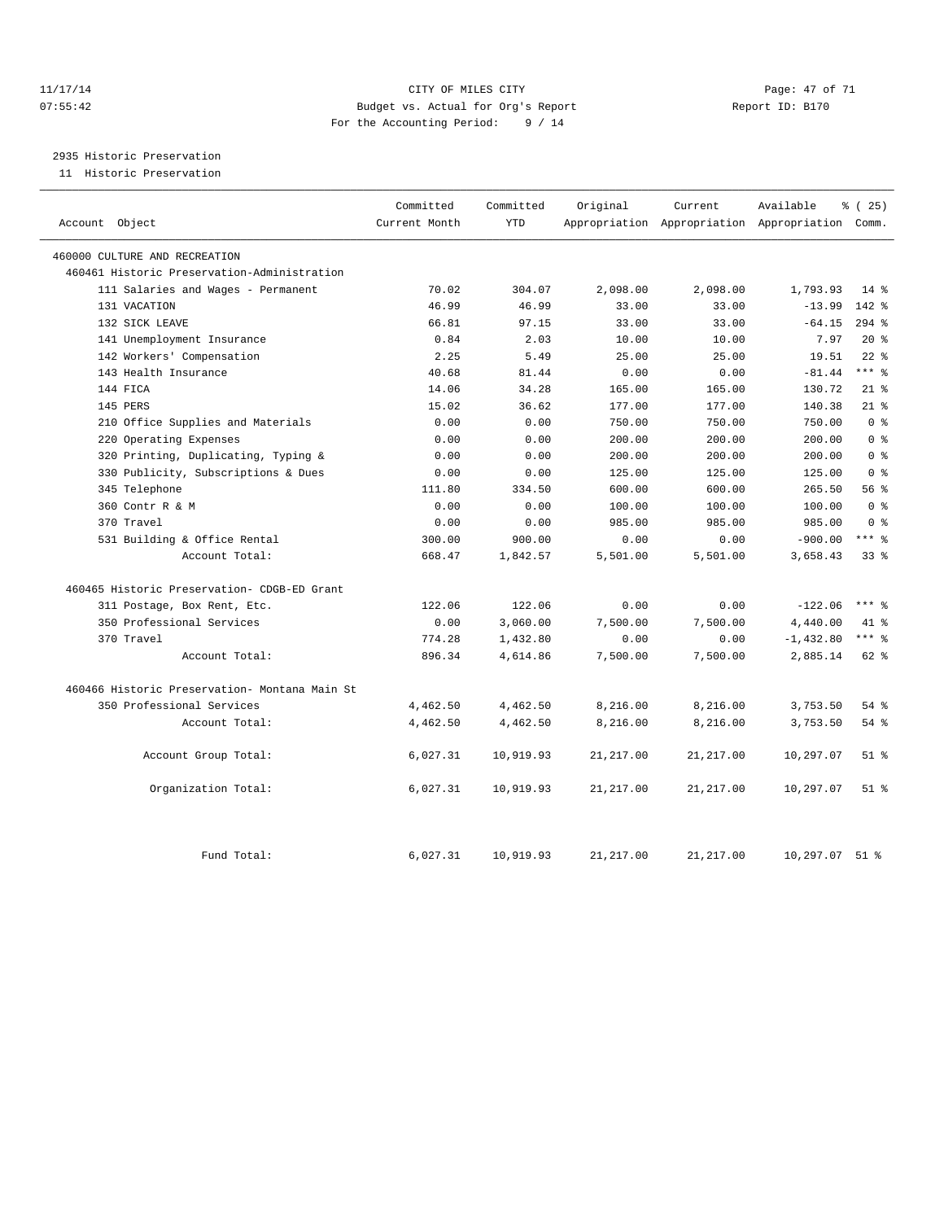CITY OF MILES CITY
Budget vs. Actual for Org's Report
For the Accounting Period: 9 / 14

11/17/14
07:55:42

Report ID: B170

## 2935 Historic Preservation

11 Historic Preservation

| Account Object | Committed Current Month | Committed YTD | Original Appropriation | Current Appropriation | Available Appropriation | % ( 25) Comm. |
|---|---|---|---|---|---|---|
| 460000 CULTURE AND RECREATION | | | | | | |
| 460461 Historic Preservation-Administration | | | | | | |
| 111 Salaries and Wages - Permanent | 70.02 | 304.07 | 2,098.00 | 2,098.00 | 1,793.93 | 14 % |
| 131 VACATION | 46.99 | 46.99 | 33.00 | 33.00 | -13.99 | 142 % |
| 132 SICK LEAVE | 66.81 | 97.15 | 33.00 | 33.00 | -64.15 | 294 % |
| 141 Unemployment Insurance | 0.84 | 2.03 | 10.00 | 10.00 | 7.97 | 20 % |
| 142 Workers' Compensation | 2.25 | 5.49 | 25.00 | 25.00 | 19.51 | 22 % |
| 143 Health Insurance | 40.68 | 81.44 | 0.00 | 0.00 | -81.44 | *** % |
| 144 FICA | 14.06 | 34.28 | 165.00 | 165.00 | 130.72 | 21 % |
| 145 PERS | 15.02 | 36.62 | 177.00 | 177.00 | 140.38 | 21 % |
| 210 Office Supplies and Materials | 0.00 | 0.00 | 750.00 | 750.00 | 750.00 | 0 % |
| 220 Operating Expenses | 0.00 | 0.00 | 200.00 | 200.00 | 200.00 | 0 % |
| 320 Printing, Duplicating, Typing & | 0.00 | 0.00 | 200.00 | 200.00 | 200.00 | 0 % |
| 330 Publicity, Subscriptions & Dues | 0.00 | 0.00 | 125.00 | 125.00 | 125.00 | 0 % |
| 345 Telephone | 111.80 | 334.50 | 600.00 | 600.00 | 265.50 | 56 % |
| 360 Contr R & M | 0.00 | 0.00 | 100.00 | 100.00 | 100.00 | 0 % |
| 370 Travel | 0.00 | 0.00 | 985.00 | 985.00 | 985.00 | 0 % |
| 531 Building & Office Rental | 300.00 | 900.00 | 0.00 | 0.00 | -900.00 | *** % |
| Account Total: | 668.47 | 1,842.57 | 5,501.00 | 5,501.00 | 3,658.43 | 33 % |
| 460465 Historic Preservation- CDGB-ED Grant | | | | | | |
| 311 Postage, Box Rent, Etc. | 122.06 | 122.06 | 0.00 | 0.00 | -122.06 | *** % |
| 350 Professional Services | 0.00 | 3,060.00 | 7,500.00 | 7,500.00 | 4,440.00 | 41 % |
| 370 Travel | 774.28 | 1,432.80 | 0.00 | 0.00 | -1,432.80 | *** % |
| Account Total: | 896.34 | 4,614.86 | 7,500.00 | 7,500.00 | 2,885.14 | 62 % |
| 460466 Historic Preservation- Montana Main St | | | | | | |
| 350 Professional Services | 4,462.50 | 4,462.50 | 8,216.00 | 8,216.00 | 3,753.50 | 54 % |
| Account Total: | 4,462.50 | 4,462.50 | 8,216.00 | 8,216.00 | 3,753.50 | 54 % |
| Account Group Total: | 6,027.31 | 10,919.93 | 21,217.00 | 21,217.00 | 10,297.07 | 51 % |
| Organization Total: | 6,027.31 | 10,919.93 | 21,217.00 | 21,217.00 | 10,297.07 | 51 % |
| Fund Total: | 6,027.31 | 10,919.93 | 21,217.00 | 21,217.00 | 10,297.07 | 51 % |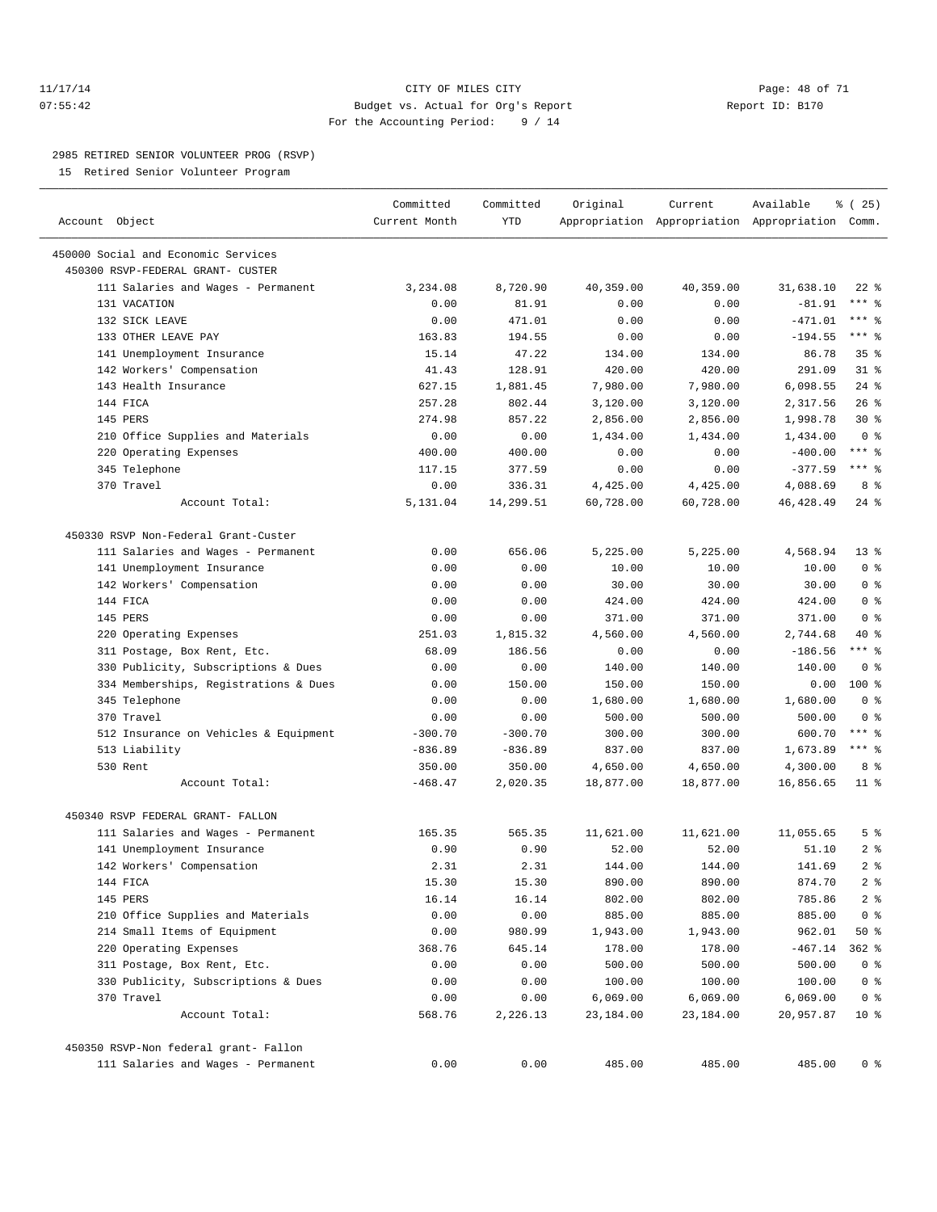CITY OF MILES CITY
Budget vs. Actual for Org's Report
For the Accounting Period: 9 / 14

11/17/14
07:55:42

Report ID: B170

2985 RETIRED SENIOR VOLUNTEER PROG (RSVP)
15 Retired Senior Volunteer Program

| Account Object | Committed Current Month | Committed YTD | Original Appropriation | Current Appropriation | Available Appropriation | % ( 25) Comm. |
|---|---|---|---|---|---|---|
| 450000 Social and Economic Services | | | | | | |
| 450300 RSVP-FEDERAL GRANT- CUSTER | | | | | | |
| 111 Salaries and Wages - Permanent | 3,234.08 | 8,720.90 | 40,359.00 | 40,359.00 | 31,638.10 | 22 % |
| 131 VACATION | 0.00 | 81.91 | 0.00 | 0.00 | -81.91 | *** % |
| 132 SICK LEAVE | 0.00 | 471.01 | 0.00 | 0.00 | -471.01 | *** % |
| 133 OTHER LEAVE PAY | 163.83 | 194.55 | 0.00 | 0.00 | -194.55 | *** % |
| 141 Unemployment Insurance | 15.14 | 47.22 | 134.00 | 134.00 | 86.78 | 35 % |
| 142 Workers' Compensation | 41.43 | 128.91 | 420.00 | 420.00 | 291.09 | 31 % |
| 143 Health Insurance | 627.15 | 1,881.45 | 7,980.00 | 7,980.00 | 6,098.55 | 24 % |
| 144 FICA | 257.28 | 802.44 | 3,120.00 | 3,120.00 | 2,317.56 | 26 % |
| 145 PERS | 274.98 | 857.22 | 2,856.00 | 2,856.00 | 1,998.78 | 30 % |
| 210 Office Supplies and Materials | 0.00 | 0.00 | 1,434.00 | 1,434.00 | 1,434.00 | 0 % |
| 220 Operating Expenses | 400.00 | 400.00 | 0.00 | 0.00 | -400.00 | *** % |
| 345 Telephone | 117.15 | 377.59 | 0.00 | 0.00 | -377.59 | *** % |
| 370 Travel | 0.00 | 336.31 | 4,425.00 | 4,425.00 | 4,088.69 | 8 % |
| Account Total: | 5,131.04 | 14,299.51 | 60,728.00 | 60,728.00 | 46,428.49 | 24 % |
| 450330 RSVP Non-Federal Grant-Custer | | | | | | |
| 111 Salaries and Wages - Permanent | 0.00 | 656.06 | 5,225.00 | 5,225.00 | 4,568.94 | 13 % |
| 141 Unemployment Insurance | 0.00 | 0.00 | 10.00 | 10.00 | 10.00 | 0 % |
| 142 Workers' Compensation | 0.00 | 0.00 | 30.00 | 30.00 | 30.00 | 0 % |
| 144 FICA | 0.00 | 0.00 | 424.00 | 424.00 | 424.00 | 0 % |
| 145 PERS | 0.00 | 0.00 | 371.00 | 371.00 | 371.00 | 0 % |
| 220 Operating Expenses | 251.03 | 1,815.32 | 4,560.00 | 4,560.00 | 2,744.68 | 40 % |
| 311 Postage, Box Rent, Etc. | 68.09 | 186.56 | 0.00 | 0.00 | -186.56 | *** % |
| 330 Publicity, Subscriptions & Dues | 0.00 | 0.00 | 140.00 | 140.00 | 140.00 | 0 % |
| 334 Memberships, Registrations & Dues | 0.00 | 150.00 | 150.00 | 150.00 | 0.00 | 100 % |
| 345 Telephone | 0.00 | 0.00 | 1,680.00 | 1,680.00 | 1,680.00 | 0 % |
| 370 Travel | 0.00 | 0.00 | 500.00 | 500.00 | 500.00 | 0 % |
| 512 Insurance on Vehicles & Equipment | -300.70 | -300.70 | 300.00 | 300.00 | 600.70 | *** % |
| 513 Liability | -836.89 | -836.89 | 837.00 | 837.00 | 1,673.89 | *** % |
| 530 Rent | 350.00 | 350.00 | 4,650.00 | 4,650.00 | 4,300.00 | 8 % |
| Account Total: | -468.47 | 2,020.35 | 18,877.00 | 18,877.00 | 16,856.65 | 11 % |
| 450340 RSVP FEDERAL GRANT- FALLON | | | | | | |
| 111 Salaries and Wages - Permanent | 165.35 | 565.35 | 11,621.00 | 11,621.00 | 11,055.65 | 5 % |
| 141 Unemployment Insurance | 0.90 | 0.90 | 52.00 | 52.00 | 51.10 | 2 % |
| 142 Workers' Compensation | 2.31 | 2.31 | 144.00 | 144.00 | 141.69 | 2 % |
| 144 FICA | 15.30 | 15.30 | 890.00 | 890.00 | 874.70 | 2 % |
| 145 PERS | 16.14 | 16.14 | 802.00 | 802.00 | 785.86 | 2 % |
| 210 Office Supplies and Materials | 0.00 | 0.00 | 885.00 | 885.00 | 885.00 | 0 % |
| 214 Small Items of Equipment | 0.00 | 980.99 | 1,943.00 | 1,943.00 | 962.01 | 50 % |
| 220 Operating Expenses | 368.76 | 645.14 | 178.00 | 178.00 | -467.14 | 362 % |
| 311 Postage, Box Rent, Etc. | 0.00 | 0.00 | 500.00 | 500.00 | 500.00 | 0 % |
| 330 Publicity, Subscriptions & Dues | 0.00 | 0.00 | 100.00 | 100.00 | 100.00 | 0 % |
| 370 Travel | 0.00 | 0.00 | 6,069.00 | 6,069.00 | 6,069.00 | 0 % |
| Account Total: | 568.76 | 2,226.13 | 23,184.00 | 23,184.00 | 20,957.87 | 10 % |
| 450350 RSVP-Non federal grant- Fallon | | | | | | |
| 111 Salaries and Wages - Permanent | 0.00 | 0.00 | 485.00 | 485.00 | 485.00 | 0 % |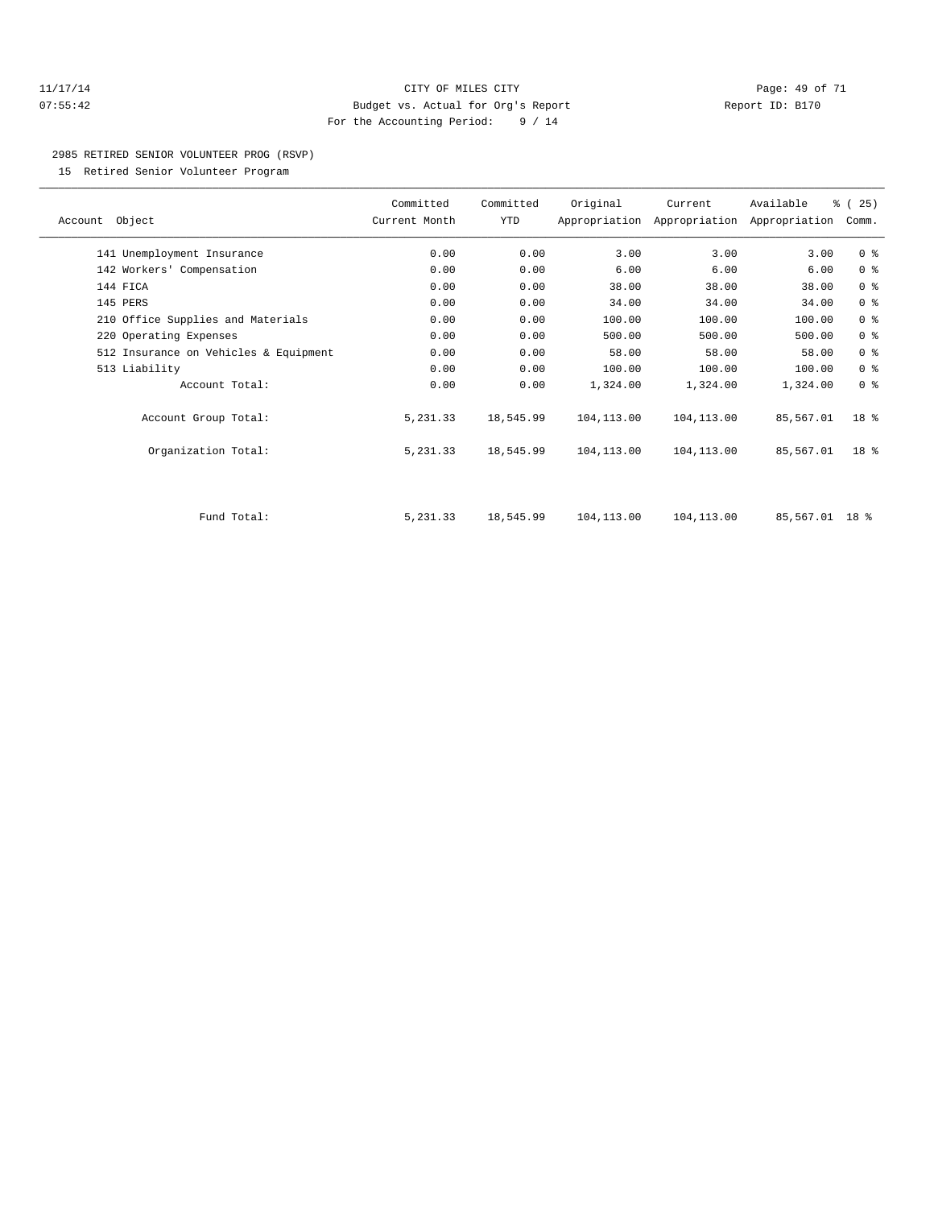CITY OF MILES CITY
Budget vs. Actual for Org's Report
For the Accounting Period: 9 / 14

11/17/14
07:55:42

Report ID: B170

2985 RETIRED SENIOR VOLUNTEER PROG (RSVP)

15 Retired Senior Volunteer Program

| Account Object | Committed Current Month | Committed YTD | Original Appropriation | Current Appropriation | Available Appropriation | % ( 25) Comm. |
|---|---|---|---|---|---|---|
| 141 Unemployment Insurance | 0.00 | 0.00 | 3.00 | 3.00 | 3.00 | 0 % |
| 142 Workers' Compensation | 0.00 | 0.00 | 6.00 | 6.00 | 6.00 | 0 % |
| 144 FICA | 0.00 | 0.00 | 38.00 | 38.00 | 38.00 | 0 % |
| 145 PERS | 0.00 | 0.00 | 34.00 | 34.00 | 34.00 | 0 % |
| 210 Office Supplies and Materials | 0.00 | 0.00 | 100.00 | 100.00 | 100.00 | 0 % |
| 220 Operating Expenses | 0.00 | 0.00 | 500.00 | 500.00 | 500.00 | 0 % |
| 512 Insurance on Vehicles & Equipment | 0.00 | 0.00 | 58.00 | 58.00 | 58.00 | 0 % |
| 513 Liability | 0.00 | 0.00 | 100.00 | 100.00 | 100.00 | 0 % |
| Account Total: | 0.00 | 0.00 | 1,324.00 | 1,324.00 | 1,324.00 | 0 % |
| Account Group Total: | 5,231.33 | 18,545.99 | 104,113.00 | 104,113.00 | 85,567.01 | 18 % |
| Organization Total: | 5,231.33 | 18,545.99 | 104,113.00 | 104,113.00 | 85,567.01 | 18 % |
| Fund Total: | 5,231.33 | 18,545.99 | 104,113.00 | 104,113.00 | 85,567.01 | 18 % |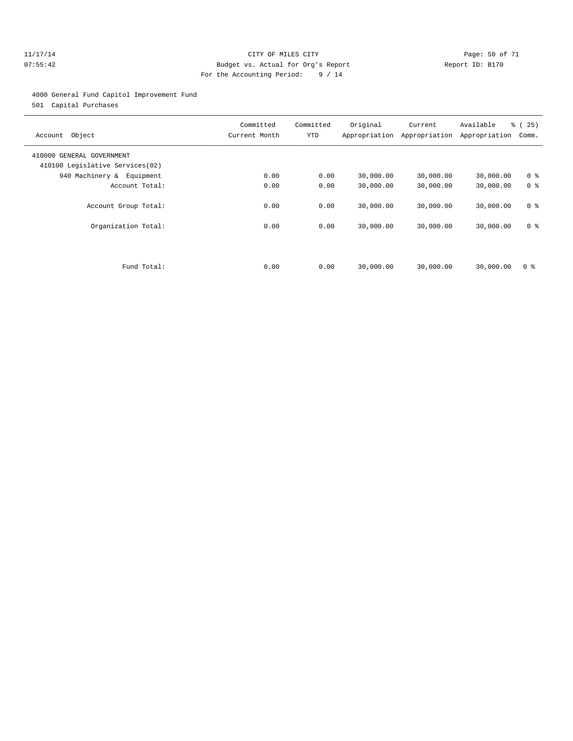CITY OF MILES CITY

Budget vs. Actual for Org's Report

For the Accounting Period: 9 / 14

11/17/14
07:55:42

Report ID: B170

4000 General Fund Capitol Improvement Fund

501 Capital Purchases

| Account Object | Committed Current Month | Committed YTD | Original Appropriation | Current Appropriation | Available Appropriation | % ( 25) Comm. |
|---|---|---|---|---|---|---|
| 410000 GENERAL GOVERNMENT | | | | | | |
| 410100 Legislative Services(02) | | | | | | |
| 940 Machinery & Equipment | 0.00 | 0.00 | 30,000.00 | 30,000.00 | 30,000.00 | 0 % |
| Account Total: | 0.00 | 0.00 | 30,000.00 | 30,000.00 | 30,000.00 | 0 % |
| Account Group Total: | 0.00 | 0.00 | 30,000.00 | 30,000.00 | 30,000.00 | 0 % |
| Organization Total: | 0.00 | 0.00 | 30,000.00 | 30,000.00 | 30,000.00 | 0 % |
| Fund Total: | 0.00 | 0.00 | 30,000.00 | 30,000.00 | 30,000.00 | 0 % |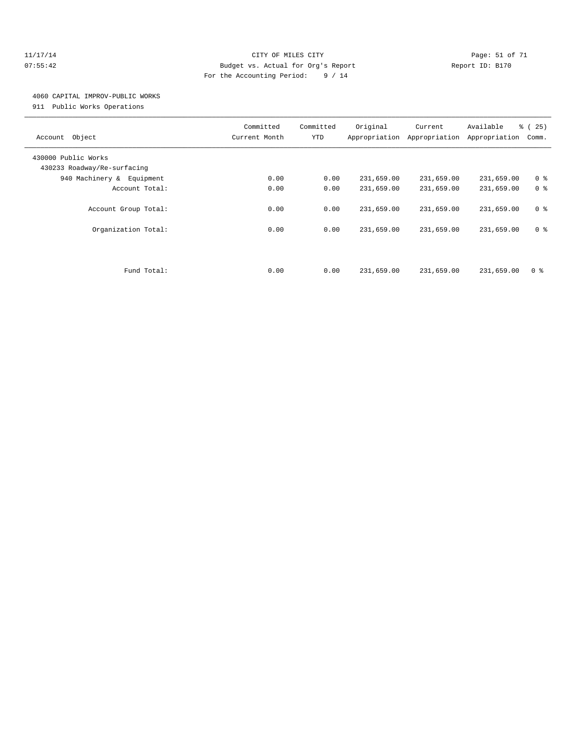CITY OF MILES CITY
Budget vs. Actual for Org's Report
For the Accounting Period: 9 / 14

11/17/14
07:55:42

Report ID: B170

4060 CAPITAL IMPROV-PUBLIC WORKS
911 Public Works Operations

| Account Object | Committed Current Month | Committed YTD | Original Appropriation | Current Appropriation | Available Appropriation | % ( 25) Comm. |
|---|---|---|---|---|---|---|
| 430000 Public Works | | | | | | |
| 430233 Roadway/Re-surfacing | | | | | | |
| 940 Machinery & Equipment | 0.00 | 0.00 | 231,659.00 | 231,659.00 | 231,659.00 | 0 % |
| Account Total: | 0.00 | 0.00 | 231,659.00 | 231,659.00 | 231,659.00 | 0 % |
| Account Group Total: | 0.00 | 0.00 | 231,659.00 | 231,659.00 | 231,659.00 | 0 % |
| Organization Total: | 0.00 | 0.00 | 231,659.00 | 231,659.00 | 231,659.00 | 0 % |
| Fund Total: | 0.00 | 0.00 | 231,659.00 | 231,659.00 | 231,659.00 | 0 % |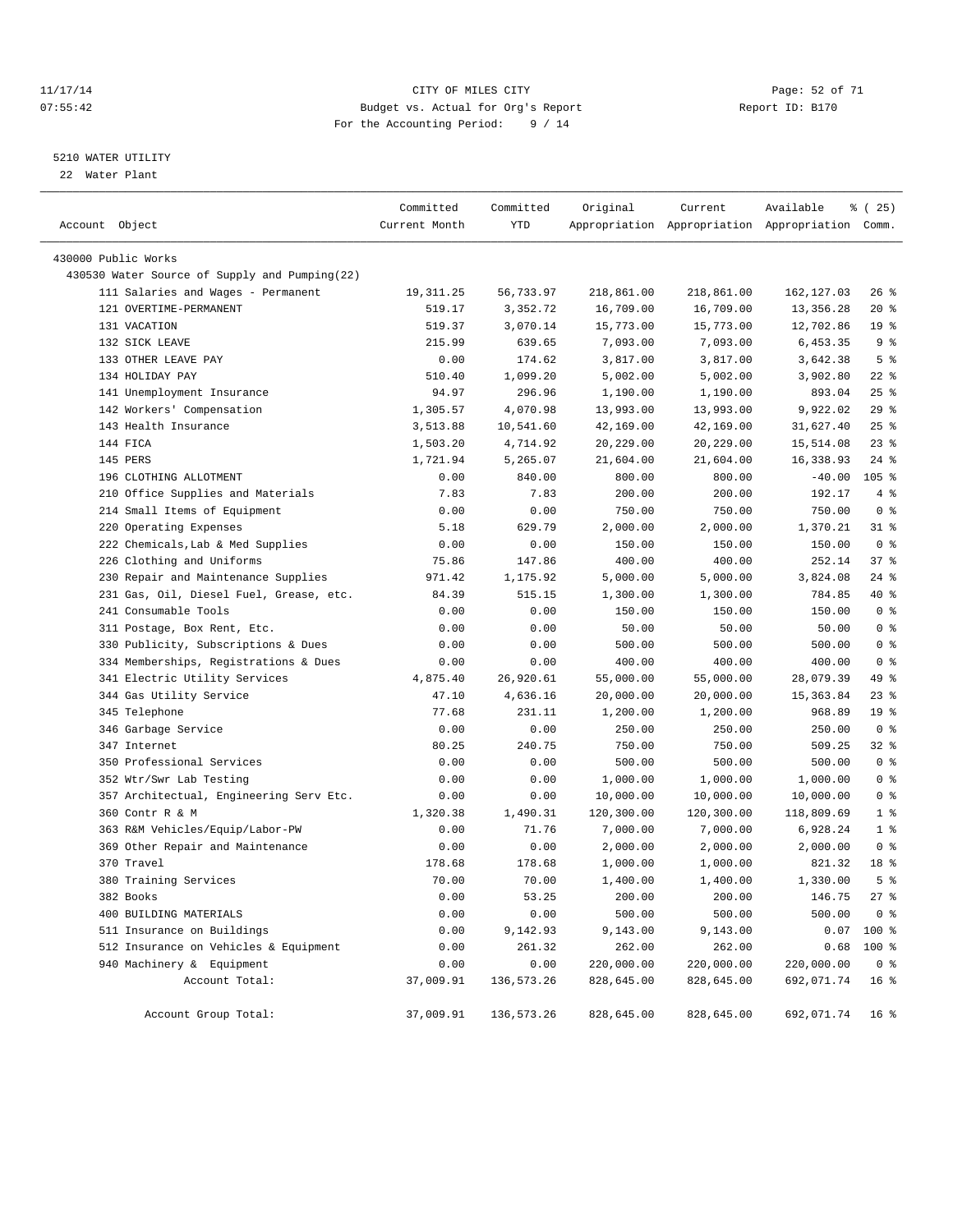CITY OF MILES CITY
Budget vs. Actual for Org's Report
For the Accounting Period: 9 / 14

11/17/14
07:55:42
Report ID: B170

5210 WATER UTILITY
22 Water Plant

| Account Object | Committed Current Month | Committed YTD | Original Appropriation | Current Appropriation | Available Appropriation | % ( 25) Comm. |
|---|---|---|---|---|---|---|
| 430000 Public Works | | | | | | |
| 430530 Water Source of Supply and Pumping(22) | | | | | | |
| 111 Salaries and Wages - Permanent | 19,311.25 | 56,733.97 | 218,861.00 | 218,861.00 | 162,127.03 | 26 % |
| 121 OVERTIME-PERMANENT | 519.17 | 3,352.72 | 16,709.00 | 16,709.00 | 13,356.28 | 20 % |
| 131 VACATION | 519.37 | 3,070.14 | 15,773.00 | 15,773.00 | 12,702.86 | 19 % |
| 132 SICK LEAVE | 215.99 | 639.65 | 7,093.00 | 7,093.00 | 6,453.35 | 9 % |
| 133 OTHER LEAVE PAY | 0.00 | 174.62 | 3,817.00 | 3,817.00 | 3,642.38 | 5 % |
| 134 HOLIDAY PAY | 510.40 | 1,099.20 | 5,002.00 | 5,002.00 | 3,902.80 | 22 % |
| 141 Unemployment Insurance | 94.97 | 296.96 | 1,190.00 | 1,190.00 | 893.04 | 25 % |
| 142 Workers' Compensation | 1,305.57 | 4,070.98 | 13,993.00 | 13,993.00 | 9,922.02 | 29 % |
| 143 Health Insurance | 3,513.88 | 10,541.60 | 42,169.00 | 42,169.00 | 31,627.40 | 25 % |
| 144 FICA | 1,503.20 | 4,714.92 | 20,229.00 | 20,229.00 | 15,514.08 | 23 % |
| 145 PERS | 1,721.94 | 5,265.07 | 21,604.00 | 21,604.00 | 16,338.93 | 24 % |
| 196 CLOTHING ALLOTMENT | 0.00 | 840.00 | 800.00 | 800.00 | -40.00 | 105 % |
| 210 Office Supplies and Materials | 7.83 | 7.83 | 200.00 | 200.00 | 192.17 | 4 % |
| 214 Small Items of Equipment | 0.00 | 0.00 | 750.00 | 750.00 | 750.00 | 0 % |
| 220 Operating Expenses | 5.18 | 629.79 | 2,000.00 | 2,000.00 | 1,370.21 | 31 % |
| 222 Chemicals,Lab & Med Supplies | 0.00 | 0.00 | 150.00 | 150.00 | 150.00 | 0 % |
| 226 Clothing and Uniforms | 75.86 | 147.86 | 400.00 | 400.00 | 252.14 | 37 % |
| 230 Repair and Maintenance Supplies | 971.42 | 1,175.92 | 5,000.00 | 5,000.00 | 3,824.08 | 24 % |
| 231 Gas, Oil, Diesel Fuel, Grease, etc. | 84.39 | 515.15 | 1,300.00 | 1,300.00 | 784.85 | 40 % |
| 241 Consumable Tools | 0.00 | 0.00 | 150.00 | 150.00 | 150.00 | 0 % |
| 311 Postage, Box Rent, Etc. | 0.00 | 0.00 | 50.00 | 50.00 | 50.00 | 0 % |
| 330 Publicity, Subscriptions & Dues | 0.00 | 0.00 | 500.00 | 500.00 | 500.00 | 0 % |
| 334 Memberships, Registrations & Dues | 0.00 | 0.00 | 400.00 | 400.00 | 400.00 | 0 % |
| 341 Electric Utility Services | 4,875.40 | 26,920.61 | 55,000.00 | 55,000.00 | 28,079.39 | 49 % |
| 344 Gas Utility Service | 47.10 | 4,636.16 | 20,000.00 | 20,000.00 | 15,363.84 | 23 % |
| 345 Telephone | 77.68 | 231.11 | 1,200.00 | 1,200.00 | 968.89 | 19 % |
| 346 Garbage Service | 0.00 | 0.00 | 250.00 | 250.00 | 250.00 | 0 % |
| 347 Internet | 80.25 | 240.75 | 750.00 | 750.00 | 509.25 | 32 % |
| 350 Professional Services | 0.00 | 0.00 | 500.00 | 500.00 | 500.00 | 0 % |
| 352 Wtr/Swr Lab Testing | 0.00 | 0.00 | 1,000.00 | 1,000.00 | 1,000.00 | 0 % |
| 357 Architectual, Engineering Serv Etc. | 0.00 | 0.00 | 10,000.00 | 10,000.00 | 10,000.00 | 0 % |
| 360 Contr R & M | 1,320.38 | 1,490.31 | 120,300.00 | 120,300.00 | 118,809.69 | 1 % |
| 363 R&M Vehicles/Equip/Labor-PW | 0.00 | 71.76 | 7,000.00 | 7,000.00 | 6,928.24 | 1 % |
| 369 Other Repair and Maintenance | 0.00 | 0.00 | 2,000.00 | 2,000.00 | 2,000.00 | 0 % |
| 370 Travel | 178.68 | 178.68 | 1,000.00 | 1,000.00 | 821.32 | 18 % |
| 380 Training Services | 70.00 | 70.00 | 1,400.00 | 1,400.00 | 1,330.00 | 5 % |
| 382 Books | 0.00 | 53.25 | 200.00 | 200.00 | 146.75 | 27 % |
| 400 BUILDING MATERIALS | 0.00 | 0.00 | 500.00 | 500.00 | 500.00 | 0 % |
| 511 Insurance on Buildings | 0.00 | 9,142.93 | 9,143.00 | 9,143.00 | 0.07 | 100 % |
| 512 Insurance on Vehicles & Equipment | 0.00 | 261.32 | 262.00 | 262.00 | 0.68 | 100 % |
| 940 Machinery & Equipment | 0.00 | 0.00 | 220,000.00 | 220,000.00 | 220,000.00 | 0 % |
| Account Total: | 37,009.91 | 136,573.26 | 828,645.00 | 828,645.00 | 692,071.74 | 16 % |
| Account Group Total: | 37,009.91 | 136,573.26 | 828,645.00 | 828,645.00 | 692,071.74 | 16 % |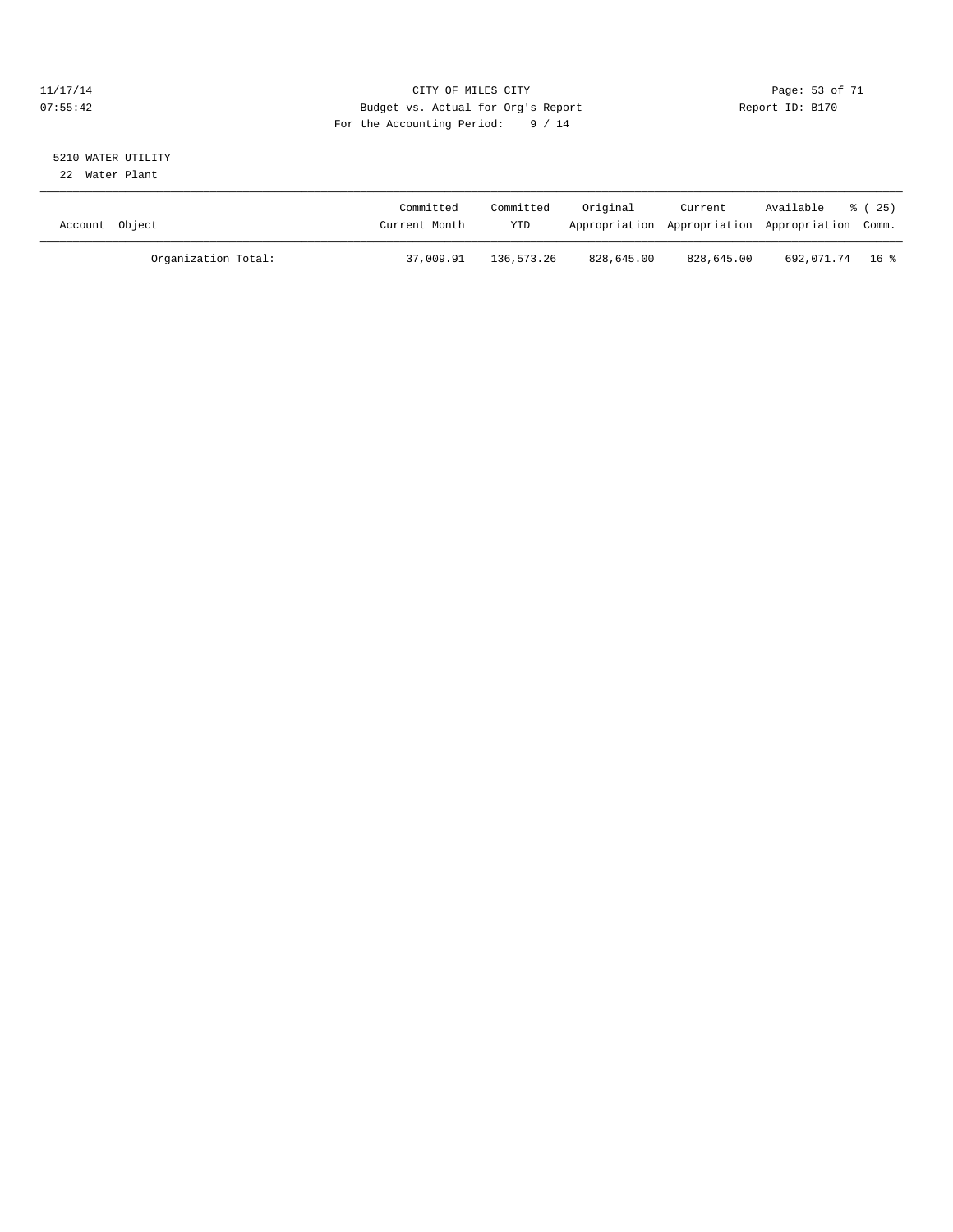CITY OF MILES CITY
Budget vs. Actual for Org's Report
For the Accounting Period: 9 / 14

11/17/14
07:55:42

Report ID: B170

5210 WATER UTILITY
22 Water Plant

| Account Object | Committed Current Month | Committed YTD | Original Appropriation | Current Appropriation | Available Appropriation | % ( 25) Comm. |
|---|---|---|---|---|---|---|
| Organization Total: | 37,009.91 | 136,573.26 | 828,645.00 | 828,645.00 | 692,071.74 | 16 % |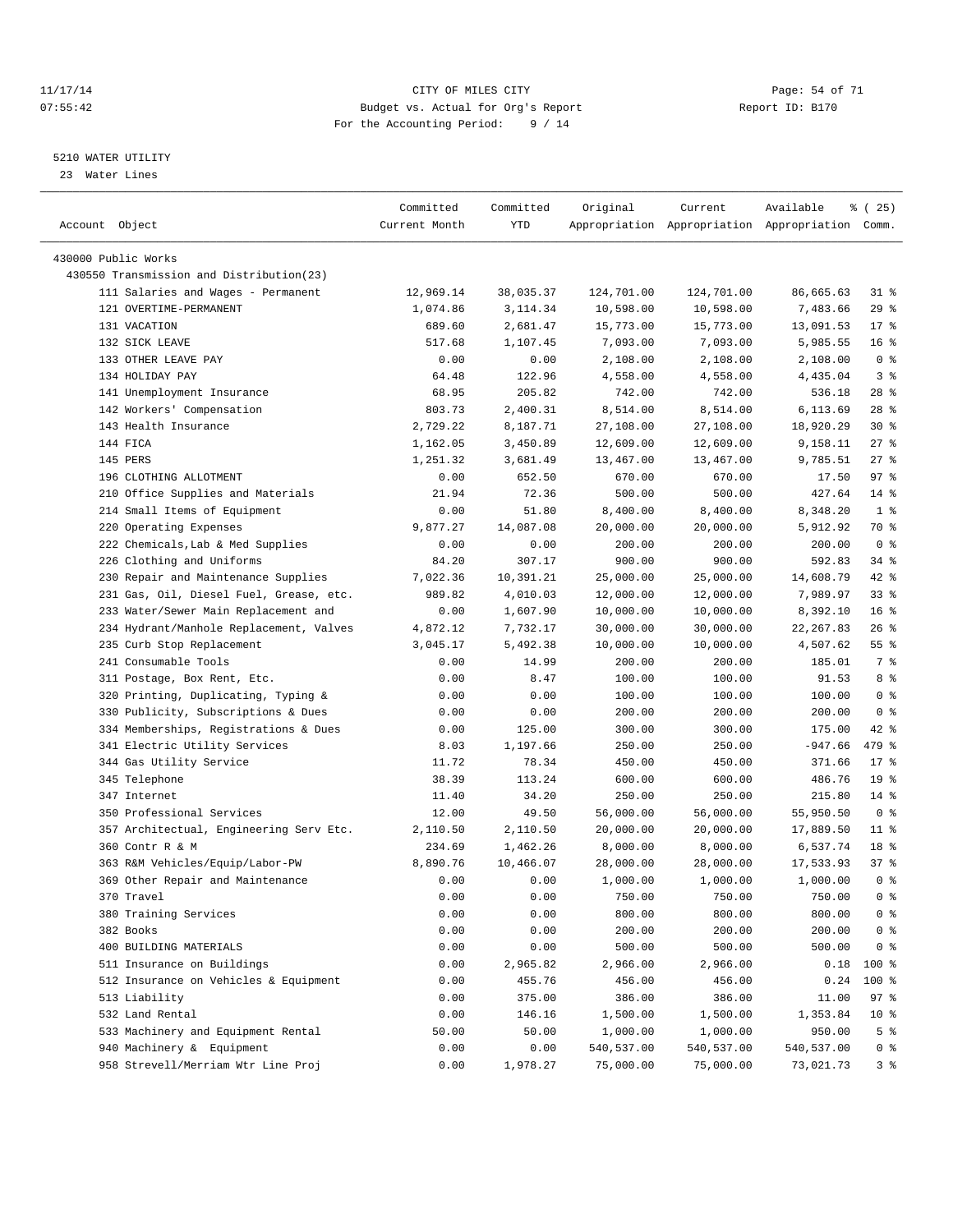CITY OF MILES CITY
Budget vs. Actual for Org's Report
For the Accounting Period: 9 / 14

Report ID: B170

5210 WATER UTILITY
23 Water Lines

| Account Object | Committed Current Month | Committed YTD | Original Appropriation | Current Appropriation | Available Appropriation | % ( 25) Comm. |
|---|---|---|---|---|---|---|
| 430000 Public Works | | | | | | |
| 430550 Transmission and Distribution(23) | | | | | | |
| 111 Salaries and Wages - Permanent | 12,969.14 | 38,035.37 | 124,701.00 | 124,701.00 | 86,665.63 | 31 % |
| 121 OVERTIME-PERMANENT | 1,074.86 | 3,114.34 | 10,598.00 | 10,598.00 | 7,483.66 | 29 % |
| 131 VACATION | 689.60 | 2,681.47 | 15,773.00 | 15,773.00 | 13,091.53 | 17 % |
| 132 SICK LEAVE | 517.68 | 1,107.45 | 7,093.00 | 7,093.00 | 5,985.55 | 16 % |
| 133 OTHER LEAVE PAY | 0.00 | 0.00 | 2,108.00 | 2,108.00 | 2,108.00 | 0 % |
| 134 HOLIDAY PAY | 64.48 | 122.96 | 4,558.00 | 4,558.00 | 4,435.04 | 3 % |
| 141 Unemployment Insurance | 68.95 | 205.82 | 742.00 | 742.00 | 536.18 | 28 % |
| 142 Workers' Compensation | 803.73 | 2,400.31 | 8,514.00 | 8,514.00 | 6,113.69 | 28 % |
| 143 Health Insurance | 2,729.22 | 8,187.71 | 27,108.00 | 27,108.00 | 18,920.29 | 30 % |
| 144 FICA | 1,162.05 | 3,450.89 | 12,609.00 | 12,609.00 | 9,158.11 | 27 % |
| 145 PERS | 1,251.32 | 3,681.49 | 13,467.00 | 13,467.00 | 9,785.51 | 27 % |
| 196 CLOTHING ALLOTMENT | 0.00 | 652.50 | 670.00 | 670.00 | 17.50 | 97 % |
| 210 Office Supplies and Materials | 21.94 | 72.36 | 500.00 | 500.00 | 427.64 | 14 % |
| 214 Small Items of Equipment | 0.00 | 51.80 | 8,400.00 | 8,400.00 | 8,348.20 | 1 % |
| 220 Operating Expenses | 9,877.27 | 14,087.08 | 20,000.00 | 20,000.00 | 5,912.92 | 70 % |
| 222 Chemicals,Lab & Med Supplies | 0.00 | 0.00 | 200.00 | 200.00 | 200.00 | 0 % |
| 226 Clothing and Uniforms | 84.20 | 307.17 | 900.00 | 900.00 | 592.83 | 34 % |
| 230 Repair and Maintenance Supplies | 7,022.36 | 10,391.21 | 25,000.00 | 25,000.00 | 14,608.79 | 42 % |
| 231 Gas, Oil, Diesel Fuel, Grease, etc. | 989.82 | 4,010.03 | 12,000.00 | 12,000.00 | 7,989.97 | 33 % |
| 233 Water/Sewer Main Replacement and | 0.00 | 1,607.90 | 10,000.00 | 10,000.00 | 8,392.10 | 16 % |
| 234 Hydrant/Manhole Replacement, Valves | 4,872.12 | 7,732.17 | 30,000.00 | 30,000.00 | 22,267.83 | 26 % |
| 235 Curb Stop Replacement | 3,045.17 | 5,492.38 | 10,000.00 | 10,000.00 | 4,507.62 | 55 % |
| 241 Consumable Tools | 0.00 | 14.99 | 200.00 | 200.00 | 185.01 | 7 % |
| 311 Postage, Box Rent, Etc. | 0.00 | 8.47 | 100.00 | 100.00 | 91.53 | 8 % |
| 320 Printing, Duplicating, Typing & | 0.00 | 0.00 | 100.00 | 100.00 | 100.00 | 0 % |
| 330 Publicity, Subscriptions & Dues | 0.00 | 0.00 | 200.00 | 200.00 | 200.00 | 0 % |
| 334 Memberships, Registrations & Dues | 0.00 | 125.00 | 300.00 | 300.00 | 175.00 | 42 % |
| 341 Electric Utility Services | 8.03 | 1,197.66 | 250.00 | 250.00 | -947.66 | 479 % |
| 344 Gas Utility Service | 11.72 | 78.34 | 450.00 | 450.00 | 371.66 | 17 % |
| 345 Telephone | 38.39 | 113.24 | 600.00 | 600.00 | 486.76 | 19 % |
| 347 Internet | 11.40 | 34.20 | 250.00 | 250.00 | 215.80 | 14 % |
| 350 Professional Services | 12.00 | 49.50 | 56,000.00 | 56,000.00 | 55,950.50 | 0 % |
| 357 Architectual, Engineering Serv Etc. | 2,110.50 | 2,110.50 | 20,000.00 | 20,000.00 | 17,889.50 | 11 % |
| 360 Contr R & M | 234.69 | 1,462.26 | 8,000.00 | 8,000.00 | 6,537.74 | 18 % |
| 363 R&M Vehicles/Equip/Labor-PW | 8,890.76 | 10,466.07 | 28,000.00 | 28,000.00 | 17,533.93 | 37 % |
| 369 Other Repair and Maintenance | 0.00 | 0.00 | 1,000.00 | 1,000.00 | 1,000.00 | 0 % |
| 370 Travel | 0.00 | 0.00 | 750.00 | 750.00 | 750.00 | 0 % |
| 380 Training Services | 0.00 | 0.00 | 800.00 | 800.00 | 800.00 | 0 % |
| 382 Books | 0.00 | 0.00 | 200.00 | 200.00 | 200.00 | 0 % |
| 400 BUILDING MATERIALS | 0.00 | 0.00 | 500.00 | 500.00 | 500.00 | 0 % |
| 511 Insurance on Buildings | 0.00 | 2,965.82 | 2,966.00 | 2,966.00 | 0.18 | 100 % |
| 512 Insurance on Vehicles & Equipment | 0.00 | 455.76 | 456.00 | 456.00 | 0.24 | 100 % |
| 513 Liability | 0.00 | 375.00 | 386.00 | 386.00 | 11.00 | 97 % |
| 532 Land Rental | 0.00 | 146.16 | 1,500.00 | 1,500.00 | 1,353.84 | 10 % |
| 533 Machinery and Equipment Rental | 50.00 | 50.00 | 1,000.00 | 1,000.00 | 950.00 | 5 % |
| 940 Machinery & Equipment | 0.00 | 0.00 | 540,537.00 | 540,537.00 | 540,537.00 | 0 % |
| 958 Strevell/Merriam Wtr Line Proj | 0.00 | 1,978.27 | 75,000.00 | 75,000.00 | 73,021.73 | 3 % |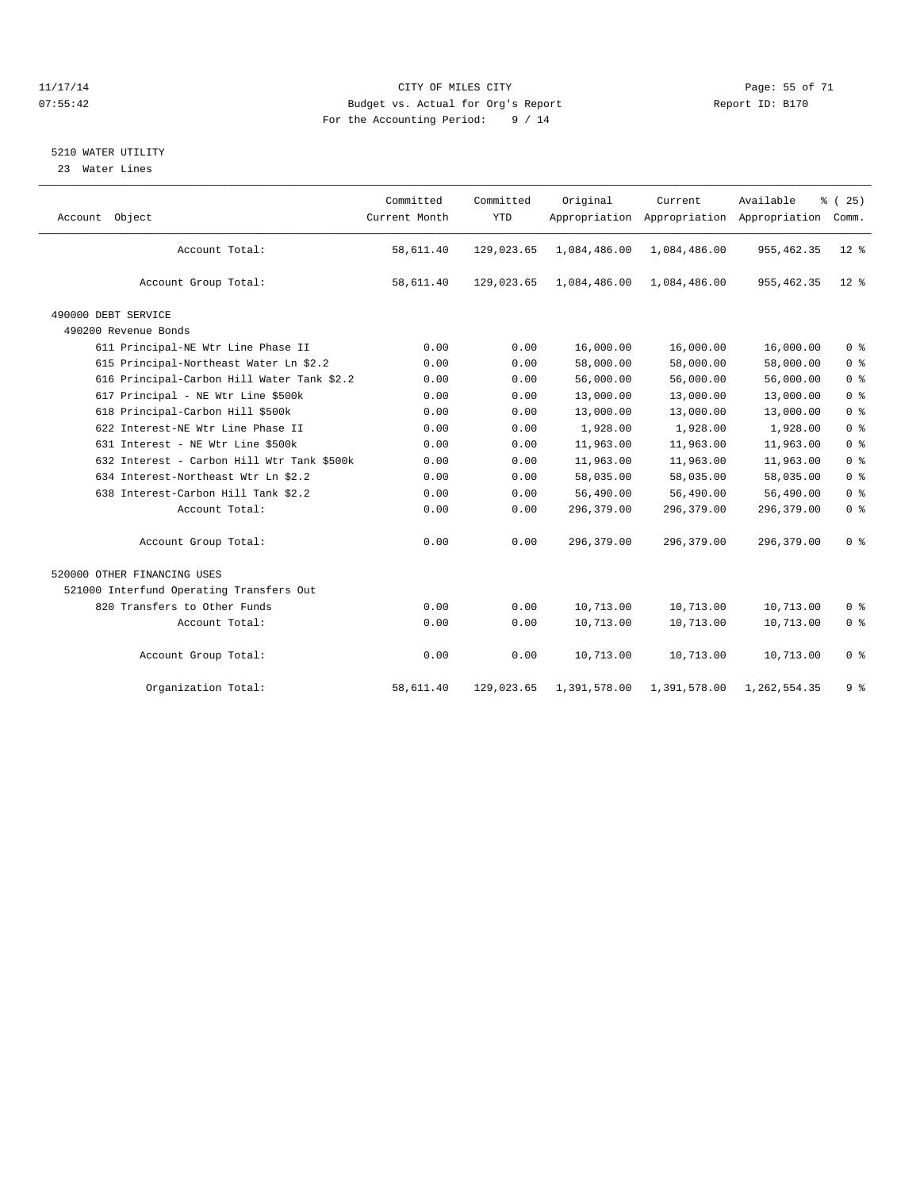CITY OF MILES CITY
Budget vs. Actual for Org's Report
For the Accounting Period: 9 / 14

Report ID: B170

5210 WATER UTILITY

23 Water Lines

| Account Object | Committed Current Month | Committed YTD | Original Appropriation | Current Appropriation | Available Appropriation | % ( 25) Comm. |
|---|---|---|---|---|---|---|
| Account Total: | 58,611.40 | 129,023.65 | 1,084,486.00 | 1,084,486.00 | 955,462.35 | 12 % |
| Account Group Total: | 58,611.40 | 129,023.65 | 1,084,486.00 | 1,084,486.00 | 955,462.35 | 12 % |
| 490000 DEBT SERVICE | | | | | | |
| 490200 Revenue Bonds | | | | | | |
| 611 Principal-NE Wtr Line Phase II | 0.00 | 0.00 | 16,000.00 | 16,000.00 | 16,000.00 | 0 % |
| 615 Principal-Northeast Water Ln $2.2 | 0.00 | 0.00 | 58,000.00 | 58,000.00 | 58,000.00 | 0 % |
| 616 Principal-Carbon Hill Water Tank $2.2 | 0.00 | 0.00 | 56,000.00 | 56,000.00 | 56,000.00 | 0 % |
| 617 Principal - NE Wtr Line $500k | 0.00 | 0.00 | 13,000.00 | 13,000.00 | 13,000.00 | 0 % |
| 618 Principal-Carbon Hill $500k | 0.00 | 0.00 | 13,000.00 | 13,000.00 | 13,000.00 | 0 % |
| 622 Interest-NE Wtr Line Phase II | 0.00 | 0.00 | 1,928.00 | 1,928.00 | 1,928.00 | 0 % |
| 631 Interest - NE Wtr Line $500k | 0.00 | 0.00 | 11,963.00 | 11,963.00 | 11,963.00 | 0 % |
| 632 Interest - Carbon Hill Wtr Tank $500k | 0.00 | 0.00 | 11,963.00 | 11,963.00 | 11,963.00 | 0 % |
| 634 Interest-Northeast Wtr Ln $2.2 | 0.00 | 0.00 | 58,035.00 | 58,035.00 | 58,035.00 | 0 % |
| 638 Interest-Carbon Hill Tank $2.2 | 0.00 | 0.00 | 56,490.00 | 56,490.00 | 56,490.00 | 0 % |
| Account Total: | 0.00 | 0.00 | 296,379.00 | 296,379.00 | 296,379.00 | 0 % |
| Account Group Total: | 0.00 | 0.00 | 296,379.00 | 296,379.00 | 296,379.00 | 0 % |
| 520000 OTHER FINANCING USES | | | | | | |
| 521000 Interfund Operating Transfers Out | | | | | | |
| 820 Transfers to Other Funds | 0.00 | 0.00 | 10,713.00 | 10,713.00 | 10,713.00 | 0 % |
| Account Total: | 0.00 | 0.00 | 10,713.00 | 10,713.00 | 10,713.00 | 0 % |
| Account Group Total: | 0.00 | 0.00 | 10,713.00 | 10,713.00 | 10,713.00 | 0 % |
| Organization Total: | 58,611.40 | 129,023.65 | 1,391,578.00 | 1,391,578.00 | 1,262,554.35 | 9 % |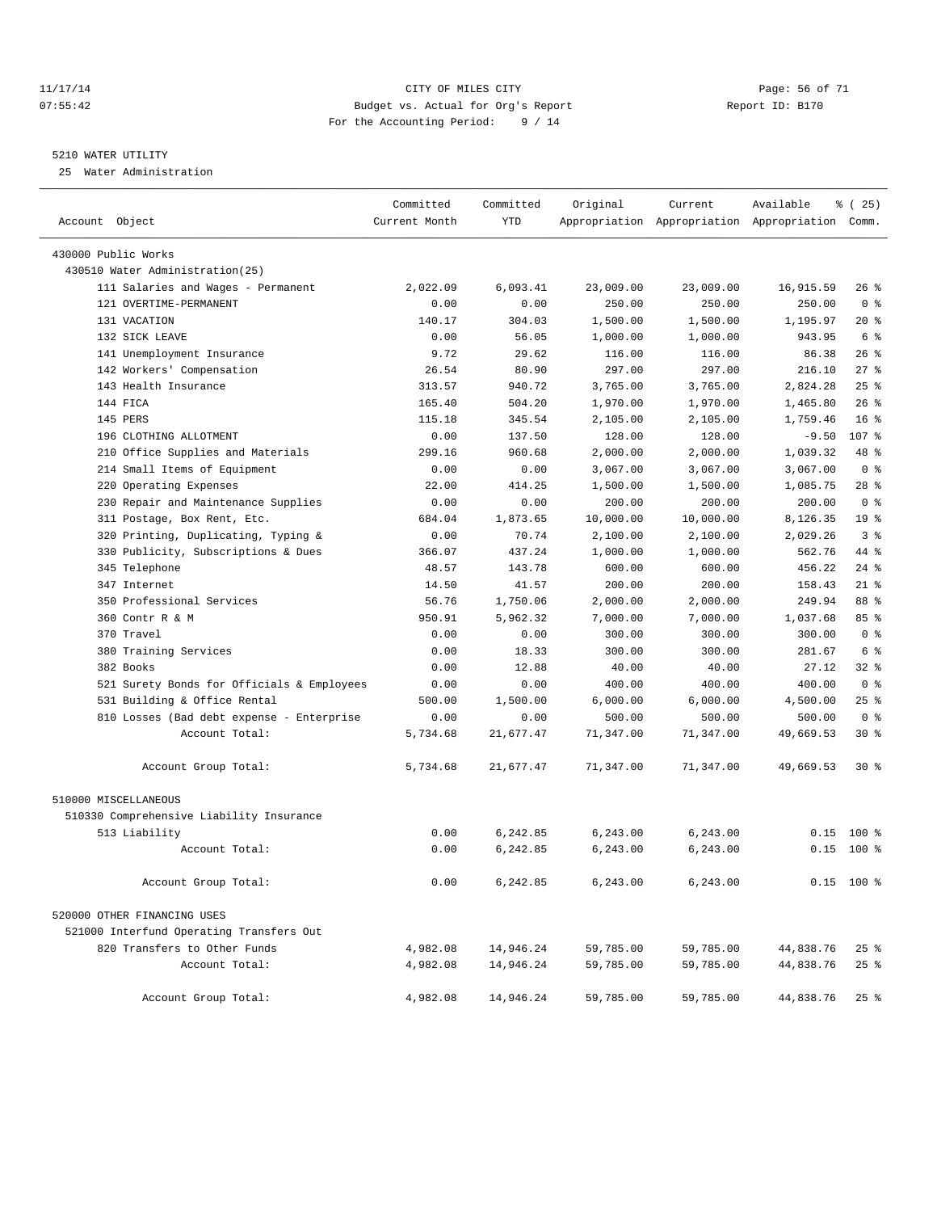11/17/14 CITY OF MILES CITY
07:55:42 Budget vs. Actual for Org's Report Report ID: B170
For the Accounting Period: 9 / 14

5210 WATER UTILITY
25 Water Administration

| Account Object | Committed Current Month | Committed YTD | Original Appropriation | Current Appropriation | Available Appropriation | % ( 25) Comm. |
|---|---|---|---|---|---|---|
| 430000 Public Works | | | | | | |
| 430510 Water Administration(25) | | | | | | |
| 111 Salaries and Wages - Permanent | 2,022.09 | 6,093.41 | 23,009.00 | 23,009.00 | 16,915.59 | 26 % |
| 121 OVERTIME-PERMANENT | 0.00 | 0.00 | 250.00 | 250.00 | 250.00 | 0 % |
| 131 VACATION | 140.17 | 304.03 | 1,500.00 | 1,500.00 | 1,195.97 | 20 % |
| 132 SICK LEAVE | 0.00 | 56.05 | 1,000.00 | 1,000.00 | 943.95 | 6 % |
| 141 Unemployment Insurance | 9.72 | 29.62 | 116.00 | 116.00 | 86.38 | 26 % |
| 142 Workers' Compensation | 26.54 | 80.90 | 297.00 | 297.00 | 216.10 | 27 % |
| 143 Health Insurance | 313.57 | 940.72 | 3,765.00 | 3,765.00 | 2,824.28 | 25 % |
| 144 FICA | 165.40 | 504.20 | 1,970.00 | 1,970.00 | 1,465.80 | 26 % |
| 145 PERS | 115.18 | 345.54 | 2,105.00 | 2,105.00 | 1,759.46 | 16 % |
| 196 CLOTHING ALLOTMENT | 0.00 | 137.50 | 128.00 | 128.00 | -9.50 | 107 % |
| 210 Office Supplies and Materials | 299.16 | 960.68 | 2,000.00 | 2,000.00 | 1,039.32 | 48 % |
| 214 Small Items of Equipment | 0.00 | 0.00 | 3,067.00 | 3,067.00 | 3,067.00 | 0 % |
| 220 Operating Expenses | 22.00 | 414.25 | 1,500.00 | 1,500.00 | 1,085.75 | 28 % |
| 230 Repair and Maintenance Supplies | 0.00 | 0.00 | 200.00 | 200.00 | 200.00 | 0 % |
| 311 Postage, Box Rent, Etc. | 684.04 | 1,873.65 | 10,000.00 | 10,000.00 | 8,126.35 | 19 % |
| 320 Printing, Duplicating, Typing & | 0.00 | 70.74 | 2,100.00 | 2,100.00 | 2,029.26 | 3 % |
| 330 Publicity, Subscriptions & Dues | 366.07 | 437.24 | 1,000.00 | 1,000.00 | 562.76 | 44 % |
| 345 Telephone | 48.57 | 143.78 | 600.00 | 600.00 | 456.22 | 24 % |
| 347 Internet | 14.50 | 41.57 | 200.00 | 200.00 | 158.43 | 21 % |
| 350 Professional Services | 56.76 | 1,750.06 | 2,000.00 | 2,000.00 | 249.94 | 88 % |
| 360 Contr R & M | 950.91 | 5,962.32 | 7,000.00 | 7,000.00 | 1,037.68 | 85 % |
| 370 Travel | 0.00 | 0.00 | 300.00 | 300.00 | 300.00 | 0 % |
| 380 Training Services | 0.00 | 18.33 | 300.00 | 300.00 | 281.67 | 6 % |
| 382 Books | 0.00 | 12.88 | 40.00 | 40.00 | 27.12 | 32 % |
| 521 Surety Bonds for Officials & Employees | 0.00 | 0.00 | 400.00 | 400.00 | 400.00 | 0 % |
| 531 Building & Office Rental | 500.00 | 1,500.00 | 6,000.00 | 6,000.00 | 4,500.00 | 25 % |
| 810 Losses (Bad debt expense - Enterprise | 0.00 | 0.00 | 500.00 | 500.00 | 500.00 | 0 % |
| Account Total: | 5,734.68 | 21,677.47 | 71,347.00 | 71,347.00 | 49,669.53 | 30 % |
| Account Group Total: | 5,734.68 | 21,677.47 | 71,347.00 | 71,347.00 | 49,669.53 | 30 % |
| 510000 MISCELLANEOUS | | | | | | |
| 510330 Comprehensive Liability Insurance | | | | | | |
| 513 Liability | 0.00 | 6,242.85 | 6,243.00 | 6,243.00 | 0.15 | 100 % |
| Account Total: | 0.00 | 6,242.85 | 6,243.00 | 6,243.00 | 0.15 | 100 % |
| Account Group Total: | 0.00 | 6,242.85 | 6,243.00 | 6,243.00 | 0.15 | 100 % |
| 520000 OTHER FINANCING USES | | | | | | |
| 521000 Interfund Operating Transfers Out | | | | | | |
| 820 Transfers to Other Funds | 4,982.08 | 14,946.24 | 59,785.00 | 59,785.00 | 44,838.76 | 25 % |
| Account Total: | 4,982.08 | 14,946.24 | 59,785.00 | 59,785.00 | 44,838.76 | 25 % |
| Account Group Total: | 4,982.08 | 14,946.24 | 59,785.00 | 59,785.00 | 44,838.76 | 25 % |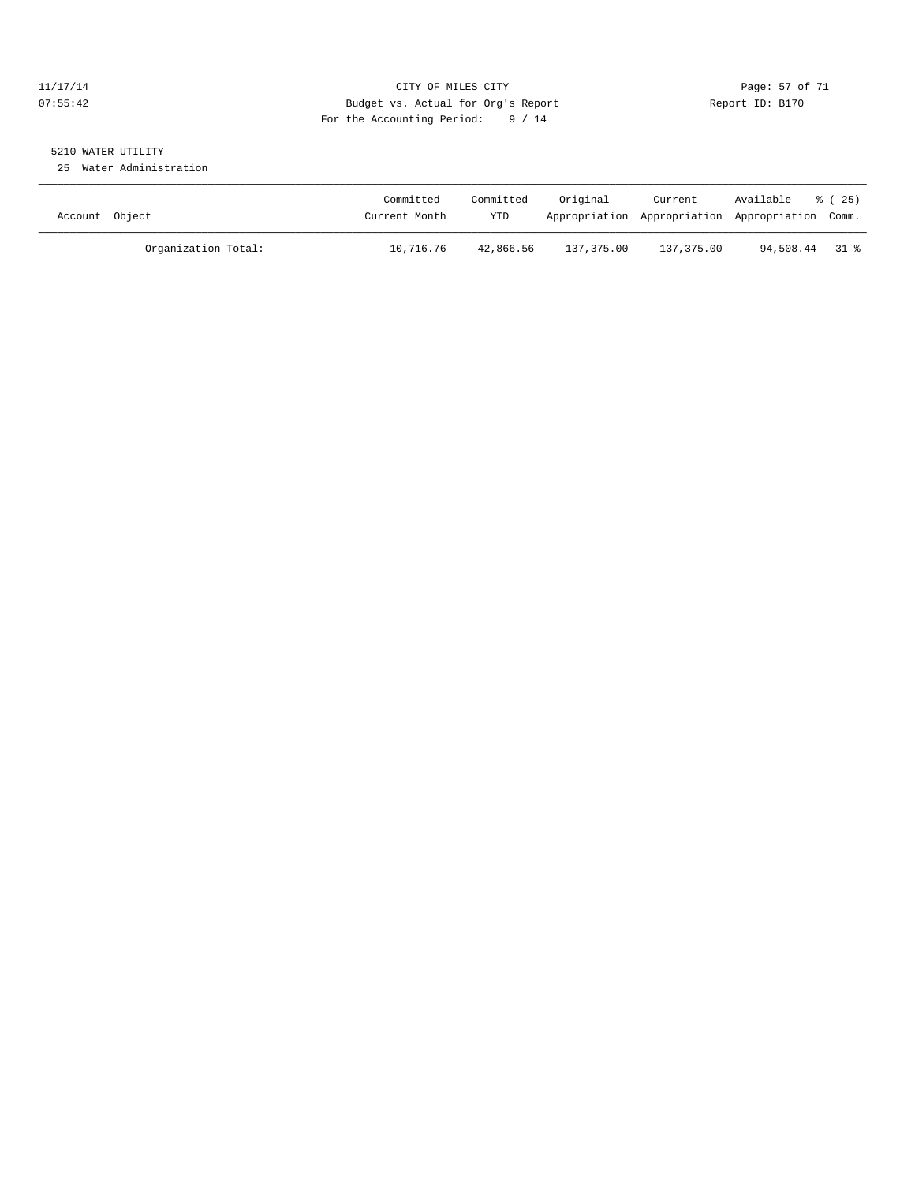CITY OF MILES CITY
Budget vs. Actual for Org's Report
For the Accounting Period: 9 / 14

11/17/14
07:55:42

Report ID: B170

## 5210 WATER UTILITY

25 Water Administration

| Account Object | Committed Current Month | Committed YTD | Original Appropriation | Current Appropriation | Available Appropriation | % ( 25) Comm. |
|---|---|---|---|---|---|---|
| Organization Total: | 10,716.76 | 42,866.56 | 137,375.00 | 137,375.00 | 94,508.44 | 31 % |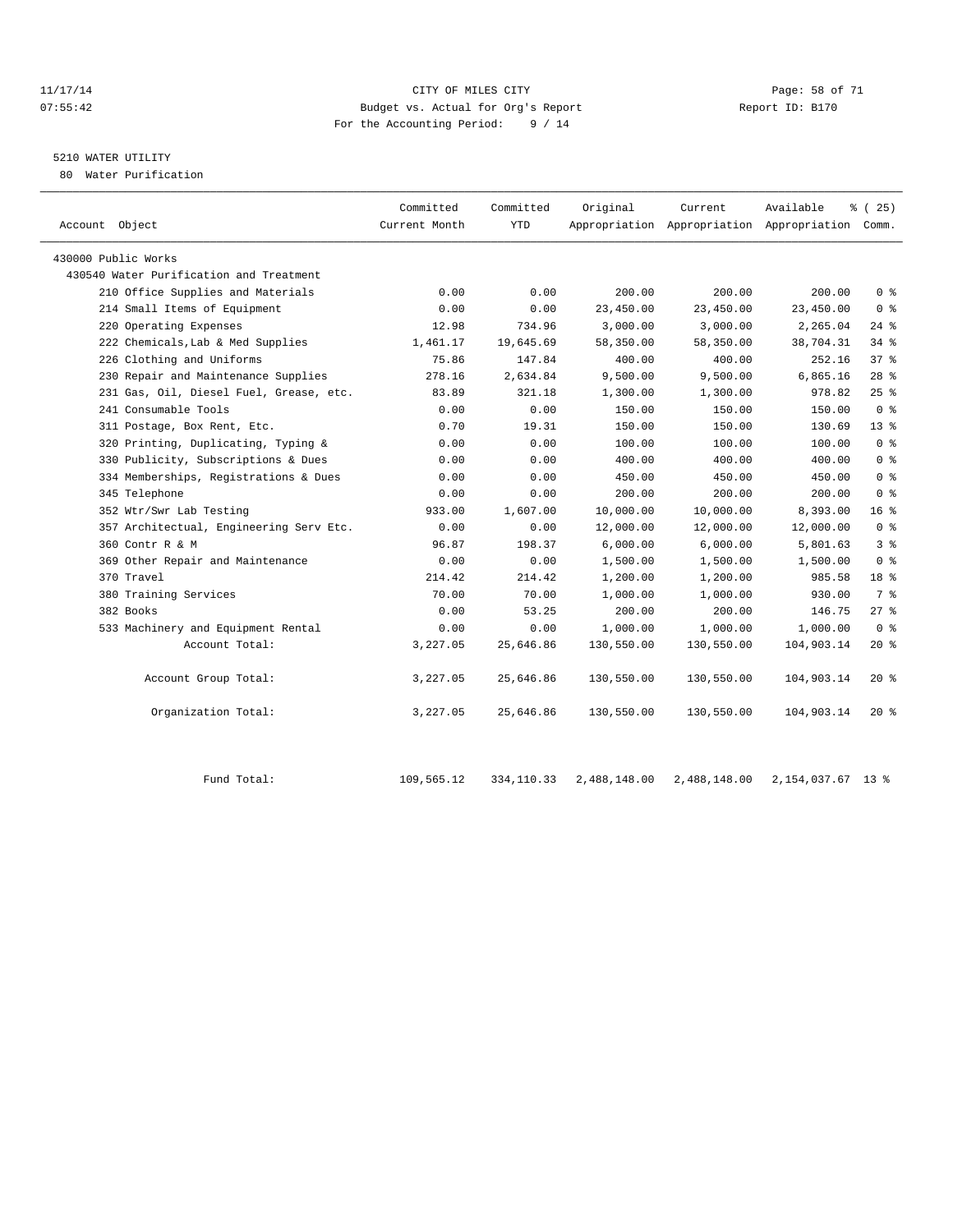CITY OF MILES CITY
Budget vs. Actual for Org's Report
For the Accounting Period: 9 / 14

11/17/14
07:55:42

Report ID: B170

5210 WATER UTILITY
80 Water Purification

| Account Object | Committed Current Month | Committed YTD | Original Appropriation | Current Appropriation | Available Appropriation | % ( 25) Comm. |
|---|---|---|---|---|---|---|
| 430000 Public Works | | | | | | |
| 430540 Water Purification and Treatment | | | | | | |
| 210 Office Supplies and Materials | 0.00 | 0.00 | 200.00 | 200.00 | 200.00 | 0 % |
| 214 Small Items of Equipment | 0.00 | 0.00 | 23,450.00 | 23,450.00 | 23,450.00 | 0 % |
| 220 Operating Expenses | 12.98 | 734.96 | 3,000.00 | 3,000.00 | 2,265.04 | 24 % |
| 222 Chemicals,Lab & Med Supplies | 1,461.17 | 19,645.69 | 58,350.00 | 58,350.00 | 38,704.31 | 34 % |
| 226 Clothing and Uniforms | 75.86 | 147.84 | 400.00 | 400.00 | 252.16 | 37 % |
| 230 Repair and Maintenance Supplies | 278.16 | 2,634.84 | 9,500.00 | 9,500.00 | 6,865.16 | 28 % |
| 231 Gas, Oil, Diesel Fuel, Grease, etc. | 83.89 | 321.18 | 1,300.00 | 1,300.00 | 978.82 | 25 % |
| 241 Consumable Tools | 0.00 | 0.00 | 150.00 | 150.00 | 150.00 | 0 % |
| 311 Postage, Box Rent, Etc. | 0.70 | 19.31 | 150.00 | 150.00 | 130.69 | 13 % |
| 320 Printing, Duplicating, Typing & | 0.00 | 0.00 | 100.00 | 100.00 | 100.00 | 0 % |
| 330 Publicity, Subscriptions & Dues | 0.00 | 0.00 | 400.00 | 400.00 | 400.00 | 0 % |
| 334 Memberships, Registrations & Dues | 0.00 | 0.00 | 450.00 | 450.00 | 450.00 | 0 % |
| 345 Telephone | 0.00 | 0.00 | 200.00 | 200.00 | 200.00 | 0 % |
| 352 Wtr/Swr Lab Testing | 933.00 | 1,607.00 | 10,000.00 | 10,000.00 | 8,393.00 | 16 % |
| 357 Architectual, Engineering Serv Etc. | 0.00 | 0.00 | 12,000.00 | 12,000.00 | 12,000.00 | 0 % |
| 360 Contr R & M | 96.87 | 198.37 | 6,000.00 | 6,000.00 | 5,801.63 | 3 % |
| 369 Other Repair and Maintenance | 0.00 | 0.00 | 1,500.00 | 1,500.00 | 1,500.00 | 0 % |
| 370 Travel | 214.42 | 214.42 | 1,200.00 | 1,200.00 | 985.58 | 18 % |
| 380 Training Services | 70.00 | 70.00 | 1,000.00 | 1,000.00 | 930.00 | 7 % |
| 382 Books | 0.00 | 53.25 | 200.00 | 200.00 | 146.75 | 27 % |
| 533 Machinery and Equipment Rental | 0.00 | 0.00 | 1,000.00 | 1,000.00 | 1,000.00 | 0 % |
| Account Total: | 3,227.05 | 25,646.86 | 130,550.00 | 130,550.00 | 104,903.14 | 20 % |
| Account Group Total: | 3,227.05 | 25,646.86 | 130,550.00 | 130,550.00 | 104,903.14 | 20 % |
| Organization Total: | 3,227.05 | 25,646.86 | 130,550.00 | 130,550.00 | 104,903.14 | 20 % |
| Fund Total: | 109,565.12 | 334,110.33 | 2,488,148.00 | 2,488,148.00 | 2,154,037.67 | 13 % |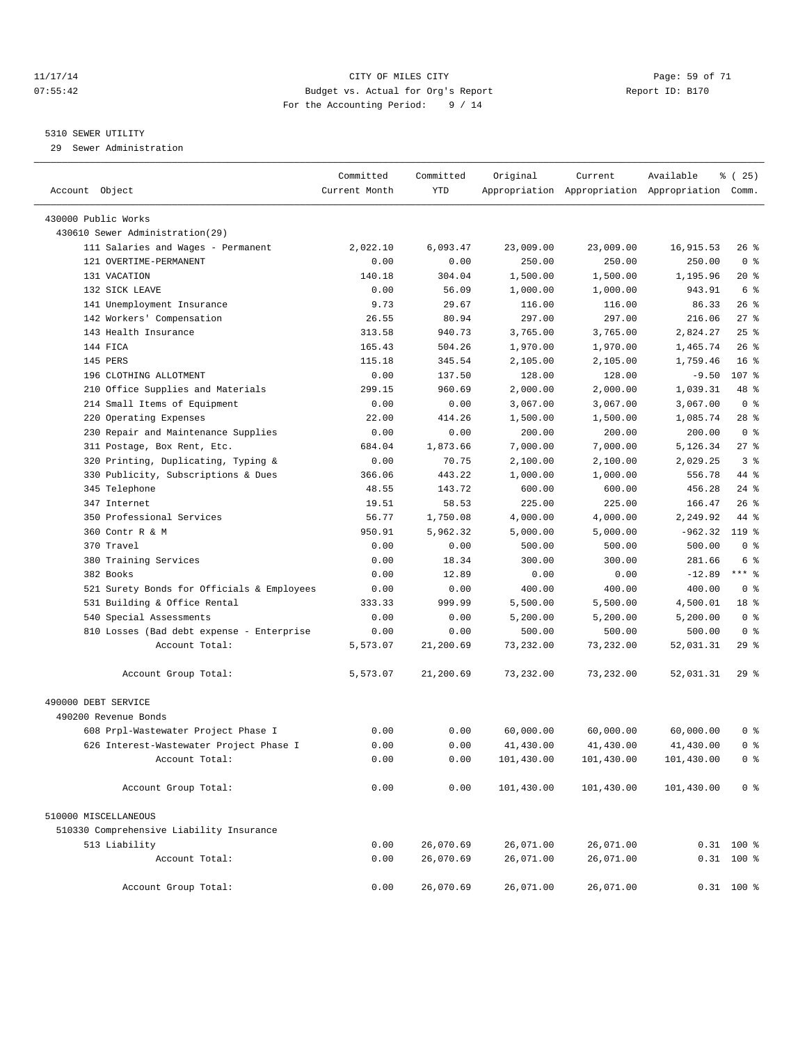CITY OF MILES CITY
Budget vs. Actual for Org's Report
For the Accounting Period: 9 / 14

5310 SEWER UTILITY
29 Sewer Administration

| Account Object | Committed Current Month | Committed YTD | Original Appropriation | Current Appropriation | Available Appropriation | % ( 25) Comm. |
|---|---|---|---|---|---|---|
| 430000 Public Works | | | | | | |
| 430610 Sewer Administration(29) | | | | | | |
| 111 Salaries and Wages - Permanent | 2,022.10 | 6,093.47 | 23,009.00 | 23,009.00 | 16,915.53 | 26 % |
| 121 OVERTIME-PERMANENT | 0.00 | 0.00 | 250.00 | 250.00 | 250.00 | 0 % |
| 131 VACATION | 140.18 | 304.04 | 1,500.00 | 1,500.00 | 1,195.96 | 20 % |
| 132 SICK LEAVE | 0.00 | 56.09 | 1,000.00 | 1,000.00 | 943.91 | 6 % |
| 141 Unemployment Insurance | 9.73 | 29.67 | 116.00 | 116.00 | 86.33 | 26 % |
| 142 Workers' Compensation | 26.55 | 80.94 | 297.00 | 297.00 | 216.06 | 27 % |
| 143 Health Insurance | 313.58 | 940.73 | 3,765.00 | 3,765.00 | 2,824.27 | 25 % |
| 144 FICA | 165.43 | 504.26 | 1,970.00 | 1,970.00 | 1,465.74 | 26 % |
| 145 PERS | 115.18 | 345.54 | 2,105.00 | 2,105.00 | 1,759.46 | 16 % |
| 196 CLOTHING ALLOTMENT | 0.00 | 137.50 | 128.00 | 128.00 | -9.50 | 107 % |
| 210 Office Supplies and Materials | 299.15 | 960.69 | 2,000.00 | 2,000.00 | 1,039.31 | 48 % |
| 214 Small Items of Equipment | 0.00 | 0.00 | 3,067.00 | 3,067.00 | 3,067.00 | 0 % |
| 220 Operating Expenses | 22.00 | 414.26 | 1,500.00 | 1,500.00 | 1,085.74 | 28 % |
| 230 Repair and Maintenance Supplies | 0.00 | 0.00 | 200.00 | 200.00 | 200.00 | 0 % |
| 311 Postage, Box Rent, Etc. | 684.04 | 1,873.66 | 7,000.00 | 7,000.00 | 5,126.34 | 27 % |
| 320 Printing, Duplicating, Typing & | 0.00 | 70.75 | 2,100.00 | 2,100.00 | 2,029.25 | 3 % |
| 330 Publicity, Subscriptions & Dues | 366.06 | 443.22 | 1,000.00 | 1,000.00 | 556.78 | 44 % |
| 345 Telephone | 48.55 | 143.72 | 600.00 | 600.00 | 456.28 | 24 % |
| 347 Internet | 19.51 | 58.53 | 225.00 | 225.00 | 166.47 | 26 % |
| 350 Professional Services | 56.77 | 1,750.08 | 4,000.00 | 4,000.00 | 2,249.92 | 44 % |
| 360 Contr R & M | 950.91 | 5,962.32 | 5,000.00 | 5,000.00 | -962.32 | 119 % |
| 370 Travel | 0.00 | 0.00 | 500.00 | 500.00 | 500.00 | 0 % |
| 380 Training Services | 0.00 | 18.34 | 300.00 | 300.00 | 281.66 | 6 % |
| 382 Books | 0.00 | 12.89 | 0.00 | 0.00 | -12.89 | *** % |
| 521 Surety Bonds for Officials & Employees | 0.00 | 0.00 | 400.00 | 400.00 | 400.00 | 0 % |
| 531 Building & Office Rental | 333.33 | 999.99 | 5,500.00 | 5,500.00 | 4,500.01 | 18 % |
| 540 Special Assessments | 0.00 | 0.00 | 5,200.00 | 5,200.00 | 5,200.00 | 0 % |
| 810 Losses (Bad debt expense - Enterprise | 0.00 | 0.00 | 500.00 | 500.00 | 500.00 | 0 % |
| Account Total: | 5,573.07 | 21,200.69 | 73,232.00 | 73,232.00 | 52,031.31 | 29 % |
| Account Group Total: | 5,573.07 | 21,200.69 | 73,232.00 | 73,232.00 | 52,031.31 | 29 % |
| 490000 DEBT SERVICE | | | | | | |
| 490200 Revenue Bonds | | | | | | |
| 608 Prpl-Wastewater Project Phase I | 0.00 | 0.00 | 60,000.00 | 60,000.00 | 60,000.00 | 0 % |
| 626 Interest-Wastewater Project Phase I | 0.00 | 0.00 | 41,430.00 | 41,430.00 | 41,430.00 | 0 % |
| Account Total: | 0.00 | 0.00 | 101,430.00 | 101,430.00 | 101,430.00 | 0 % |
| Account Group Total: | 0.00 | 0.00 | 101,430.00 | 101,430.00 | 101,430.00 | 0 % |
| 510000 MISCELLANEOUS | | | | | | |
| 510330 Comprehensive Liability Insurance | | | | | | |
| 513 Liability | 0.00 | 26,070.69 | 26,071.00 | 26,071.00 | 0.31 | 100 % |
| Account Total: | 0.00 | 26,070.69 | 26,071.00 | 26,071.00 | 0.31 | 100 % |
| Account Group Total: | 0.00 | 26,070.69 | 26,071.00 | 26,071.00 | 0.31 | 100 % |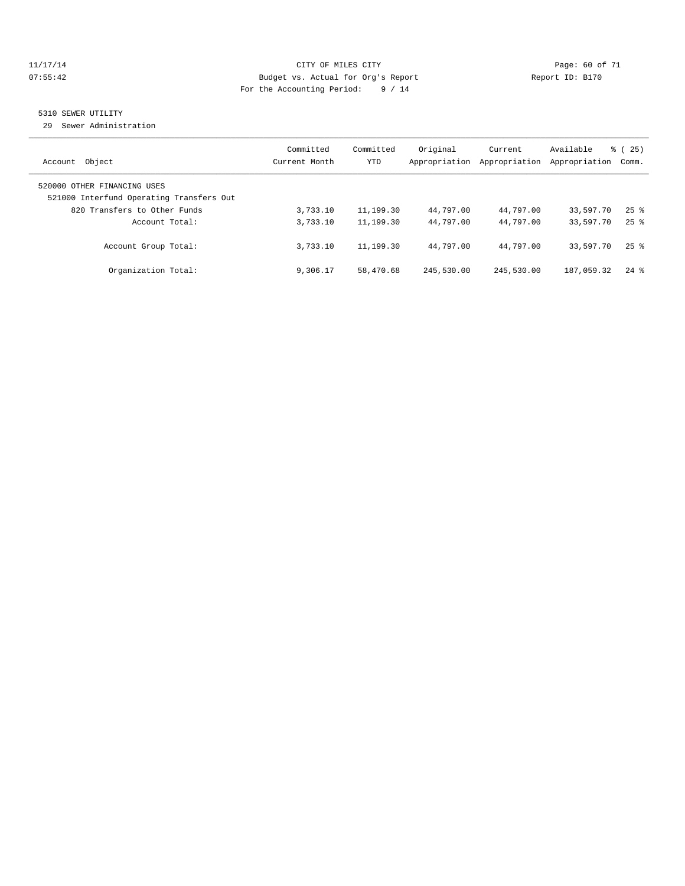CITY OF MILES CITY
Budget vs. Actual for Org's Report
For the Accounting Period: 9 / 14

11/17/14
07:55:42

Report ID: B170

5310 SEWER UTILITY
29 Sewer Administration

| Account Object | Committed Current Month | Committed YTD | Original Appropriation | Current Appropriation | Available Appropriation | % ( 25) Comm. |
|---|---|---|---|---|---|---|
| 520000 OTHER FINANCING USES | | | | | | |
| 521000 Interfund Operating Transfers Out | | | | | | |
| 820 Transfers to Other Funds | 3,733.10 | 11,199.30 | 44,797.00 | 44,797.00 | 33,597.70 | 25 % |
| Account Total: | 3,733.10 | 11,199.30 | 44,797.00 | 44,797.00 | 33,597.70 | 25 % |
| Account Group Total: | 3,733.10 | 11,199.30 | 44,797.00 | 44,797.00 | 33,597.70 | 25 % |
| Organization Total: | 9,306.17 | 58,470.68 | 245,530.00 | 245,530.00 | 187,059.32 | 24 % |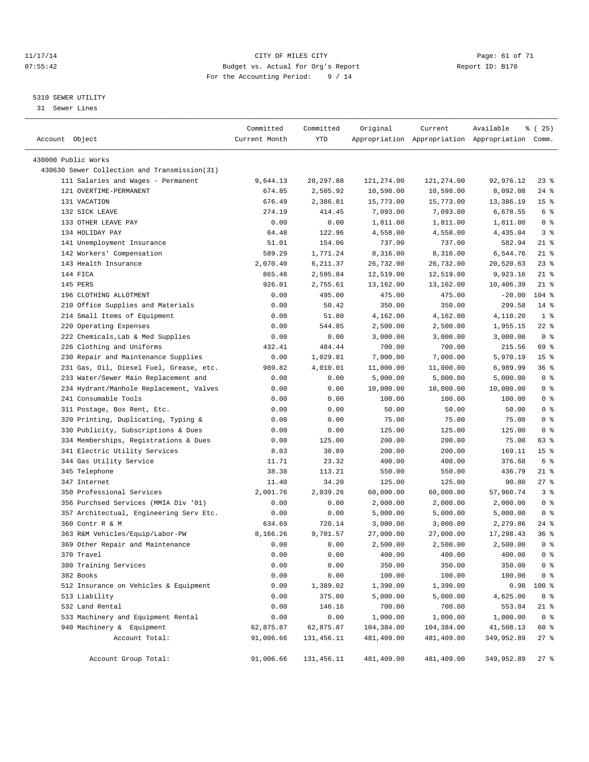CITY OF MILES CITY
Budget vs. Actual for Org's Report
For the Accounting Period: 9 / 14

11/17/14
07:55:42

Report ID: B170

5310 SEWER UTILITY
31 Sewer Lines

| Account Object | Committed Current Month | Committed YTD | Original Appropriation | Current Appropriation | Available Appropriation | % ( 25) Comm. |
|---|---|---|---|---|---|---|
| 430000 Public Works | | | | | | |
| 430630 Sewer Collection and Transmission(31) | | | | | | |
| 111 Salaries and Wages - Permanent | 9,644.13 | 28,297.88 | 121,274.00 | 121,274.00 | 92,976.12 | 23 % |
| 121 OVERTIME-PERMANENT | 674.85 | 2,505.92 | 10,598.00 | 10,598.00 | 8,092.08 | 24 % |
| 131 VACATION | 676.49 | 2,386.81 | 15,773.00 | 15,773.00 | 13,386.19 | 15 % |
| 132 SICK LEAVE | 274.19 | 414.45 | 7,093.00 | 7,093.00 | 6,678.55 | 6 % |
| 133 OTHER LEAVE PAY | 0.00 | 0.00 | 1,811.00 | 1,811.00 | 1,811.00 | 0 % |
| 134 HOLIDAY PAY | 64.48 | 122.96 | 4,558.00 | 4,558.00 | 4,435.04 | 3 % |
| 141 Unemployment Insurance | 51.01 | 154.06 | 737.00 | 737.00 | 582.94 | 21 % |
| 142 Workers' Compensation | 589.29 | 1,771.24 | 8,316.00 | 8,316.00 | 6,544.76 | 21 % |
| 143 Health Insurance | 2,070.40 | 6,211.37 | 26,732.00 | 26,732.00 | 20,520.63 | 23 % |
| 144 FICA | 865.48 | 2,595.84 | 12,519.00 | 12,519.00 | 9,923.16 | 21 % |
| 145 PERS | 926.01 | 2,755.61 | 13,162.00 | 13,162.00 | 10,406.39 | 21 % |
| 196 CLOTHING ALLOTMENT | 0.00 | 495.00 | 475.00 | 475.00 | -20.00 | 104 % |
| 210 Office Supplies and Materials | 0.00 | 50.42 | 350.00 | 350.00 | 299.58 | 14 % |
| 214 Small Items of Equipment | 0.00 | 51.80 | 4,162.00 | 4,162.00 | 4,110.20 | 1 % |
| 220 Operating Expenses | 0.00 | 544.85 | 2,500.00 | 2,500.00 | 1,955.15 | 22 % |
| 222 Chemicals,Lab & Med Supplies | 0.00 | 0.00 | 3,000.00 | 3,000.00 | 3,000.00 | 0 % |
| 226 Clothing and Uniforms | 432.41 | 484.44 | 700.00 | 700.00 | 215.56 | 69 % |
| 230 Repair and Maintenance Supplies | 0.00 | 1,029.81 | 7,000.00 | 7,000.00 | 5,970.19 | 15 % |
| 231 Gas, Oil, Diesel Fuel, Grease, etc. | 989.82 | 4,010.01 | 11,000.00 | 11,000.00 | 6,989.99 | 36 % |
| 233 Water/Sewer Main Replacement and | 0.00 | 0.00 | 5,000.00 | 5,000.00 | 5,000.00 | 0 % |
| 234 Hydrant/Manhole Replacement, Valves | 0.00 | 0.00 | 10,000.00 | 10,000.00 | 10,000.00 | 0 % |
| 241 Consumable Tools | 0.00 | 0.00 | 100.00 | 100.00 | 100.00 | 0 % |
| 311 Postage, Box Rent, Etc. | 0.00 | 0.00 | 50.00 | 50.00 | 50.00 | 0 % |
| 320 Printing, Duplicating, Typing & | 0.00 | 0.00 | 75.00 | 75.00 | 75.00 | 0 % |
| 330 Publicity, Subscriptions & Dues | 0.00 | 0.00 | 125.00 | 125.00 | 125.00 | 0 % |
| 334 Memberships, Registrations & Dues | 0.00 | 125.00 | 200.00 | 200.00 | 75.00 | 63 % |
| 341 Electric Utility Services | 8.03 | 30.89 | 200.00 | 200.00 | 169.11 | 15 % |
| 344 Gas Utility Service | 11.71 | 23.32 | 400.00 | 400.00 | 376.68 | 6 % |
| 345 Telephone | 38.38 | 113.21 | 550.00 | 550.00 | 436.79 | 21 % |
| 347 Internet | 11.40 | 34.20 | 125.00 | 125.00 | 90.80 | 27 % |
| 350 Professional Services | 2,001.76 | 2,039.26 | 60,000.00 | 60,000.00 | 57,960.74 | 3 % |
| 356 Purchsed Services (MMIA Div '01) | 0.00 | 0.00 | 2,000.00 | 2,000.00 | 2,000.00 | 0 % |
| 357 Architectual, Engineering Serv Etc. | 0.00 | 0.00 | 5,000.00 | 5,000.00 | 5,000.00 | 0 % |
| 360 Contr R & M | 634.69 | 720.14 | 3,000.00 | 3,000.00 | 2,279.86 | 24 % |
| 363 R&M Vehicles/Equip/Labor-PW | 8,166.26 | 9,701.57 | 27,000.00 | 27,000.00 | 17,298.43 | 36 % |
| 369 Other Repair and Maintenance | 0.00 | 0.00 | 2,500.00 | 2,500.00 | 2,500.00 | 0 % |
| 370 Travel | 0.00 | 0.00 | 400.00 | 400.00 | 400.00 | 0 % |
| 380 Training Services | 0.00 | 0.00 | 350.00 | 350.00 | 350.00 | 0 % |
| 382 Books | 0.00 | 0.00 | 100.00 | 100.00 | 100.00 | 0 % |
| 512 Insurance on Vehicles & Equipment | 0.00 | 1,389.02 | 1,390.00 | 1,390.00 | 0.98 | 100 % |
| 513 Liability | 0.00 | 375.00 | 5,000.00 | 5,000.00 | 4,625.00 | 8 % |
| 532 Land Rental | 0.00 | 146.16 | 700.00 | 700.00 | 553.84 | 21 % |
| 533 Machinery and Equipment Rental | 0.00 | 0.00 | 1,000.00 | 1,000.00 | 1,000.00 | 0 % |
| 940 Machinery & Equipment | 62,875.87 | 62,875.87 | 104,384.00 | 104,384.00 | 41,508.13 | 60 % |
| Account Total: | 91,006.66 | 131,456.11 | 481,409.00 | 481,409.00 | 349,952.89 | 27 % |
| Account Group Total: | 91,006.66 | 131,456.11 | 481,409.00 | 481,409.00 | 349,952.89 | 27 % |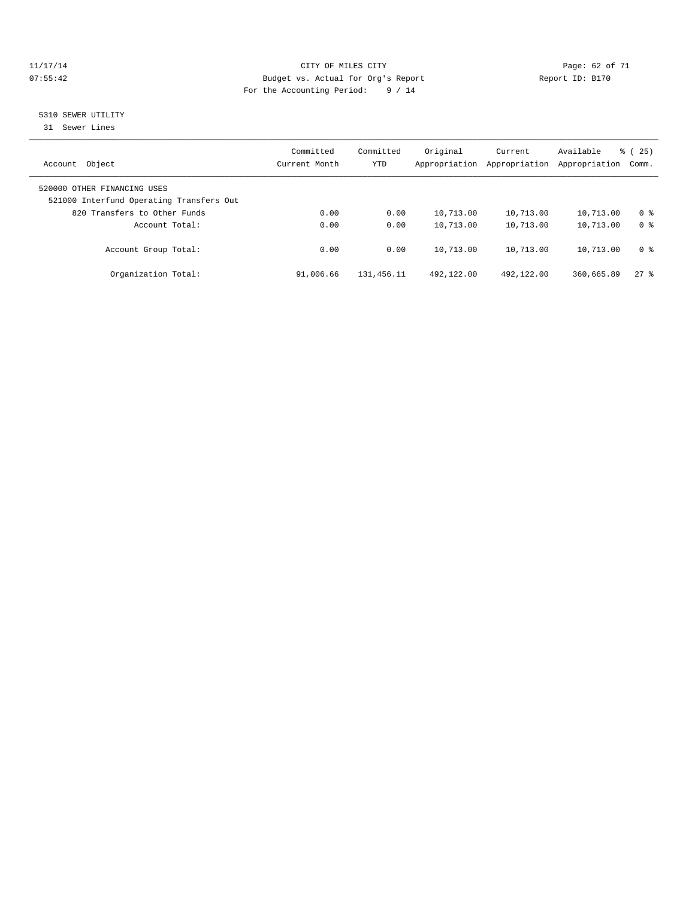11/17/14 CITY OF MILES CITY
07:55:42 Budget vs. Actual for Org's Report Report ID: B170
For the Accounting Period: 9 / 14

5310 SEWER UTILITY
31 Sewer Lines

| Account Object | Committed Current Month | Committed YTD | Original Appropriation | Current Appropriation | Available Appropriation | % ( 25) Comm. |
|---|---|---|---|---|---|---|
| 520000 OTHER FINANCING USES | | | | | | |
| 521000 Interfund Operating Transfers Out | | | | | | |
| 820 Transfers to Other Funds | 0.00 | 0.00 | 10,713.00 | 10,713.00 | 10,713.00 | 0 % |
| Account Total: | 0.00 | 0.00 | 10,713.00 | 10,713.00 | 10,713.00 | 0 % |
| Account Group Total: | 0.00 | 0.00 | 10,713.00 | 10,713.00 | 10,713.00 | 0 % |
| Organization Total: | 91,006.66 | 131,456.11 | 492,122.00 | 492,122.00 | 360,665.89 | 27 % |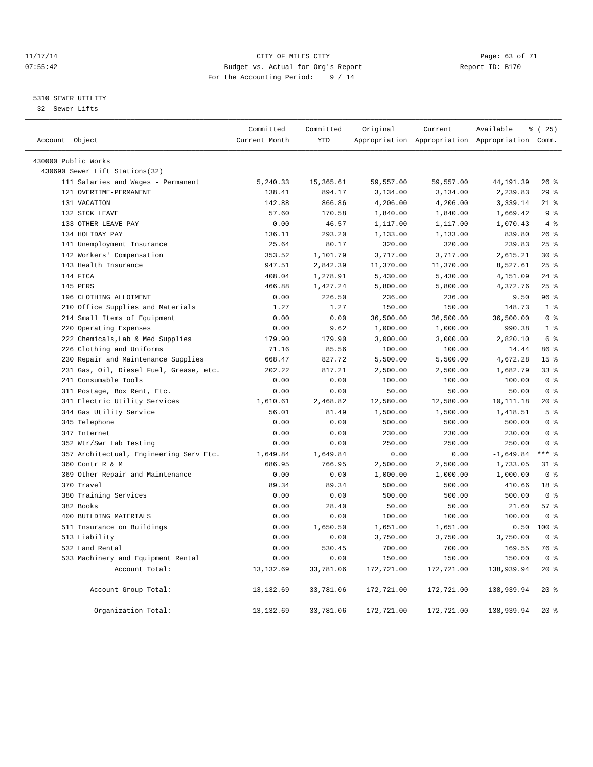CITY OF MILES CITY
Budget vs. Actual for Org's Report
For the Accounting Period: 9 / 14

11/17/14
07:55:42

Report ID: B170

## 5310 SEWER UTILITY

32 Sewer Lifts

| Account Object | Committed Current Month | Committed YTD | Original Appropriation | Current Appropriation | Available Appropriation | % ( 25) Comm. |
|---|---|---|---|---|---|---|
| 430000 Public Works | | | | | | |
| 430690 Sewer Lift Stations(32) | | | | | | |
| 111 Salaries and Wages - Permanent | 5,240.33 | 15,365.61 | 59,557.00 | 59,557.00 | 44,191.39 | 26 % |
| 121 OVERTIME-PERMANENT | 138.41 | 894.17 | 3,134.00 | 3,134.00 | 2,239.83 | 29 % |
| 131 VACATION | 142.88 | 866.86 | 4,206.00 | 4,206.00 | 3,339.14 | 21 % |
| 132 SICK LEAVE | 57.60 | 170.58 | 1,840.00 | 1,840.00 | 1,669.42 | 9 % |
| 133 OTHER LEAVE PAY | 0.00 | 46.57 | 1,117.00 | 1,117.00 | 1,070.43 | 4 % |
| 134 HOLIDAY PAY | 136.11 | 293.20 | 1,133.00 | 1,133.00 | 839.80 | 26 % |
| 141 Unemployment Insurance | 25.64 | 80.17 | 320.00 | 320.00 | 239.83 | 25 % |
| 142 Workers' Compensation | 353.52 | 1,101.79 | 3,717.00 | 3,717.00 | 2,615.21 | 30 % |
| 143 Health Insurance | 947.51 | 2,842.39 | 11,370.00 | 11,370.00 | 8,527.61 | 25 % |
| 144 FICA | 408.04 | 1,278.91 | 5,430.00 | 5,430.00 | 4,151.09 | 24 % |
| 145 PERS | 466.88 | 1,427.24 | 5,800.00 | 5,800.00 | 4,372.76 | 25 % |
| 196 CLOTHING ALLOTMENT | 0.00 | 226.50 | 236.00 | 236.00 | 9.50 | 96 % |
| 210 Office Supplies and Materials | 1.27 | 1.27 | 150.00 | 150.00 | 148.73 | 1 % |
| 214 Small Items of Equipment | 0.00 | 0.00 | 36,500.00 | 36,500.00 | 36,500.00 | 0 % |
| 220 Operating Expenses | 0.00 | 9.62 | 1,000.00 | 1,000.00 | 990.38 | 1 % |
| 222 Chemicals,Lab & Med Supplies | 179.90 | 179.90 | 3,000.00 | 3,000.00 | 2,820.10 | 6 % |
| 226 Clothing and Uniforms | 71.16 | 85.56 | 100.00 | 100.00 | 14.44 | 86 % |
| 230 Repair and Maintenance Supplies | 668.47 | 827.72 | 5,500.00 | 5,500.00 | 4,672.28 | 15 % |
| 231 Gas, Oil, Diesel Fuel, Grease, etc. | 202.22 | 817.21 | 2,500.00 | 2,500.00 | 1,682.79 | 33 % |
| 241 Consumable Tools | 0.00 | 0.00 | 100.00 | 100.00 | 100.00 | 0 % |
| 311 Postage, Box Rent, Etc. | 0.00 | 0.00 | 50.00 | 50.00 | 50.00 | 0 % |
| 341 Electric Utility Services | 1,610.61 | 2,468.82 | 12,580.00 | 12,580.00 | 10,111.18 | 20 % |
| 344 Gas Utility Service | 56.01 | 81.49 | 1,500.00 | 1,500.00 | 1,418.51 | 5 % |
| 345 Telephone | 0.00 | 0.00 | 500.00 | 500.00 | 500.00 | 0 % |
| 347 Internet | 0.00 | 0.00 | 230.00 | 230.00 | 230.00 | 0 % |
| 352 Wtr/Swr Lab Testing | 0.00 | 0.00 | 250.00 | 250.00 | 250.00 | 0 % |
| 357 Architectual, Engineering Serv Etc. | 1,649.84 | 1,649.84 | 0.00 | 0.00 | -1,649.84 | *** % |
| 360 Contr R & M | 686.95 | 766.95 | 2,500.00 | 2,500.00 | 1,733.05 | 31 % |
| 369 Other Repair and Maintenance | 0.00 | 0.00 | 1,000.00 | 1,000.00 | 1,000.00 | 0 % |
| 370 Travel | 89.34 | 89.34 | 500.00 | 500.00 | 410.66 | 18 % |
| 380 Training Services | 0.00 | 0.00 | 500.00 | 500.00 | 500.00 | 0 % |
| 382 Books | 0.00 | 28.40 | 50.00 | 50.00 | 21.60 | 57 % |
| 400 BUILDING MATERIALS | 0.00 | 0.00 | 100.00 | 100.00 | 100.00 | 0 % |
| 511 Insurance on Buildings | 0.00 | 1,650.50 | 1,651.00 | 1,651.00 | 0.50 | 100 % |
| 513 Liability | 0.00 | 0.00 | 3,750.00 | 3,750.00 | 3,750.00 | 0 % |
| 532 Land Rental | 0.00 | 530.45 | 700.00 | 700.00 | 169.55 | 76 % |
| 533 Machinery and Equipment Rental | 0.00 | 0.00 | 150.00 | 150.00 | 150.00 | 0 % |
| Account Total: | 13,132.69 | 33,781.06 | 172,721.00 | 172,721.00 | 138,939.94 | 20 % |
| Account Group Total: | 13,132.69 | 33,781.06 | 172,721.00 | 172,721.00 | 138,939.94 | 20 % |
| Organization Total: | 13,132.69 | 33,781.06 | 172,721.00 | 172,721.00 | 138,939.94 | 20 % |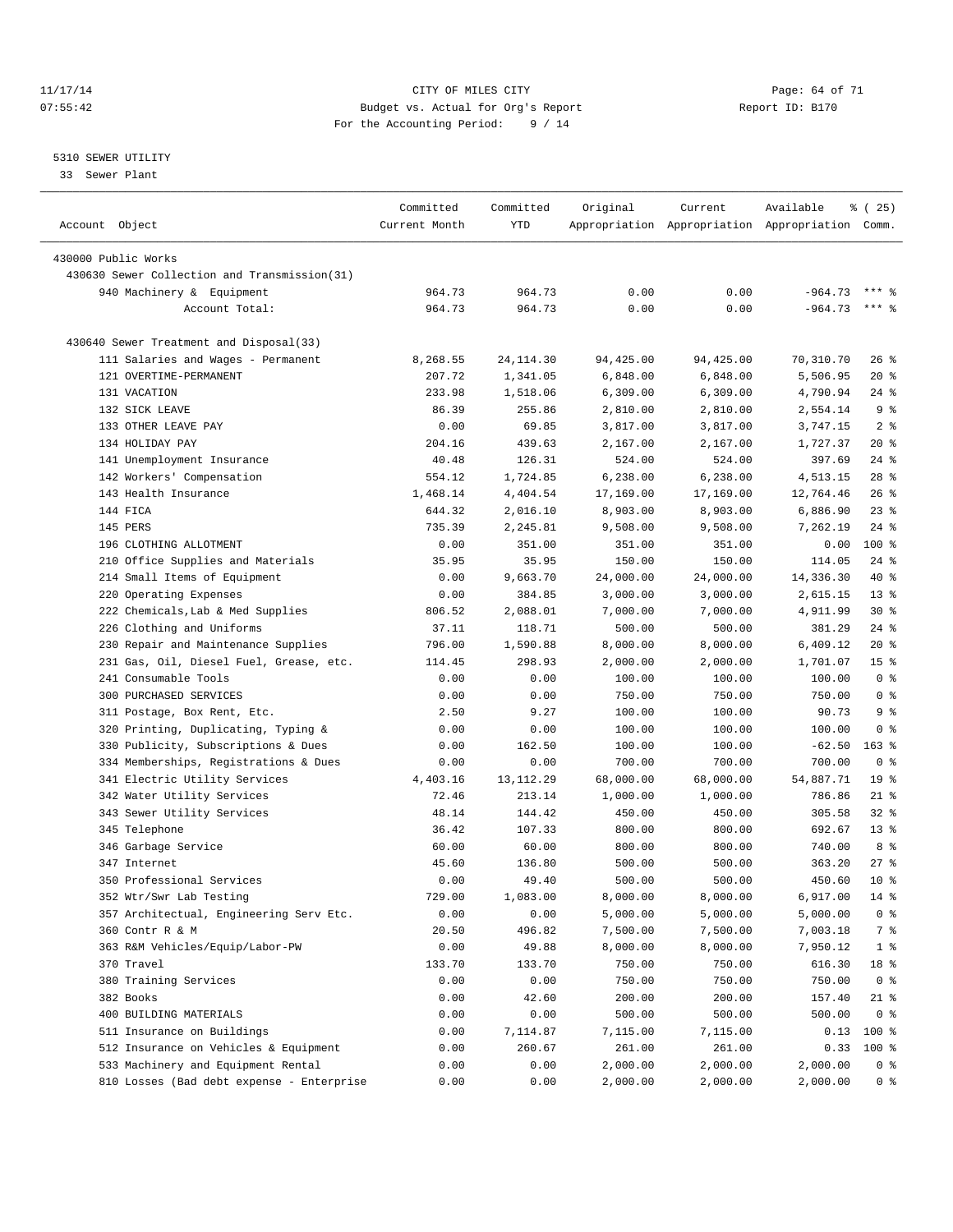CITY OF MILES CITY
Budget vs. Actual for Org's Report
For the Accounting Period: 9 / 14

11/17/14
07:55:42

Report ID: B170

5310 SEWER UTILITY
33 Sewer Plant

| Account Object | Committed Current Month | Committed YTD | Original Appropriation | Current Appropriation | Available Appropriation | % ( 25) Comm. |
|---|---|---|---|---|---|---|
| 430000 Public Works | | | | | | |
| 430630 Sewer Collection and Transmission(31) | | | | | | |
| 940 Machinery & Equipment | 964.73 | 964.73 | 0.00 | 0.00 | -964.73 | *** % |
| Account Total: | 964.73 | 964.73 | 0.00 | 0.00 | -964.73 | *** % |
| 430640 Sewer Treatment and Disposal(33) | | | | | | |
| 111 Salaries and Wages - Permanent | 8,268.55 | 24,114.30 | 94,425.00 | 94,425.00 | 70,310.70 | 26 % |
| 121 OVERTIME-PERMANENT | 207.72 | 1,341.05 | 6,848.00 | 6,848.00 | 5,506.95 | 20 % |
| 131 VACATION | 233.98 | 1,518.06 | 6,309.00 | 6,309.00 | 4,790.94 | 24 % |
| 132 SICK LEAVE | 86.39 | 255.86 | 2,810.00 | 2,810.00 | 2,554.14 | 9 % |
| 133 OTHER LEAVE PAY | 0.00 | 69.85 | 3,817.00 | 3,817.00 | 3,747.15 | 2 % |
| 134 HOLIDAY PAY | 204.16 | 439.63 | 2,167.00 | 2,167.00 | 1,727.37 | 20 % |
| 141 Unemployment Insurance | 40.48 | 126.31 | 524.00 | 524.00 | 397.69 | 24 % |
| 142 Workers' Compensation | 554.12 | 1,724.85 | 6,238.00 | 6,238.00 | 4,513.15 | 28 % |
| 143 Health Insurance | 1,468.14 | 4,404.54 | 17,169.00 | 17,169.00 | 12,764.46 | 26 % |
| 144 FICA | 644.32 | 2,016.10 | 8,903.00 | 8,903.00 | 6,886.90 | 23 % |
| 145 PERS | 735.39 | 2,245.81 | 9,508.00 | 9,508.00 | 7,262.19 | 24 % |
| 196 CLOTHING ALLOTMENT | 0.00 | 351.00 | 351.00 | 351.00 | 0.00 | 100 % |
| 210 Office Supplies and Materials | 35.95 | 35.95 | 150.00 | 150.00 | 114.05 | 24 % |
| 214 Small Items of Equipment | 0.00 | 9,663.70 | 24,000.00 | 24,000.00 | 14,336.30 | 40 % |
| 220 Operating Expenses | 0.00 | 384.85 | 3,000.00 | 3,000.00 | 2,615.15 | 13 % |
| 222 Chemicals,Lab & Med Supplies | 806.52 | 2,088.01 | 7,000.00 | 7,000.00 | 4,911.99 | 30 % |
| 226 Clothing and Uniforms | 37.11 | 118.71 | 500.00 | 500.00 | 381.29 | 24 % |
| 230 Repair and Maintenance Supplies | 796.00 | 1,590.88 | 8,000.00 | 8,000.00 | 6,409.12 | 20 % |
| 231 Gas, Oil, Diesel Fuel, Grease, etc. | 114.45 | 298.93 | 2,000.00 | 2,000.00 | 1,701.07 | 15 % |
| 241 Consumable Tools | 0.00 | 0.00 | 100.00 | 100.00 | 100.00 | 0 % |
| 300 PURCHASED SERVICES | 0.00 | 0.00 | 750.00 | 750.00 | 750.00 | 0 % |
| 311 Postage, Box Rent, Etc. | 2.50 | 9.27 | 100.00 | 100.00 | 90.73 | 9 % |
| 320 Printing, Duplicating, Typing & | 0.00 | 0.00 | 100.00 | 100.00 | 100.00 | 0 % |
| 330 Publicity, Subscriptions & Dues | 0.00 | 162.50 | 100.00 | 100.00 | -62.50 | 163 % |
| 334 Memberships, Registrations & Dues | 0.00 | 0.00 | 700.00 | 700.00 | 700.00 | 0 % |
| 341 Electric Utility Services | 4,403.16 | 13,112.29 | 68,000.00 | 68,000.00 | 54,887.71 | 19 % |
| 342 Water Utility Services | 72.46 | 213.14 | 1,000.00 | 1,000.00 | 786.86 | 21 % |
| 343 Sewer Utility Services | 48.14 | 144.42 | 450.00 | 450.00 | 305.58 | 32 % |
| 345 Telephone | 36.42 | 107.33 | 800.00 | 800.00 | 692.67 | 13 % |
| 346 Garbage Service | 60.00 | 60.00 | 800.00 | 800.00 | 740.00 | 8 % |
| 347 Internet | 45.60 | 136.80 | 500.00 | 500.00 | 363.20 | 27 % |
| 350 Professional Services | 0.00 | 49.40 | 500.00 | 500.00 | 450.60 | 10 % |
| 352 Wtr/Swr Lab Testing | 729.00 | 1,083.00 | 8,000.00 | 8,000.00 | 6,917.00 | 14 % |
| 357 Architectual, Engineering Serv Etc. | 0.00 | 0.00 | 5,000.00 | 5,000.00 | 5,000.00 | 0 % |
| 360 Contr R & M | 20.50 | 496.82 | 7,500.00 | 7,500.00 | 7,003.18 | 7 % |
| 363 R&M Vehicles/Equip/Labor-PW | 0.00 | 49.88 | 8,000.00 | 8,000.00 | 7,950.12 | 1 % |
| 370 Travel | 133.70 | 133.70 | 750.00 | 750.00 | 616.30 | 18 % |
| 380 Training Services | 0.00 | 0.00 | 750.00 | 750.00 | 750.00 | 0 % |
| 382 Books | 0.00 | 42.60 | 200.00 | 200.00 | 157.40 | 21 % |
| 400 BUILDING MATERIALS | 0.00 | 0.00 | 500.00 | 500.00 | 500.00 | 0 % |
| 511 Insurance on Buildings | 0.00 | 7,114.87 | 7,115.00 | 7,115.00 | 0.13 | 100 % |
| 512 Insurance on Vehicles & Equipment | 0.00 | 260.67 | 261.00 | 261.00 | 0.33 | 100 % |
| 533 Machinery and Equipment Rental | 0.00 | 0.00 | 2,000.00 | 2,000.00 | 2,000.00 | 0 % |
| 810 Losses (Bad debt expense - Enterprise | 0.00 | 0.00 | 2,000.00 | 2,000.00 | 2,000.00 | 0 % |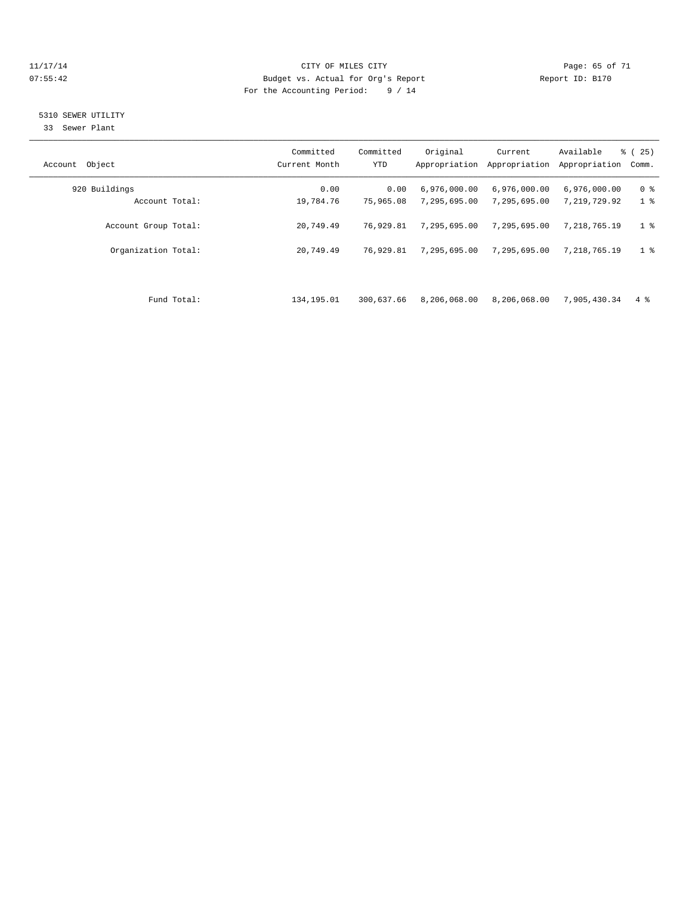CITY OF MILES CITY
Budget vs. Actual for Org's Report
For the Accounting Period: 9 / 14

11/17/14
07:55:42

Report ID: B170

5310 SEWER UTILITY
33 Sewer Plant

| Account Object | Committed Current Month | Committed YTD | Original Appropriation | Current Appropriation | Available Appropriation | % ( 25) Comm. |
|---|---|---|---|---|---|---|
| 920 Buildings | 0.00 | 0.00 | 6,976,000.00 | 6,976,000.00 | 6,976,000.00 | 0 % |
| Account Total: | 19,784.76 | 75,965.08 | 7,295,695.00 | 7,295,695.00 | 7,219,729.92 | 1 % |
| Account Group Total: | 20,749.49 | 76,929.81 | 7,295,695.00 | 7,295,695.00 | 7,218,765.19 | 1 % |
| Organization Total: | 20,749.49 | 76,929.81 | 7,295,695.00 | 7,295,695.00 | 7,218,765.19 | 1 % |
| Fund Total: | 134,195.01 | 300,637.66 | 8,206,068.00 | 8,206,068.00 | 7,905,430.34 | 4 % |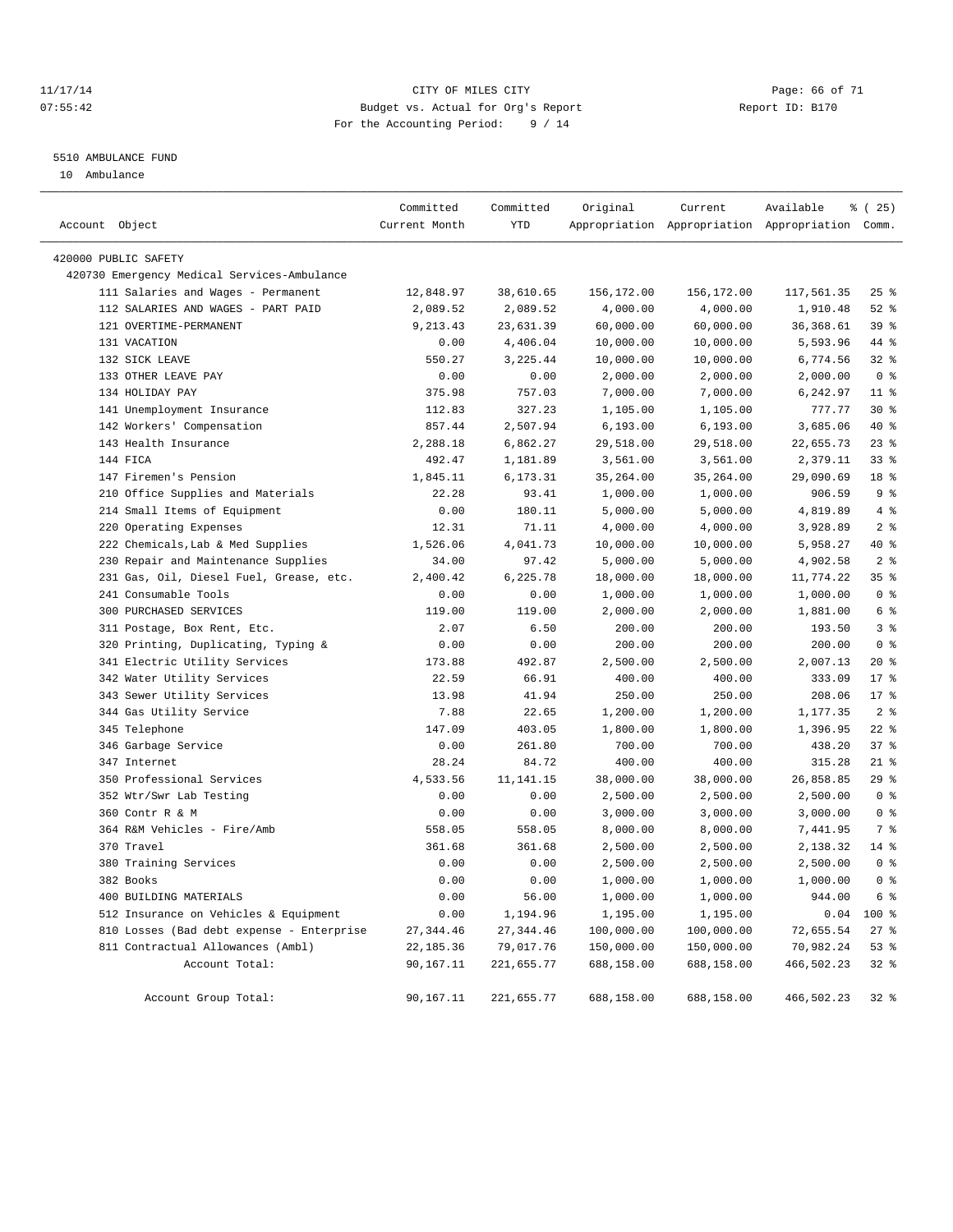CITY OF MILES CITY
Budget vs. Actual for Org's Report
For the Accounting Period: 9 / 14

11/17/14 07:55:42 — Report ID: B170

5510 AMBULANCE FUND

10 Ambulance

| Account Object | Committed Current Month | Committed YTD | Original Appropriation | Current Appropriation | Available Appropriation | % ( 25) Comm. |
|---|---|---|---|---|---|---|
| 420000 PUBLIC SAFETY | | | | | | |
| 420730 Emergency Medical Services-Ambulance | | | | | | |
| 111 Salaries and Wages - Permanent | 12,848.97 | 38,610.65 | 156,172.00 | 156,172.00 | 117,561.35 | 25 % |
| 112 SALARIES AND WAGES - PART PAID | 2,089.52 | 2,089.52 | 4,000.00 | 4,000.00 | 1,910.48 | 52 % |
| 121 OVERTIME-PERMANENT | 9,213.43 | 23,631.39 | 60,000.00 | 60,000.00 | 36,368.61 | 39 % |
| 131 VACATION | 0.00 | 4,406.04 | 10,000.00 | 10,000.00 | 5,593.96 | 44 % |
| 132 SICK LEAVE | 550.27 | 3,225.44 | 10,000.00 | 10,000.00 | 6,774.56 | 32 % |
| 133 OTHER LEAVE PAY | 0.00 | 0.00 | 2,000.00 | 2,000.00 | 2,000.00 | 0 % |
| 134 HOLIDAY PAY | 375.98 | 757.03 | 7,000.00 | 7,000.00 | 6,242.97 | 11 % |
| 141 Unemployment Insurance | 112.83 | 327.23 | 1,105.00 | 1,105.00 | 777.77 | 30 % |
| 142 Workers' Compensation | 857.44 | 2,507.94 | 6,193.00 | 6,193.00 | 3,685.06 | 40 % |
| 143 Health Insurance | 2,288.18 | 6,862.27 | 29,518.00 | 29,518.00 | 22,655.73 | 23 % |
| 144 FICA | 492.47 | 1,181.89 | 3,561.00 | 3,561.00 | 2,379.11 | 33 % |
| 147 Firemen's Pension | 1,845.11 | 6,173.31 | 35,264.00 | 35,264.00 | 29,090.69 | 18 % |
| 210 Office Supplies and Materials | 22.28 | 93.41 | 1,000.00 | 1,000.00 | 906.59 | 9 % |
| 214 Small Items of Equipment | 0.00 | 180.11 | 5,000.00 | 5,000.00 | 4,819.89 | 4 % |
| 220 Operating Expenses | 12.31 | 71.11 | 4,000.00 | 4,000.00 | 3,928.89 | 2 % |
| 222 Chemicals,Lab & Med Supplies | 1,526.06 | 4,041.73 | 10,000.00 | 10,000.00 | 5,958.27 | 40 % |
| 230 Repair and Maintenance Supplies | 34.00 | 97.42 | 5,000.00 | 5,000.00 | 4,902.58 | 2 % |
| 231 Gas, Oil, Diesel Fuel, Grease, etc. | 2,400.42 | 6,225.78 | 18,000.00 | 18,000.00 | 11,774.22 | 35 % |
| 241 Consumable Tools | 0.00 | 0.00 | 1,000.00 | 1,000.00 | 1,000.00 | 0 % |
| 300 PURCHASED SERVICES | 119.00 | 119.00 | 2,000.00 | 2,000.00 | 1,881.00 | 6 % |
| 311 Postage, Box Rent, Etc. | 2.07 | 6.50 | 200.00 | 200.00 | 193.50 | 3 % |
| 320 Printing, Duplicating, Typing & | 0.00 | 0.00 | 200.00 | 200.00 | 200.00 | 0 % |
| 341 Electric Utility Services | 173.88 | 492.87 | 2,500.00 | 2,500.00 | 2,007.13 | 20 % |
| 342 Water Utility Services | 22.59 | 66.91 | 400.00 | 400.00 | 333.09 | 17 % |
| 343 Sewer Utility Services | 13.98 | 41.94 | 250.00 | 250.00 | 208.06 | 17 % |
| 344 Gas Utility Service | 7.88 | 22.65 | 1,200.00 | 1,200.00 | 1,177.35 | 2 % |
| 345 Telephone | 147.09 | 403.05 | 1,800.00 | 1,800.00 | 1,396.95 | 22 % |
| 346 Garbage Service | 0.00 | 261.80 | 700.00 | 700.00 | 438.20 | 37 % |
| 347 Internet | 28.24 | 84.72 | 400.00 | 400.00 | 315.28 | 21 % |
| 350 Professional Services | 4,533.56 | 11,141.15 | 38,000.00 | 38,000.00 | 26,858.85 | 29 % |
| 352 Wtr/Swr Lab Testing | 0.00 | 0.00 | 2,500.00 | 2,500.00 | 2,500.00 | 0 % |
| 360 Contr R & M | 0.00 | 0.00 | 3,000.00 | 3,000.00 | 3,000.00 | 0 % |
| 364 R&M Vehicles - Fire/Amb | 558.05 | 558.05 | 8,000.00 | 8,000.00 | 7,441.95 | 7 % |
| 370 Travel | 361.68 | 361.68 | 2,500.00 | 2,500.00 | 2,138.32 | 14 % |
| 380 Training Services | 0.00 | 0.00 | 2,500.00 | 2,500.00 | 2,500.00 | 0 % |
| 382 Books | 0.00 | 0.00 | 1,000.00 | 1,000.00 | 1,000.00 | 0 % |
| 400 BUILDING MATERIALS | 0.00 | 56.00 | 1,000.00 | 1,000.00 | 944.00 | 6 % |
| 512 Insurance on Vehicles & Equipment | 0.00 | 1,194.96 | 1,195.00 | 1,195.00 | 0.04 | 100 % |
| 810 Losses (Bad debt expense - Enterprise | 27,344.46 | 27,344.46 | 100,000.00 | 100,000.00 | 72,655.54 | 27 % |
| 811 Contractual Allowances (Ambl) | 22,185.36 | 79,017.76 | 150,000.00 | 150,000.00 | 70,982.24 | 53 % |
| Account Total: | 90,167.11 | 221,655.77 | 688,158.00 | 688,158.00 | 466,502.23 | 32 % |
| Account Group Total: | 90,167.11 | 221,655.77 | 688,158.00 | 688,158.00 | 466,502.23 | 32 % |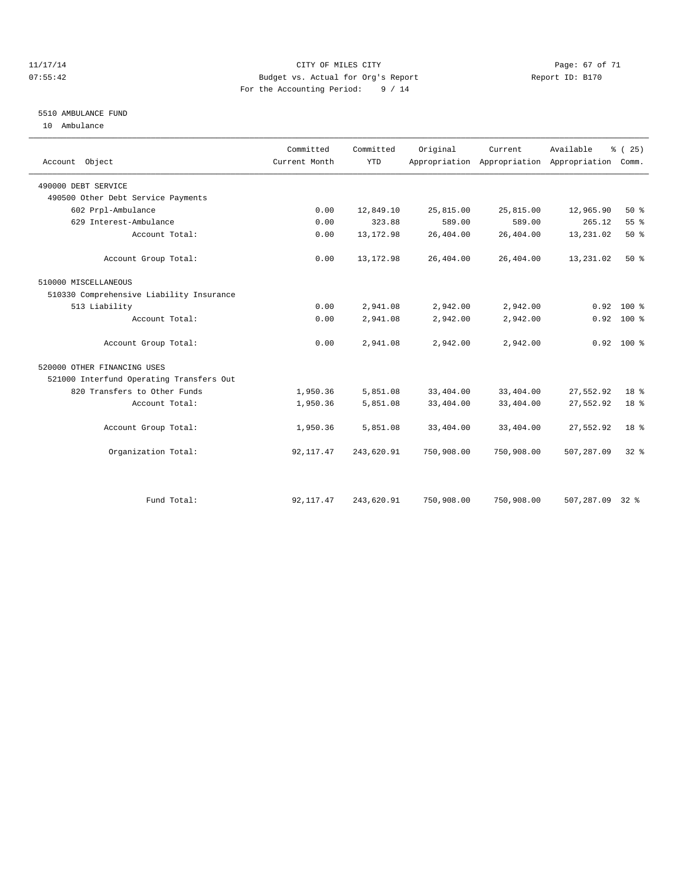CITY OF MILES CITY
Budget vs. Actual for Org's Report
For the Accounting Period: 9 / 14

11/17/14
07:55:42

Report ID: B170

## 5510 AMBULANCE FUND

10 Ambulance

| Account Object | Committed Current Month | Committed YTD | Original Appropriation | Current Appropriation | Available Appropriation | % ( 25) Comm. |
|---|---|---|---|---|---|---|
| 490000 DEBT SERVICE | | | | | | |
| 490500 Other Debt Service Payments | | | | | | |
| 602 Prpl-Ambulance | 0.00 | 12,849.10 | 25,815.00 | 25,815.00 | 12,965.90 | 50 % |
| 629 Interest-Ambulance | 0.00 | 323.88 | 589.00 | 589.00 | 265.12 | 55 % |
| Account Total: | 0.00 | 13,172.98 | 26,404.00 | 26,404.00 | 13,231.02 | 50 % |
| Account Group Total: | 0.00 | 13,172.98 | 26,404.00 | 26,404.00 | 13,231.02 | 50 % |
| 510000 MISCELLANEOUS | | | | | | |
| 510330 Comprehensive Liability Insurance | | | | | | |
| 513 Liability | 0.00 | 2,941.08 | 2,942.00 | 2,942.00 | 0.92 | 100 % |
| Account Total: | 0.00 | 2,941.08 | 2,942.00 | 2,942.00 | 0.92 | 100 % |
| Account Group Total: | 0.00 | 2,941.08 | 2,942.00 | 2,942.00 | 0.92 | 100 % |
| 520000 OTHER FINANCING USES | | | | | | |
| 521000 Interfund Operating Transfers Out | | | | | | |
| 820 Transfers to Other Funds | 1,950.36 | 5,851.08 | 33,404.00 | 33,404.00 | 27,552.92 | 18 % |
| Account Total: | 1,950.36 | 5,851.08 | 33,404.00 | 33,404.00 | 27,552.92 | 18 % |
| Account Group Total: | 1,950.36 | 5,851.08 | 33,404.00 | 33,404.00 | 27,552.92 | 18 % |
| Organization Total: | 92,117.47 | 243,620.91 | 750,908.00 | 750,908.00 | 507,287.09 | 32 % |
| Fund Total: | 92,117.47 | 243,620.91 | 750,908.00 | 750,908.00 | 507,287.09 | 32 % |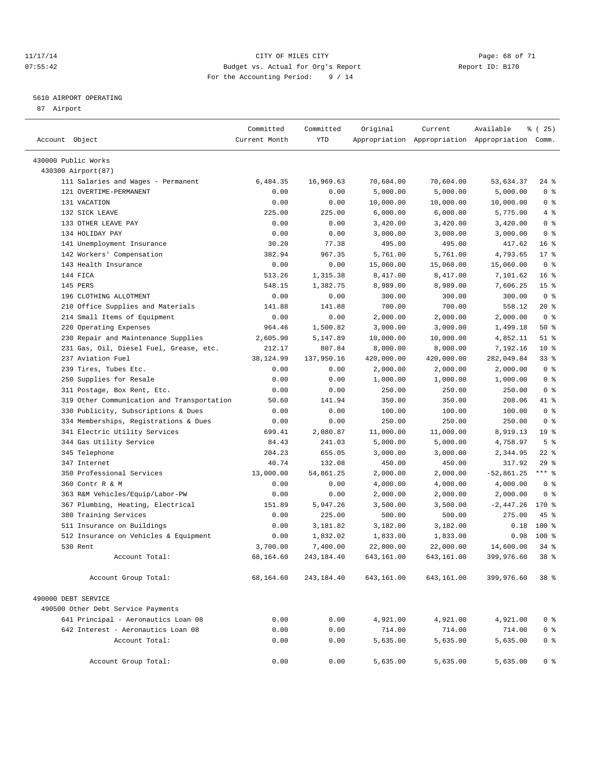CITY OF MILES CITY
Budget vs. Actual for Org's Report
For the Accounting Period: 9 / 14

5610 AIRPORT OPERATING
87 Airport

| Account Object | Committed Current Month | Committed YTD | Original Appropriation | Current Appropriation | Available Appropriation | % ( 25) Comm. |
|---|---|---|---|---|---|---|
| 430000 Public Works | | | | | | |
| 430300 Airport(87) | | | | | | |
| 111 Salaries and Wages - Permanent | 6,484.35 | 16,969.63 | 70,604.00 | 70,604.00 | 53,634.37 | 24 % |
| 121 OVERTIME-PERMANENT | 0.00 | 0.00 | 5,000.00 | 5,000.00 | 5,000.00 | 0 % |
| 131 VACATION | 0.00 | 0.00 | 10,000.00 | 10,000.00 | 10,000.00 | 0 % |
| 132 SICK LEAVE | 225.00 | 225.00 | 6,000.00 | 6,000.00 | 5,775.00 | 4 % |
| 133 OTHER LEAVE PAY | 0.00 | 0.00 | 3,420.00 | 3,420.00 | 3,420.00 | 0 % |
| 134 HOLIDAY PAY | 0.00 | 0.00 | 3,000.00 | 3,000.00 | 3,000.00 | 0 % |
| 141 Unemployment Insurance | 30.20 | 77.38 | 495.00 | 495.00 | 417.62 | 16 % |
| 142 Workers' Compensation | 382.94 | 967.35 | 5,761.00 | 5,761.00 | 4,793.65 | 17 % |
| 143 Health Insurance | 0.00 | 0.00 | 15,060.00 | 15,060.00 | 15,060.00 | 0 % |
| 144 FICA | 513.26 | 1,315.38 | 8,417.00 | 8,417.00 | 7,101.62 | 16 % |
| 145 PERS | 548.15 | 1,382.75 | 8,989.00 | 8,989.00 | 7,606.25 | 15 % |
| 196 CLOTHING ALLOTMENT | 0.00 | 0.00 | 300.00 | 300.00 | 300.00 | 0 % |
| 210 Office Supplies and Materials | 141.88 | 141.88 | 700.00 | 700.00 | 558.12 | 20 % |
| 214 Small Items of Equipment | 0.00 | 0.00 | 2,000.00 | 2,000.00 | 2,000.00 | 0 % |
| 220 Operating Expenses | 964.46 | 1,500.82 | 3,000.00 | 3,000.00 | 1,499.18 | 50 % |
| 230 Repair and Maintenance Supplies | 2,605.90 | 5,147.89 | 10,000.00 | 10,000.00 | 4,852.11 | 51 % |
| 231 Gas, Oil, Diesel Fuel, Grease, etc. | 212.17 | 807.84 | 8,000.00 | 8,000.00 | 7,192.16 | 10 % |
| 237 Aviation Fuel | 38,124.99 | 137,950.16 | 420,000.00 | 420,000.00 | 282,049.84 | 33 % |
| 239 Tires, Tubes Etc. | 0.00 | 0.00 | 2,000.00 | 2,000.00 | 2,000.00 | 0 % |
| 250 Supplies for Resale | 0.00 | 0.00 | 1,000.00 | 1,000.00 | 1,000.00 | 0 % |
| 311 Postage, Box Rent, Etc. | 0.00 | 0.00 | 250.00 | 250.00 | 250.00 | 0 % |
| 319 Other Communication and Transportation | 50.60 | 141.94 | 350.00 | 350.00 | 208.06 | 41 % |
| 330 Publicity, Subscriptions & Dues | 0.00 | 0.00 | 100.00 | 100.00 | 100.00 | 0 % |
| 334 Memberships, Registrations & Dues | 0.00 | 0.00 | 250.00 | 250.00 | 250.00 | 0 % |
| 341 Electric Utility Services | 699.41 | 2,080.87 | 11,000.00 | 11,000.00 | 8,919.13 | 19 % |
| 344 Gas Utility Service | 84.43 | 241.03 | 5,000.00 | 5,000.00 | 4,758.97 | 5 % |
| 345 Telephone | 204.23 | 655.05 | 3,000.00 | 3,000.00 | 2,344.95 | 22 % |
| 347 Internet | 40.74 | 132.08 | 450.00 | 450.00 | 317.92 | 29 % |
| 350 Professional Services | 13,000.00 | 54,861.25 | 2,000.00 | 2,000.00 | -52,861.25 | *** % |
| 360 Contr R & M | 0.00 | 0.00 | 4,000.00 | 4,000.00 | 4,000.00 | 0 % |
| 363 R&M Vehicles/Equip/Labor-PW | 0.00 | 0.00 | 2,000.00 | 2,000.00 | 2,000.00 | 0 % |
| 367 Plumbing, Heating, Electrical | 151.89 | 5,947.26 | 3,500.00 | 3,500.00 | -2,447.26 | 170 % |
| 380 Training Services | 0.00 | 225.00 | 500.00 | 500.00 | 275.00 | 45 % |
| 511 Insurance on Buildings | 0.00 | 3,181.82 | 3,182.00 | 3,182.00 | 0.18 | 100 % |
| 512 Insurance on Vehicles & Equipment | 0.00 | 1,832.02 | 1,833.00 | 1,833.00 | 0.98 | 100 % |
| 530 Rent | 3,700.00 | 7,400.00 | 22,000.00 | 22,000.00 | 14,600.00 | 34 % |
| Account Total: | 68,164.60 | 243,184.40 | 643,161.00 | 643,161.00 | 399,976.60 | 38 % |
| Account Group Total: | 68,164.60 | 243,184.40 | 643,161.00 | 643,161.00 | 399,976.60 | 38 % |
| 490000 DEBT SERVICE | | | | | | |
| 490500 Other Debt Service Payments | | | | | | |
| 641 Principal - Aeronautics Loan 08 | 0.00 | 0.00 | 4,921.00 | 4,921.00 | 4,921.00 | 0 % |
| 642 Interest - Aeronautics Loan 08 | 0.00 | 0.00 | 714.00 | 714.00 | 714.00 | 0 % |
| Account Total: | 0.00 | 0.00 | 5,635.00 | 5,635.00 | 5,635.00 | 0 % |
| Account Group Total: | 0.00 | 0.00 | 5,635.00 | 5,635.00 | 5,635.00 | 0 % |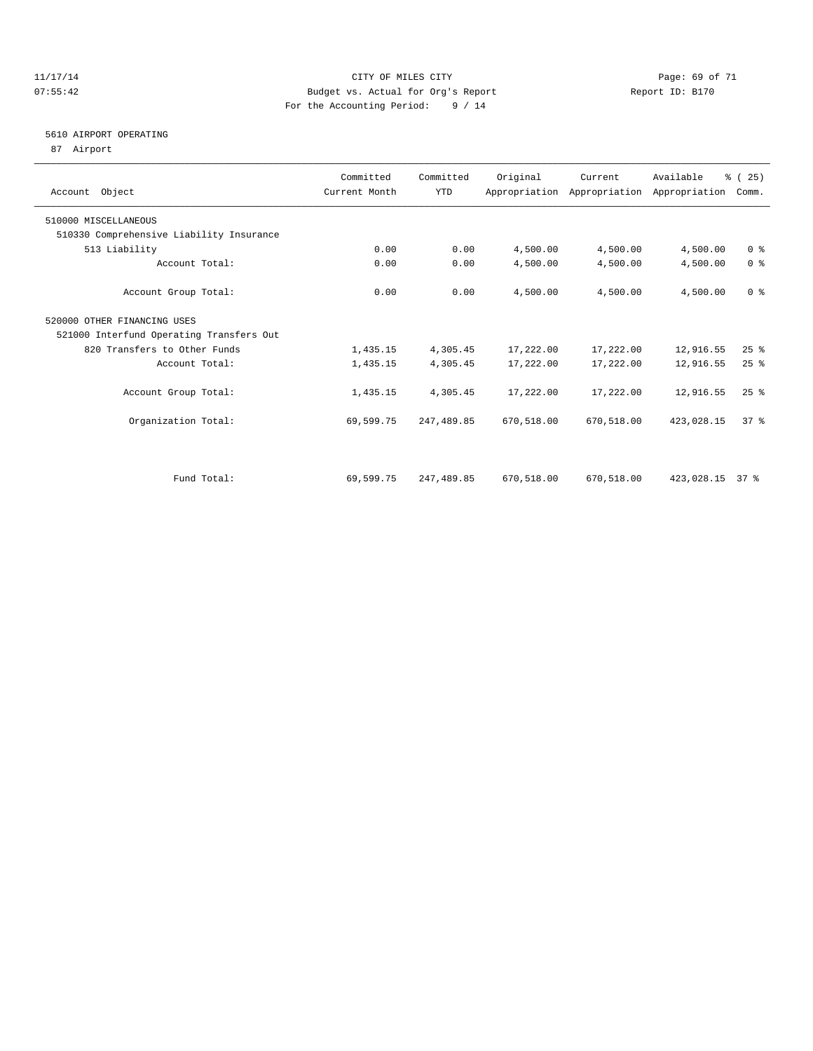CITY OF MILES CITY
Budget vs. Actual for Org's Report
For the Accounting Period: 9 / 14

11/17/14 07:55:42 — Report ID: B170

5610 AIRPORT OPERATING
87 Airport

| Account Object | Committed Current Month | Committed YTD | Original Appropriation | Current Appropriation | Available Appropriation | % ( 25) Comm. |
|---|---|---|---|---|---|---|
| 510000 MISCELLANEOUS | | | | | | |
| 510330 Comprehensive Liability Insurance | | | | | | |
| 513 Liability | 0.00 | 0.00 | 4,500.00 | 4,500.00 | 4,500.00 | 0 % |
| Account Total: | 0.00 | 0.00 | 4,500.00 | 4,500.00 | 4,500.00 | 0 % |
| Account Group Total: | 0.00 | 0.00 | 4,500.00 | 4,500.00 | 4,500.00 | 0 % |
| 520000 OTHER FINANCING USES | | | | | | |
| 521000 Interfund Operating Transfers Out | | | | | | |
| 820 Transfers to Other Funds | 1,435.15 | 4,305.45 | 17,222.00 | 17,222.00 | 12,916.55 | 25 % |
| Account Total: | 1,435.15 | 4,305.45 | 17,222.00 | 17,222.00 | 12,916.55 | 25 % |
| Account Group Total: | 1,435.15 | 4,305.45 | 17,222.00 | 17,222.00 | 12,916.55 | 25 % |
| Organization Total: | 69,599.75 | 247,489.85 | 670,518.00 | 670,518.00 | 423,028.15 | 37 % |
| Fund Total: | 69,599.75 | 247,489.85 | 670,518.00 | 670,518.00 | 423,028.15 | 37 % |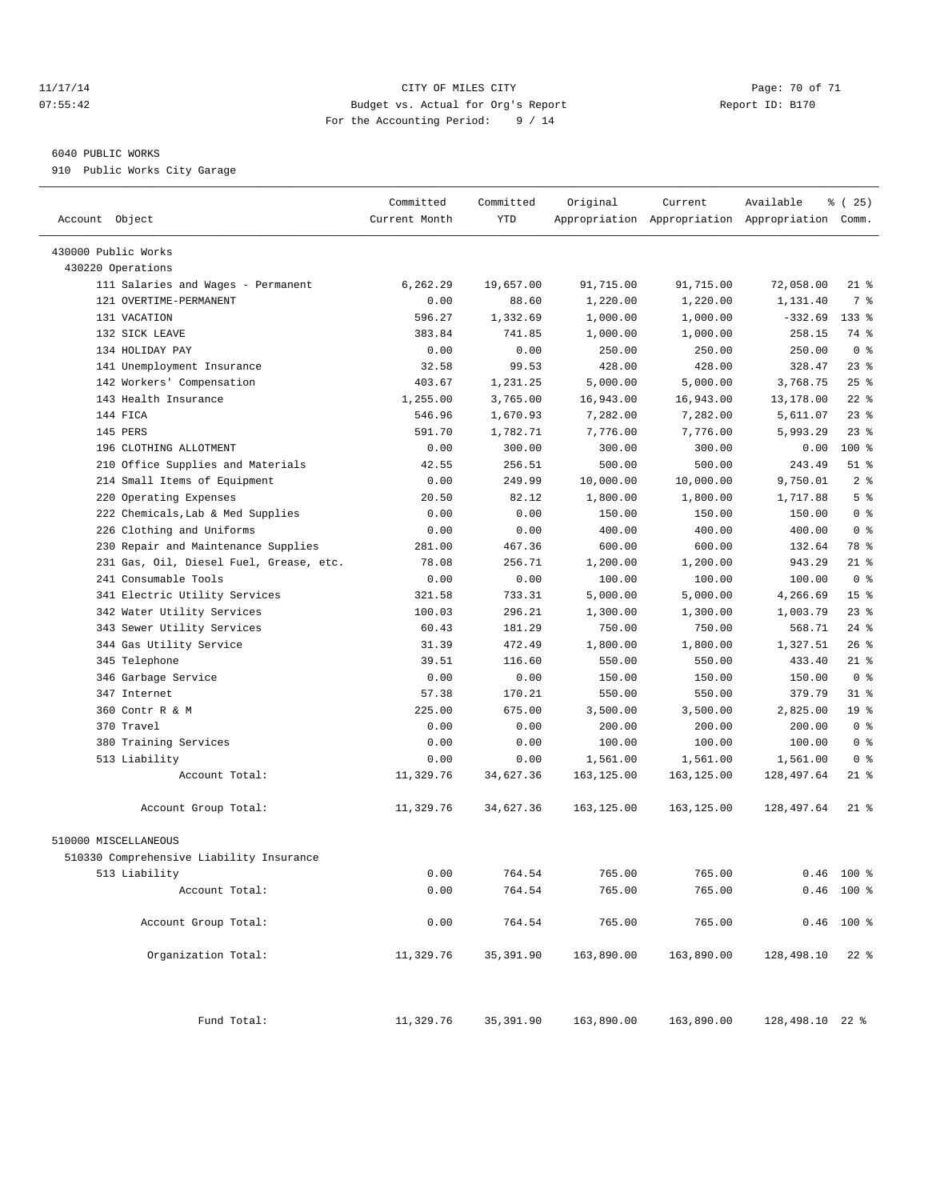CITY OF MILES CITY
Budget vs. Actual for Org's Report
For the Accounting Period: 9 / 14

11/17/14
07:55:42

Report ID: B170

6040 PUBLIC WORKS
910 Public Works City Garage

| Account Object | Committed Current Month | Committed YTD | Original Appropriation | Current Appropriation | Available Appropriation | % ( 25) Comm. |
|---|---|---|---|---|---|---|
| 430000 Public Works | | | | | | |
| 430220 Operations | | | | | | |
| 111 Salaries and Wages - Permanent | 6,262.29 | 19,657.00 | 91,715.00 | 91,715.00 | 72,058.00 | 21 % |
| 121 OVERTIME-PERMANENT | 0.00 | 88.60 | 1,220.00 | 1,220.00 | 1,131.40 | 7 % |
| 131 VACATION | 596.27 | 1,332.69 | 1,000.00 | 1,000.00 | -332.69 | 133 % |
| 132 SICK LEAVE | 383.84 | 741.85 | 1,000.00 | 1,000.00 | 258.15 | 74 % |
| 134 HOLIDAY PAY | 0.00 | 0.00 | 250.00 | 250.00 | 250.00 | 0 % |
| 141 Unemployment Insurance | 32.58 | 99.53 | 428.00 | 428.00 | 328.47 | 23 % |
| 142 Workers' Compensation | 403.67 | 1,231.25 | 5,000.00 | 5,000.00 | 3,768.75 | 25 % |
| 143 Health Insurance | 1,255.00 | 3,765.00 | 16,943.00 | 16,943.00 | 13,178.00 | 22 % |
| 144 FICA | 546.96 | 1,670.93 | 7,282.00 | 7,282.00 | 5,611.07 | 23 % |
| 145 PERS | 591.70 | 1,782.71 | 7,776.00 | 7,776.00 | 5,993.29 | 23 % |
| 196 CLOTHING ALLOTMENT | 0.00 | 300.00 | 300.00 | 300.00 | 0.00 | 100 % |
| 210 Office Supplies and Materials | 42.55 | 256.51 | 500.00 | 500.00 | 243.49 | 51 % |
| 214 Small Items of Equipment | 0.00 | 249.99 | 10,000.00 | 10,000.00 | 9,750.01 | 2 % |
| 220 Operating Expenses | 20.50 | 82.12 | 1,800.00 | 1,800.00 | 1,717.88 | 5 % |
| 222 Chemicals, Lab & Med Supplies | 0.00 | 0.00 | 150.00 | 150.00 | 150.00 | 0 % |
| 226 Clothing and Uniforms | 0.00 | 0.00 | 400.00 | 400.00 | 400.00 | 0 % |
| 230 Repair and Maintenance Supplies | 281.00 | 467.36 | 600.00 | 600.00 | 132.64 | 78 % |
| 231 Gas, Oil, Diesel Fuel, Grease, etc. | 78.08 | 256.71 | 1,200.00 | 1,200.00 | 943.29 | 21 % |
| 241 Consumable Tools | 0.00 | 0.00 | 100.00 | 100.00 | 100.00 | 0 % |
| 341 Electric Utility Services | 321.58 | 733.31 | 5,000.00 | 5,000.00 | 4,266.69 | 15 % |
| 342 Water Utility Services | 100.03 | 296.21 | 1,300.00 | 1,300.00 | 1,003.79 | 23 % |
| 343 Sewer Utility Services | 60.43 | 181.29 | 750.00 | 750.00 | 568.71 | 24 % |
| 344 Gas Utility Service | 31.39 | 472.49 | 1,800.00 | 1,800.00 | 1,327.51 | 26 % |
| 345 Telephone | 39.51 | 116.60 | 550.00 | 550.00 | 433.40 | 21 % |
| 346 Garbage Service | 0.00 | 0.00 | 150.00 | 150.00 | 150.00 | 0 % |
| 347 Internet | 57.38 | 170.21 | 550.00 | 550.00 | 379.79 | 31 % |
| 360 Contr R & M | 225.00 | 675.00 | 3,500.00 | 3,500.00 | 2,825.00 | 19 % |
| 370 Travel | 0.00 | 0.00 | 200.00 | 200.00 | 200.00 | 0 % |
| 380 Training Services | 0.00 | 0.00 | 100.00 | 100.00 | 100.00 | 0 % |
| 513 Liability | 0.00 | 0.00 | 1,561.00 | 1,561.00 | 1,561.00 | 0 % |
| Account Total: | 11,329.76 | 34,627.36 | 163,125.00 | 163,125.00 | 128,497.64 | 21 % |
| Account Group Total: | 11,329.76 | 34,627.36 | 163,125.00 | 163,125.00 | 128,497.64 | 21 % |
| 510000 MISCELLANEOUS | | | | | | |
| 510330 Comprehensive Liability Insurance | | | | | | |
| 513 Liability | 0.00 | 764.54 | 765.00 | 765.00 | 0.46 | 100 % |
| Account Total: | 0.00 | 764.54 | 765.00 | 765.00 | 0.46 | 100 % |
| Account Group Total: | 0.00 | 764.54 | 765.00 | 765.00 | 0.46 | 100 % |
| Organization Total: | 11,329.76 | 35,391.90 | 163,890.00 | 163,890.00 | 128,498.10 | 22 % |
| Fund Total: | 11,329.76 | 35,391.90 | 163,890.00 | 163,890.00 | 128,498.10 | 22 % |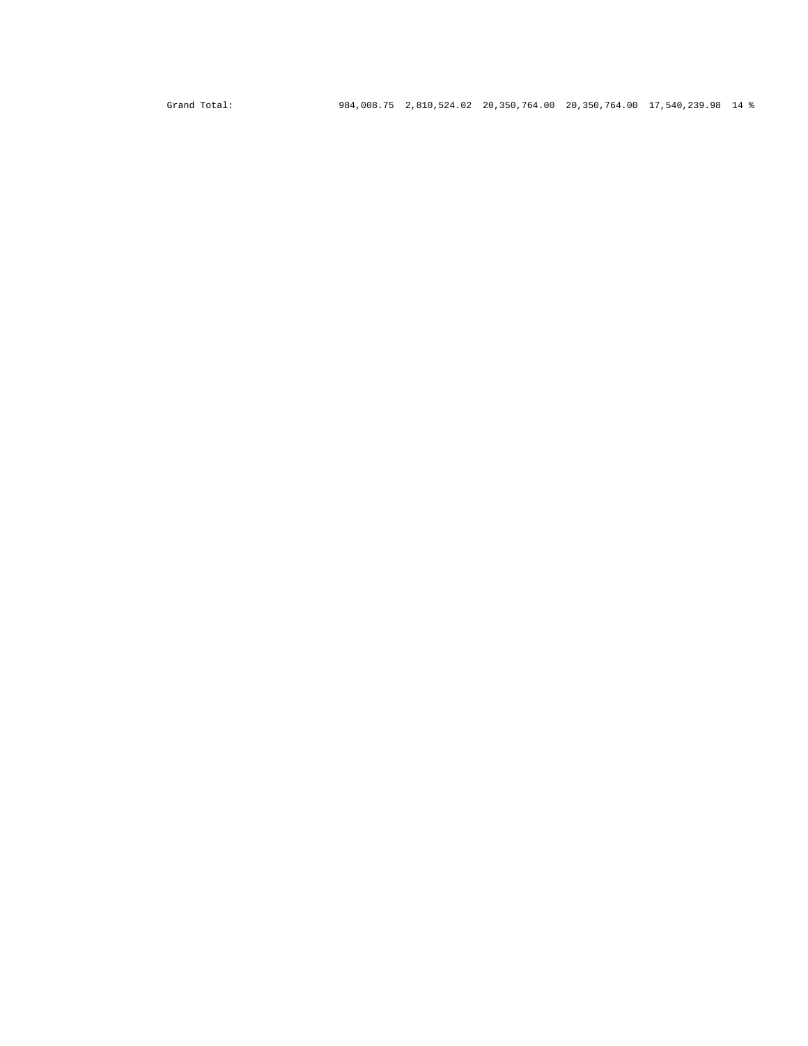| | | | | | | |
|---|---|---|---|---|---|---|
| Grand Total: | 984,008.75 | 2,810,524.02 | 20,350,764.00 | 20,350,764.00 | 17,540,239.98 | 14 % |